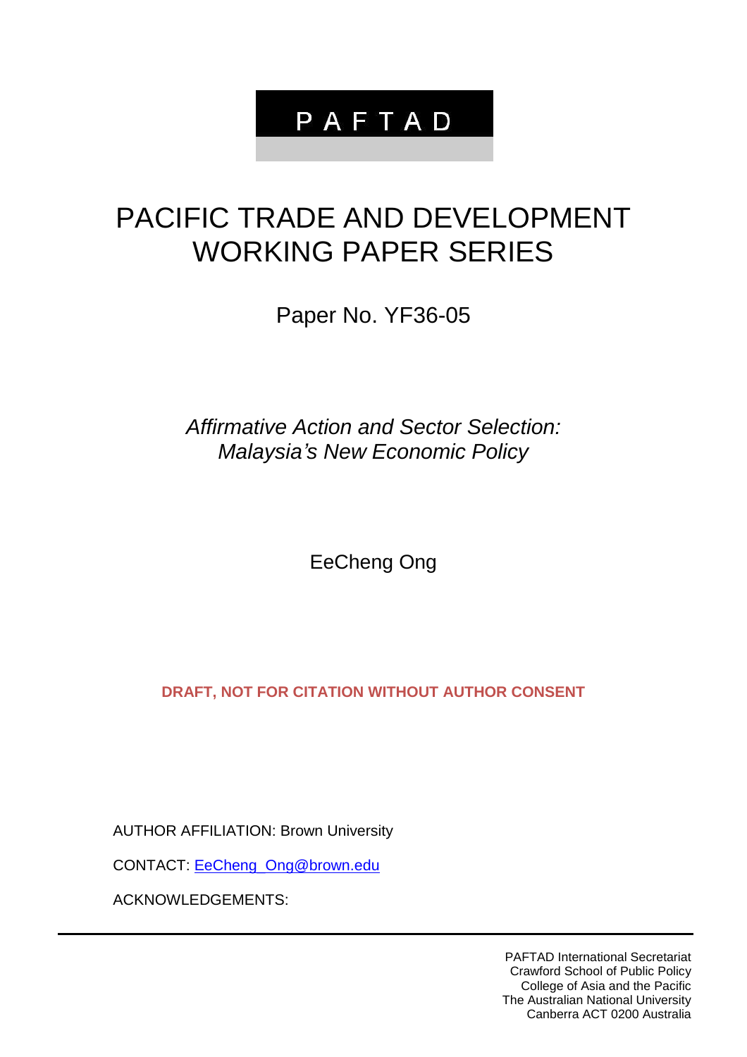# P A F T A D

# PACIFIC TRADE AND DEVELOPMENT WORKING PAPER SERIES

Paper No. YF36-05

*Affirmative Action and Sector Selection: Malaysia's New Economic Policy*

EeCheng Ong

**DRAFT, NOT FOR CITATION WITHOUT AUTHOR CONSENT**

AUTHOR AFFILIATION: Brown University

CONTACT: EeCheng_Ong@brown.edu

ACKNOWLEDGEMENTS:

---

PAFTAD International Secretariat
Crawford School of Public Policy
College of Asia and the Pacific
The Australian National University
Canberra ACT 0200 Australia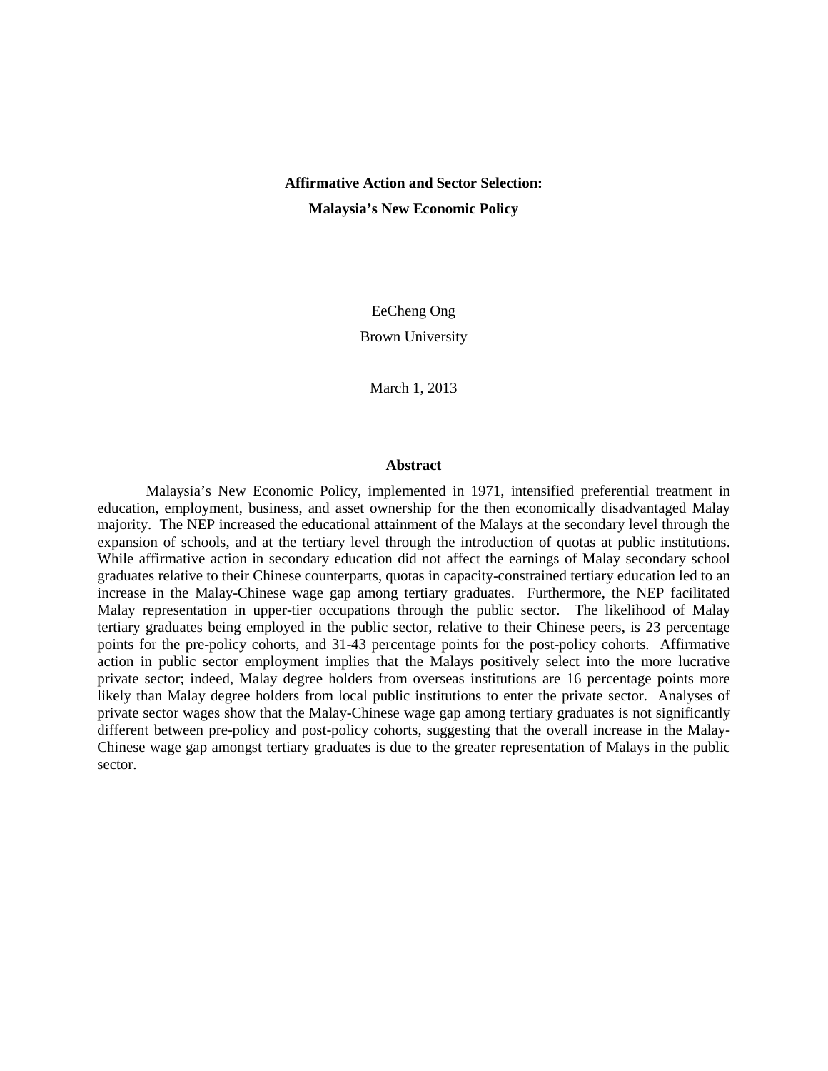# Affirmative Action and Sector Selection:
# Malaysia's New Economic Policy

EeCheng Ong

Brown University

March 1, 2013

## Abstract

Malaysia's New Economic Policy, implemented in 1971, intensified preferential treatment in education, employment, business, and asset ownership for the then economically disadvantaged Malay majority. The NEP increased the educational attainment of the Malays at the secondary level through the expansion of schools, and at the tertiary level through the introduction of quotas at public institutions. While affirmative action in secondary education did not affect the earnings of Malay secondary school graduates relative to their Chinese counterparts, quotas in capacity-constrained tertiary education led to an increase in the Malay-Chinese wage gap among tertiary graduates. Furthermore, the NEP facilitated Malay representation in upper-tier occupations through the public sector. The likelihood of Malay tertiary graduates being employed in the public sector, relative to their Chinese peers, is 23 percentage points for the pre-policy cohorts, and 31-43 percentage points for the post-policy cohorts. Affirmative action in public sector employment implies that the Malays positively select into the more lucrative private sector; indeed, Malay degree holders from overseas institutions are 16 percentage points more likely than Malay degree holders from local public institutions to enter the private sector. Analyses of private sector wages show that the Malay-Chinese wage gap among tertiary graduates is not significantly different between pre-policy and post-policy cohorts, suggesting that the overall increase in the Malay-Chinese wage gap amongst tertiary graduates is due to the greater representation of Malays in the public sector.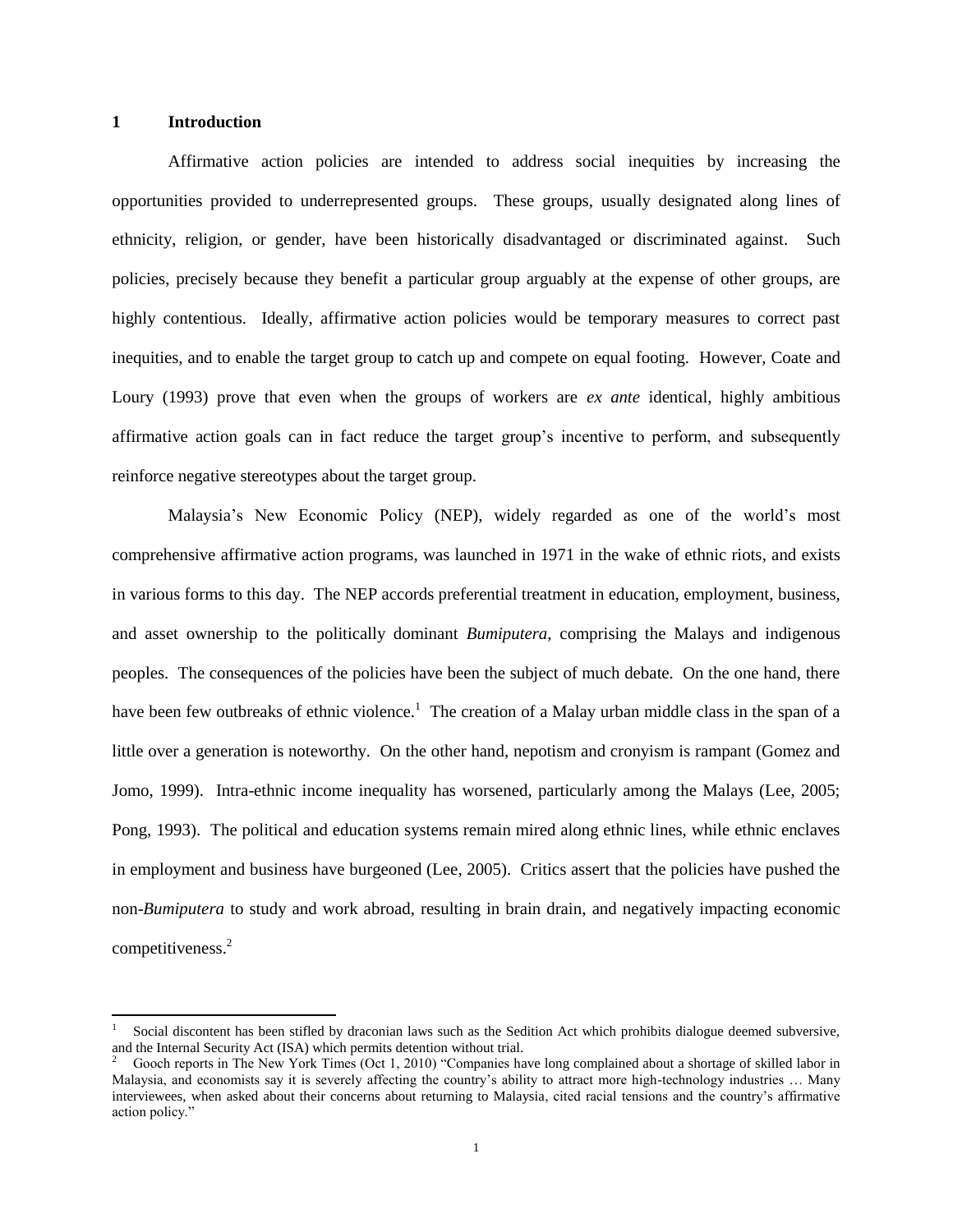# 1 Introduction

Affirmative action policies are intended to address social inequities by increasing the opportunities provided to underrepresented groups. These groups, usually designated along lines of ethnicity, religion, or gender, have been historically disadvantaged or discriminated against. Such policies, precisely because they benefit a particular group arguably at the expense of other groups, are highly contentious. Ideally, affirmative action policies would be temporary measures to correct past inequities, and to enable the target group to catch up and compete on equal footing. However, Coate and Loury (1993) prove that even when the groups of workers are *ex ante* identical, highly ambitious affirmative action goals can in fact reduce the target group's incentive to perform, and subsequently reinforce negative stereotypes about the target group.

Malaysia's New Economic Policy (NEP), widely regarded as one of the world's most comprehensive affirmative action programs, was launched in 1971 in the wake of ethnic riots, and exists in various forms to this day. The NEP accords preferential treatment in education, employment, business, and asset ownership to the politically dominant *Bumiputera*, comprising the Malays and indigenous peoples. The consequences of the policies have been the subject of much debate. On the one hand, there have been few outbreaks of ethnic violence.[1] The creation of a Malay urban middle class in the span of a little over a generation is noteworthy. On the other hand, nepotism and cronyism is rampant (Gomez and Jomo, 1999). Intra-ethnic income inequality has worsened, particularly among the Malays (Lee, 2005; Pong, 1993). The political and education systems remain mired along ethnic lines, while ethnic enclaves in employment and business have burgeoned (Lee, 2005). Critics assert that the policies have pushed the non-*Bumiputera* to study and work abroad, resulting in brain drain, and negatively impacting economic competitiveness.[2]

---

[1] Social discontent has been stifled by draconian laws such as the Sedition Act which prohibits dialogue deemed subversive, and the Internal Security Act (ISA) which permits detention without trial.

[2] Gooch reports in The New York Times (Oct 1, 2010) "Companies have long complained about a shortage of skilled labor in Malaysia, and economists say it is severely affecting the country's ability to attract more high-technology industries … Many interviewees, when asked about their concerns about returning to Malaysia, cited racial tensions and the country's affirmative action policy."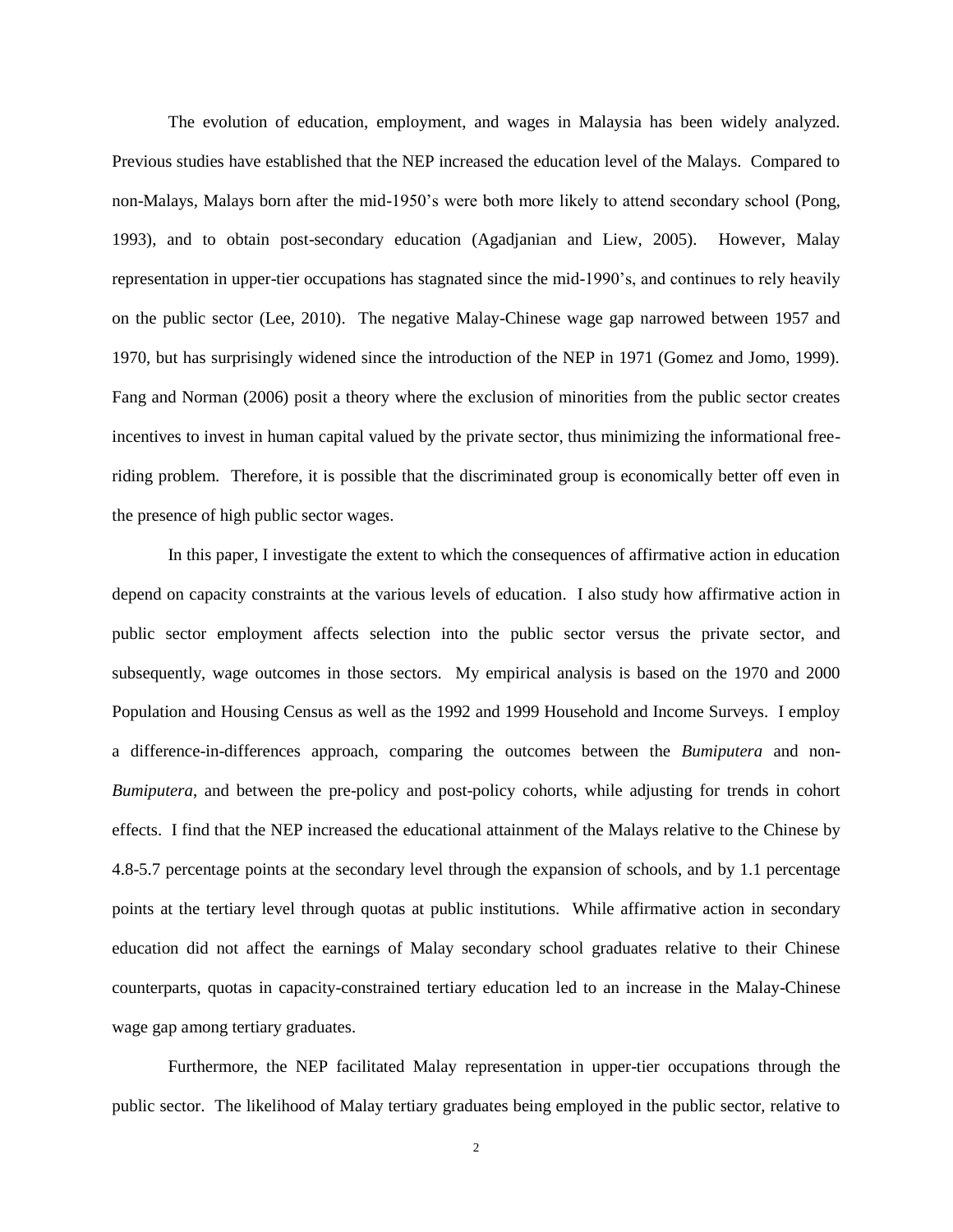The evolution of education, employment, and wages in Malaysia has been widely analyzed. Previous studies have established that the NEP increased the education level of the Malays. Compared to non-Malays, Malays born after the mid-1950's were both more likely to attend secondary school (Pong, 1993), and to obtain post-secondary education (Agadjanian and Liew, 2005). However, Malay representation in upper-tier occupations has stagnated since the mid-1990's, and continues to rely heavily on the public sector (Lee, 2010). The negative Malay-Chinese wage gap narrowed between 1957 and 1970, but has surprisingly widened since the introduction of the NEP in 1971 (Gomez and Jomo, 1999). Fang and Norman (2006) posit a theory where the exclusion of minorities from the public sector creates incentives to invest in human capital valued by the private sector, thus minimizing the informational free-riding problem. Therefore, it is possible that the discriminated group is economically better off even in the presence of high public sector wages.

In this paper, I investigate the extent to which the consequences of affirmative action in education depend on capacity constraints at the various levels of education. I also study how affirmative action in public sector employment affects selection into the public sector versus the private sector, and subsequently, wage outcomes in those sectors. My empirical analysis is based on the 1970 and 2000 Population and Housing Census as well as the 1992 and 1999 Household and Income Surveys. I employ a difference-in-differences approach, comparing the outcomes between the *Bumiputera* and non-*Bumiputera*, and between the pre-policy and post-policy cohorts, while adjusting for trends in cohort effects. I find that the NEP increased the educational attainment of the Malays relative to the Chinese by 4.8-5.7 percentage points at the secondary level through the expansion of schools, and by 1.1 percentage points at the tertiary level through quotas at public institutions. While affirmative action in secondary education did not affect the earnings of Malay secondary school graduates relative to their Chinese counterparts, quotas in capacity-constrained tertiary education led to an increase in the Malay-Chinese wage gap among tertiary graduates.

Furthermore, the NEP facilitated Malay representation in upper-tier occupations through the public sector. The likelihood of Malay tertiary graduates being employed in the public sector, relative to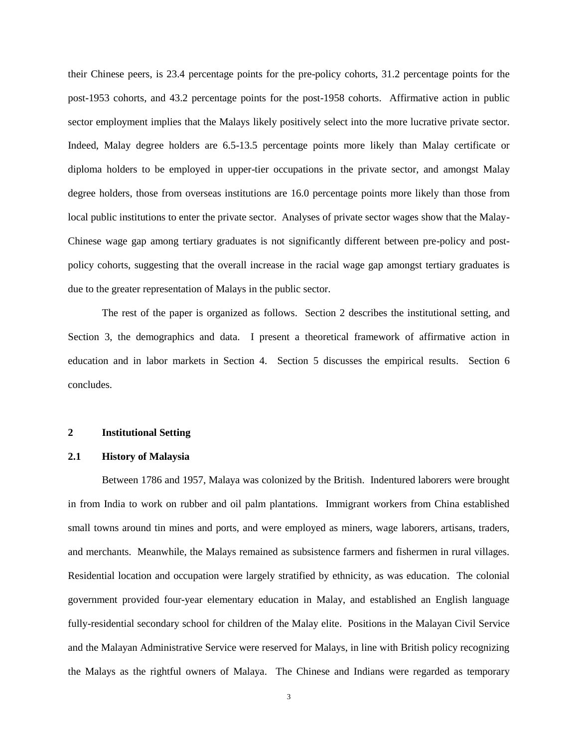their Chinese peers, is 23.4 percentage points for the pre-policy cohorts, 31.2 percentage points for the post-1953 cohorts, and 43.2 percentage points for the post-1958 cohorts. Affirmative action in public sector employment implies that the Malays likely positively select into the more lucrative private sector. Indeed, Malay degree holders are 6.5-13.5 percentage points more likely than Malay certificate or diploma holders to be employed in upper-tier occupations in the private sector, and amongst Malay degree holders, those from overseas institutions are 16.0 percentage points more likely than those from local public institutions to enter the private sector. Analyses of private sector wages show that the Malay-Chinese wage gap among tertiary graduates is not significantly different between pre-policy and post-policy cohorts, suggesting that the overall increase in the racial wage gap amongst tertiary graduates is due to the greater representation of Malays in the public sector.

The rest of the paper is organized as follows. Section 2 describes the institutional setting, and Section 3, the demographics and data. I present a theoretical framework of affirmative action in education and in labor markets in Section 4. Section 5 discusses the empirical results. Section 6 concludes.

## 2 Institutional Setting

### 2.1 History of Malaysia

Between 1786 and 1957, Malaya was colonized by the British. Indentured laborers were brought in from India to work on rubber and oil palm plantations. Immigrant workers from China established small towns around tin mines and ports, and were employed as miners, wage laborers, artisans, traders, and merchants. Meanwhile, the Malays remained as subsistence farmers and fishermen in rural villages. Residential location and occupation were largely stratified by ethnicity, as was education. The colonial government provided four-year elementary education in Malay, and established an English language fully-residential secondary school for children of the Malay elite. Positions in the Malayan Civil Service and the Malayan Administrative Service were reserved for Malays, in line with British policy recognizing the Malays as the rightful owners of Malaya. The Chinese and Indians were regarded as temporary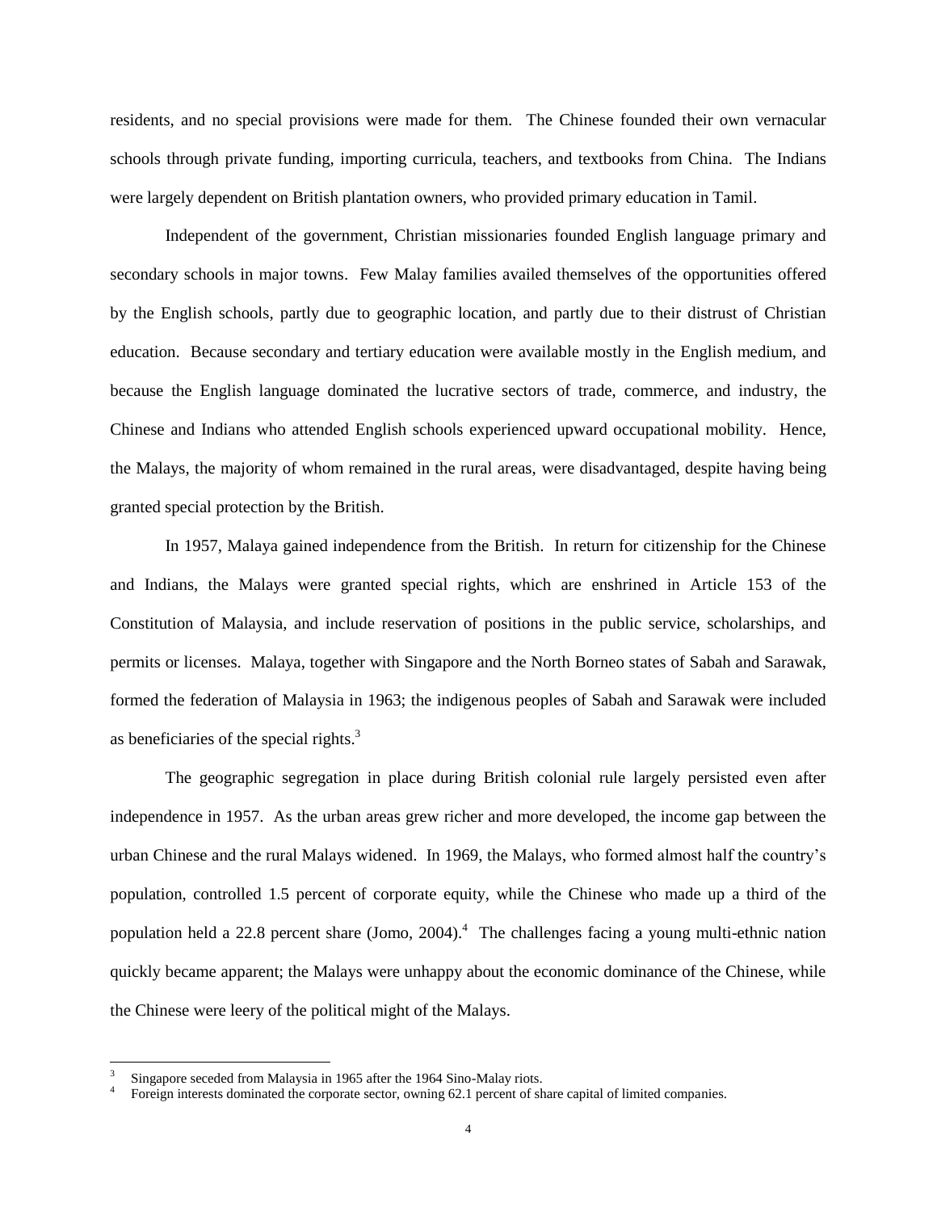residents, and no special provisions were made for them. The Chinese founded their own vernacular schools through private funding, importing curricula, teachers, and textbooks from China. The Indians were largely dependent on British plantation owners, who provided primary education in Tamil.

Independent of the government, Christian missionaries founded English language primary and secondary schools in major towns. Few Malay families availed themselves of the opportunities offered by the English schools, partly due to geographic location, and partly due to their distrust of Christian education. Because secondary and tertiary education were available mostly in the English medium, and because the English language dominated the lucrative sectors of trade, commerce, and industry, the Chinese and Indians who attended English schools experienced upward occupational mobility. Hence, the Malays, the majority of whom remained in the rural areas, were disadvantaged, despite having being granted special protection by the British.

In 1957, Malaya gained independence from the British. In return for citizenship for the Chinese and Indians, the Malays were granted special rights, which are enshrined in Article 153 of the Constitution of Malaysia, and include reservation of positions in the public service, scholarships, and permits or licenses. Malaya, together with Singapore and the North Borneo states of Sabah and Sarawak, formed the federation of Malaysia in 1963; the indigenous peoples of Sabah and Sarawak were included as beneficiaries of the special rights.[3]

The geographic segregation in place during British colonial rule largely persisted even after independence in 1957. As the urban areas grew richer and more developed, the income gap between the urban Chinese and the rural Malays widened. In 1969, the Malays, who formed almost half the country's population, controlled 1.5 percent of corporate equity, while the Chinese who made up a third of the population held a 22.8 percent share (Jomo, 2004).[4] The challenges facing a young multi-ethnic nation quickly became apparent; the Malays were unhappy about the economic dominance of the Chinese, while the Chinese were leery of the political might of the Malays.

---

[3] Singapore seceded from Malaysia in 1965 after the 1964 Sino-Malay riots.

[4] Foreign interests dominated the corporate sector, owning 62.1 percent of share capital of limited companies.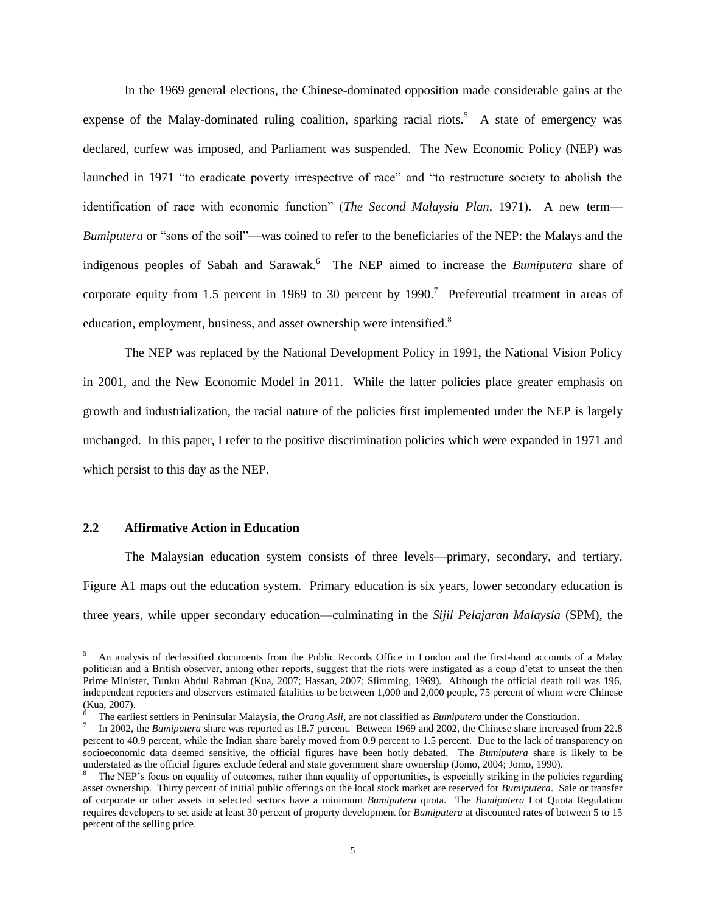In the 1969 general elections, the Chinese-dominated opposition made considerable gains at the expense of the Malay-dominated ruling coalition, sparking racial riots.[5] A state of emergency was declared, curfew was imposed, and Parliament was suspended. The New Economic Policy (NEP) was launched in 1971 "to eradicate poverty irrespective of race" and "to restructure society to abolish the identification of race with economic function" (*The Second Malaysia Plan*, 1971). A new term—*Bumiputera* or "sons of the soil"—was coined to refer to the beneficiaries of the NEP: the Malays and the indigenous peoples of Sabah and Sarawak.[6] The NEP aimed to increase the *Bumiputera* share of corporate equity from 1.5 percent in 1969 to 30 percent by 1990.[7] Preferential treatment in areas of education, employment, business, and asset ownership were intensified.[8]

The NEP was replaced by the National Development Policy in 1991, the National Vision Policy in 2001, and the New Economic Model in 2011. While the latter policies place greater emphasis on growth and industrialization, the racial nature of the policies first implemented under the NEP is largely unchanged. In this paper, I refer to the positive discrimination policies which were expanded in 1971 and which persist to this day as the NEP.

## 2.2 Affirmative Action in Education

The Malaysian education system consists of three levels—primary, secondary, and tertiary. Figure A1 maps out the education system. Primary education is six years, lower secondary education is three years, while upper secondary education—culminating in the *Sijil Pelajaran Malaysia* (SPM), the

---

[5] An analysis of declassified documents from the Public Records Office in London and the first-hand accounts of a Malay politician and a British observer, among other reports, suggest that the riots were instigated as a coup d'etat to unseat the then Prime Minister, Tunku Abdul Rahman (Kua, 2007; Hassan, 2007; Slimming, 1969). Although the official death toll was 196, independent reporters and observers estimated fatalities to be between 1,000 and 2,000 people, 75 percent of whom were Chinese (Kua, 2007).

[6] The earliest settlers in Peninsular Malaysia, the *Orang Asli*, are not classified as *Bumiputera* under the Constitution.

[7] In 2002, the *Bumiputera* share was reported as 18.7 percent. Between 1969 and 2002, the Chinese share increased from 22.8 percent to 40.9 percent, while the Indian share barely moved from 0.9 percent to 1.5 percent. Due to the lack of transparency on socioeconomic data deemed sensitive, the official figures have been hotly debated. The *Bumiputera* share is likely to be understated as the official figures exclude federal and state government share ownership (Jomo, 2004; Jomo, 1990).

[8] The NEP's focus on equality of outcomes, rather than equality of opportunities, is especially striking in the policies regarding asset ownership. Thirty percent of initial public offerings on the local stock market are reserved for *Bumiputera*. Sale or transfer of corporate or other assets in selected sectors have a minimum *Bumiputera* quota. The *Bumiputera* Lot Quota Regulation requires developers to set aside at least 30 percent of property development for *Bumiputera* at discounted rates of between 5 to 15 percent of the selling price.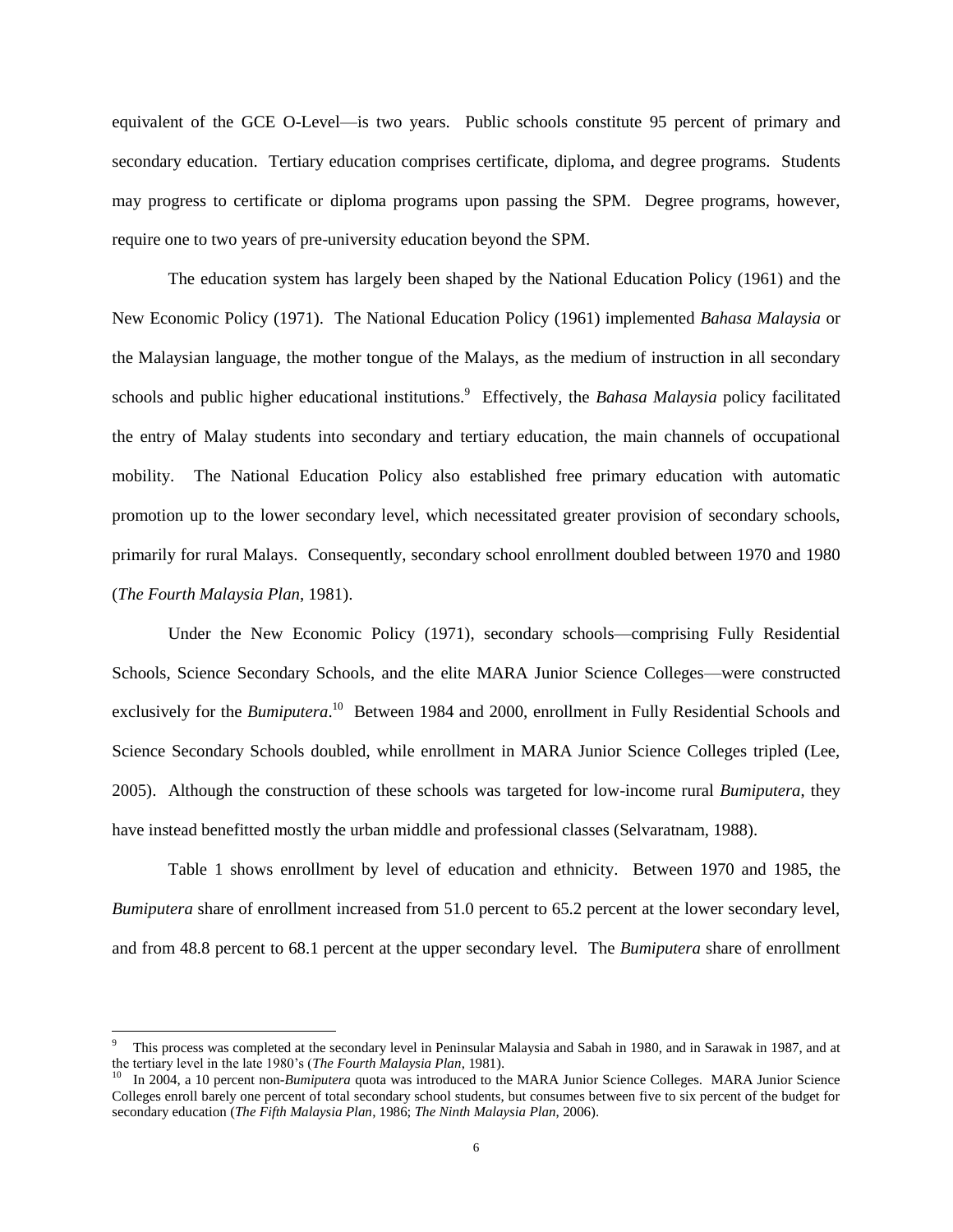equivalent of the GCE O-Level—is two years. Public schools constitute 95 percent of primary and secondary education. Tertiary education comprises certificate, diploma, and degree programs. Students may progress to certificate or diploma programs upon passing the SPM. Degree programs, however, require one to two years of pre-university education beyond the SPM.

The education system has largely been shaped by the National Education Policy (1961) and the New Economic Policy (1971). The National Education Policy (1961) implemented *Bahasa Malaysia* or the Malaysian language, the mother tongue of the Malays, as the medium of instruction in all secondary schools and public higher educational institutions.[9] Effectively, the *Bahasa Malaysia* policy facilitated the entry of Malay students into secondary and tertiary education, the main channels of occupational mobility. The National Education Policy also established free primary education with automatic promotion up to the lower secondary level, which necessitated greater provision of secondary schools, primarily for rural Malays. Consequently, secondary school enrollment doubled between 1970 and 1980 (*The Fourth Malaysia Plan*, 1981).

Under the New Economic Policy (1971), secondary schools—comprising Fully Residential Schools, Science Secondary Schools, and the elite MARA Junior Science Colleges—were constructed exclusively for the *Bumiputera*.[10] Between 1984 and 2000, enrollment in Fully Residential Schools and Science Secondary Schools doubled, while enrollment in MARA Junior Science Colleges tripled (Lee, 2005). Although the construction of these schools was targeted for low-income rural *Bumiputera*, they have instead benefitted mostly the urban middle and professional classes (Selvaratnam, 1988).

Table 1 shows enrollment by level of education and ethnicity. Between 1970 and 1985, the *Bumiputera* share of enrollment increased from 51.0 percent to 65.2 percent at the lower secondary level, and from 48.8 percent to 68.1 percent at the upper secondary level. The *Bumiputera* share of enrollment

---

[9] This process was completed at the secondary level in Peninsular Malaysia and Sabah in 1980, and in Sarawak in 1987, and at the tertiary level in the late 1980's (*The Fourth Malaysia Plan*, 1981).

[10] In 2004, a 10 percent non-*Bumiputera* quota was introduced to the MARA Junior Science Colleges. MARA Junior Science Colleges enroll barely one percent of total secondary school students, but consumes between five to six percent of the budget for secondary education (*The Fifth Malaysia Plan*, 1986; *The Ninth Malaysia Plan*, 2006).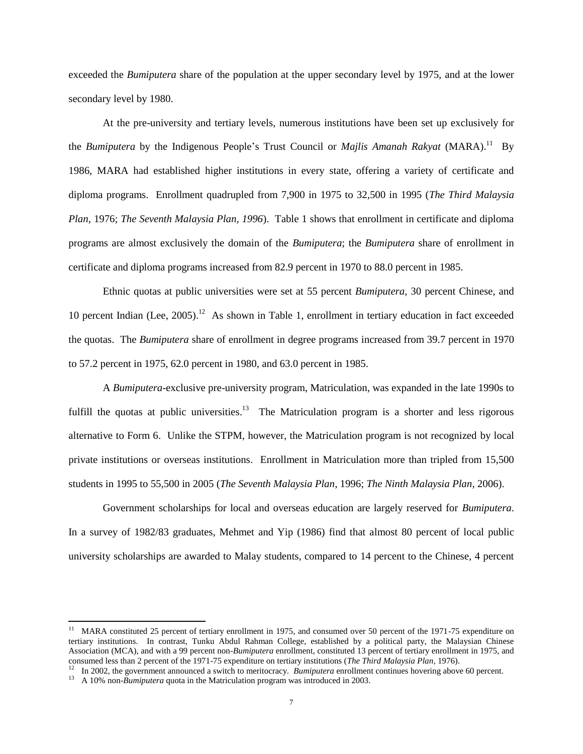exceeded the *Bumiputera* share of the population at the upper secondary level by 1975, and at the lower secondary level by 1980.

At the pre-university and tertiary levels, numerous institutions have been set up exclusively for the *Bumiputera* by the Indigenous People's Trust Council or *Majlis Amanah Rakyat* (MARA).[11] By 1986, MARA had established higher institutions in every state, offering a variety of certificate and diploma programs. Enrollment quadrupled from 7,900 in 1975 to 32,500 in 1995 (*The Third Malaysia Plan*, 1976; *The Seventh Malaysia Plan, 1996*). Table 1 shows that enrollment in certificate and diploma programs are almost exclusively the domain of the *Bumiputera*; the *Bumiputera* share of enrollment in certificate and diploma programs increased from 82.9 percent in 1970 to 88.0 percent in 1985.

Ethnic quotas at public universities were set at 55 percent *Bumiputera*, 30 percent Chinese, and 10 percent Indian (Lee, 2005).[12] As shown in Table 1, enrollment in tertiary education in fact exceeded the quotas. The *Bumiputera* share of enrollment in degree programs increased from 39.7 percent in 1970 to 57.2 percent in 1975, 62.0 percent in 1980, and 63.0 percent in 1985.

A *Bumiputera*-exclusive pre-university program, Matriculation, was expanded in the late 1990s to fulfill the quotas at public universities.[13] The Matriculation program is a shorter and less rigorous alternative to Form 6. Unlike the STPM, however, the Matriculation program is not recognized by local private institutions or overseas institutions. Enrollment in Matriculation more than tripled from 15,500 students in 1995 to 55,500 in 2005 (*The Seventh Malaysia Plan*, 1996; *The Ninth Malaysia Plan*, 2006).

Government scholarships for local and overseas education are largely reserved for *Bumiputera*. In a survey of 1982/83 graduates, Mehmet and Yip (1986) find that almost 80 percent of local public university scholarships are awarded to Malay students, compared to 14 percent to the Chinese, 4 percent

---

[11] MARA constituted 25 percent of tertiary enrollment in 1975, and consumed over 50 percent of the 1971-75 expenditure on tertiary institutions. In contrast, Tunku Abdul Rahman College, established by a political party, the Malaysian Chinese Association (MCA), and with a 99 percent non-*Bumiputera* enrollment, constituted 13 percent of tertiary enrollment in 1975, and consumed less than 2 percent of the 1971-75 expenditure on tertiary institutions (*The Third Malaysia Plan*, 1976).

[12] In 2002, the government announced a switch to meritocracy. *Bumiputera* enrollment continues hovering above 60 percent.

[13] A 10% non-*Bumiputera* quota in the Matriculation program was introduced in 2003.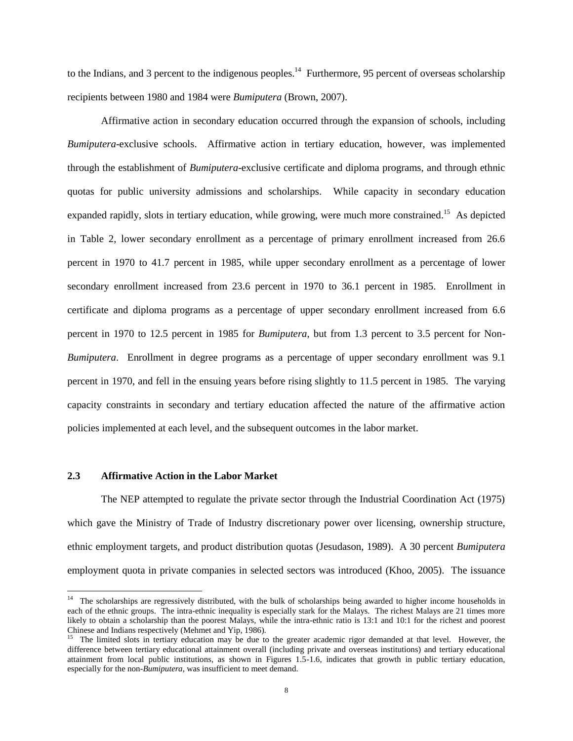to the Indians, and 3 percent to the indigenous peoples.[14] Furthermore, 95 percent of overseas scholarship recipients between 1980 and 1984 were *Bumiputera* (Brown, 2007).

Affirmative action in secondary education occurred through the expansion of schools, including *Bumiputera*-exclusive schools. Affirmative action in tertiary education, however, was implemented through the establishment of *Bumiputera*-exclusive certificate and diploma programs, and through ethnic quotas for public university admissions and scholarships. While capacity in secondary education expanded rapidly, slots in tertiary education, while growing, were much more constrained.[15] As depicted in Table 2, lower secondary enrollment as a percentage of primary enrollment increased from 26.6 percent in 1970 to 41.7 percent in 1985, while upper secondary enrollment as a percentage of lower secondary enrollment increased from 23.6 percent in 1970 to 36.1 percent in 1985. Enrollment in certificate and diploma programs as a percentage of upper secondary enrollment increased from 6.6 percent in 1970 to 12.5 percent in 1985 for *Bumiputera*, but from 1.3 percent to 3.5 percent for Non-*Bumiputera*. Enrollment in degree programs as a percentage of upper secondary enrollment was 9.1 percent in 1970, and fell in the ensuing years before rising slightly to 11.5 percent in 1985. The varying capacity constraints in secondary and tertiary education affected the nature of the affirmative action policies implemented at each level, and the subsequent outcomes in the labor market.

### 2.3 Affirmative Action in the Labor Market

The NEP attempted to regulate the private sector through the Industrial Coordination Act (1975) which gave the Ministry of Trade of Industry discretionary power over licensing, ownership structure, ethnic employment targets, and product distribution quotas (Jesudason, 1989). A 30 percent *Bumiputera* employment quota in private companies in selected sectors was introduced (Khoo, 2005). The issuance

---

[14] The scholarships are regressively distributed, with the bulk of scholarships being awarded to higher income households in each of the ethnic groups. The intra-ethnic inequality is especially stark for the Malays. The richest Malays are 21 times more likely to obtain a scholarship than the poorest Malays, while the intra-ethnic ratio is 13:1 and 10:1 for the richest and poorest Chinese and Indians respectively (Mehmet and Yip, 1986).

[15] The limited slots in tertiary education may be due to the greater academic rigor demanded at that level. However, the difference between tertiary educational attainment overall (including private and overseas institutions) and tertiary educational attainment from local public institutions, as shown in Figures 1.5-1.6, indicates that growth in public tertiary education, especially for the non-*Bumiputera*, was insufficient to meet demand.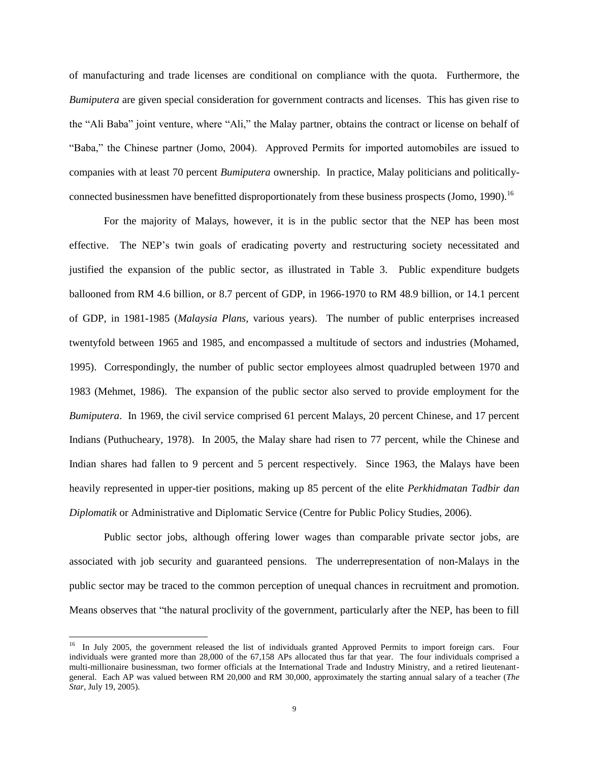of manufacturing and trade licenses are conditional on compliance with the quota. Furthermore, the *Bumiputera* are given special consideration for government contracts and licenses. This has given rise to the "Ali Baba" joint venture, where "Ali," the Malay partner, obtains the contract or license on behalf of "Baba," the Chinese partner (Jomo, 2004). Approved Permits for imported automobiles are issued to companies with at least 70 percent *Bumiputera* ownership. In practice, Malay politicians and politically-connected businessmen have benefitted disproportionately from these business prospects (Jomo, 1990).[16]

For the majority of Malays, however, it is in the public sector that the NEP has been most effective. The NEP's twin goals of eradicating poverty and restructuring society necessitated and justified the expansion of the public sector, as illustrated in Table 3. Public expenditure budgets ballooned from RM 4.6 billion, or 8.7 percent of GDP, in 1966-1970 to RM 48.9 billion, or 14.1 percent of GDP, in 1981-1985 (*Malaysia Plans*, various years). The number of public enterprises increased twentyfold between 1965 and 1985, and encompassed a multitude of sectors and industries (Mohamed, 1995). Correspondingly, the number of public sector employees almost quadrupled between 1970 and 1983 (Mehmet, 1986). The expansion of the public sector also served to provide employment for the *Bumiputera*. In 1969, the civil service comprised 61 percent Malays, 20 percent Chinese, and 17 percent Indians (Puthucheary, 1978). In 2005, the Malay share had risen to 77 percent, while the Chinese and Indian shares had fallen to 9 percent and 5 percent respectively. Since 1963, the Malays have been heavily represented in upper-tier positions, making up 85 percent of the elite *Perkhidmatan Tadbir dan Diplomatik* or Administrative and Diplomatic Service (Centre for Public Policy Studies, 2006).

Public sector jobs, although offering lower wages than comparable private sector jobs, are associated with job security and guaranteed pensions. The underrepresentation of non-Malays in the public sector may be traced to the common perception of unequal chances in recruitment and promotion. Means observes that "the natural proclivity of the government, particularly after the NEP, has been to fill

[16] In July 2005, the government released the list of individuals granted Approved Permits to import foreign cars. Four individuals were granted more than 28,000 of the 67,158 APs allocated thus far that year. The four individuals comprised a multi-millionaire businessman, two former officials at the International Trade and Industry Ministry, and a retired lieutenant-general. Each AP was valued between RM 20,000 and RM 30,000, approximately the starting annual salary of a teacher (*The Star*, July 19, 2005).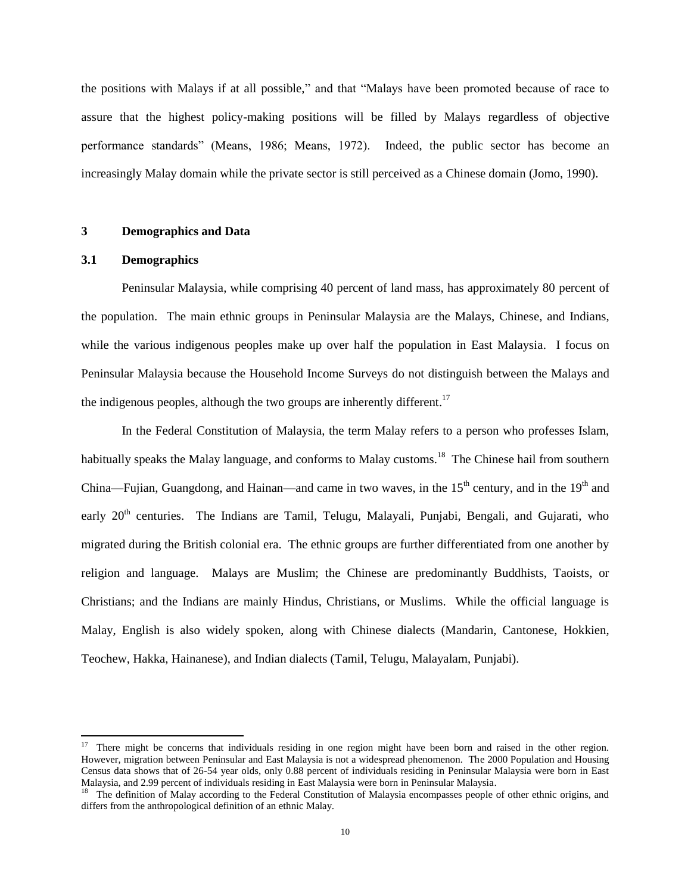the positions with Malays if at all possible," and that "Malays have been promoted because of race to assure that the highest policy-making positions will be filled by Malays regardless of objective performance standards" (Means, 1986; Means, 1972). Indeed, the public sector has become an increasingly Malay domain while the private sector is still perceived as a Chinese domain (Jomo, 1990).

## 3 Demographics and Data

### 3.1 Demographics

Peninsular Malaysia, while comprising 40 percent of land mass, has approximately 80 percent of the population. The main ethnic groups in Peninsular Malaysia are the Malays, Chinese, and Indians, while the various indigenous peoples make up over half the population in East Malaysia. I focus on Peninsular Malaysia because the Household Income Surveys do not distinguish between the Malays and the indigenous peoples, although the two groups are inherently different.[17]

In the Federal Constitution of Malaysia, the term Malay refers to a person who professes Islam, habitually speaks the Malay language, and conforms to Malay customs.[18] The Chinese hail from southern China—Fujian, Guangdong, and Hainan—and came in two waves, in the 15th century, and in the 19th and early 20th centuries. The Indians are Tamil, Telugu, Malayali, Punjabi, Bengali, and Gujarati, who migrated during the British colonial era. The ethnic groups are further differentiated from one another by religion and language. Malays are Muslim; the Chinese are predominantly Buddhists, Taoists, or Christians; and the Indians are mainly Hindus, Christians, or Muslims. While the official language is Malay, English is also widely spoken, along with Chinese dialects (Mandarin, Cantonese, Hokkien, Teochew, Hakka, Hainanese), and Indian dialects (Tamil, Telugu, Malayalam, Punjabi).

---

[17] There might be concerns that individuals residing in one region might have been born and raised in the other region. However, migration between Peninsular and East Malaysia is not a widespread phenomenon. The 2000 Population and Housing Census data shows that of 26-54 year olds, only 0.88 percent of individuals residing in Peninsular Malaysia were born in East Malaysia, and 2.99 percent of individuals residing in East Malaysia were born in Peninsular Malaysia.

[18] The definition of Malay according to the Federal Constitution of Malaysia encompasses people of other ethnic origins, and differs from the anthropological definition of an ethnic Malay.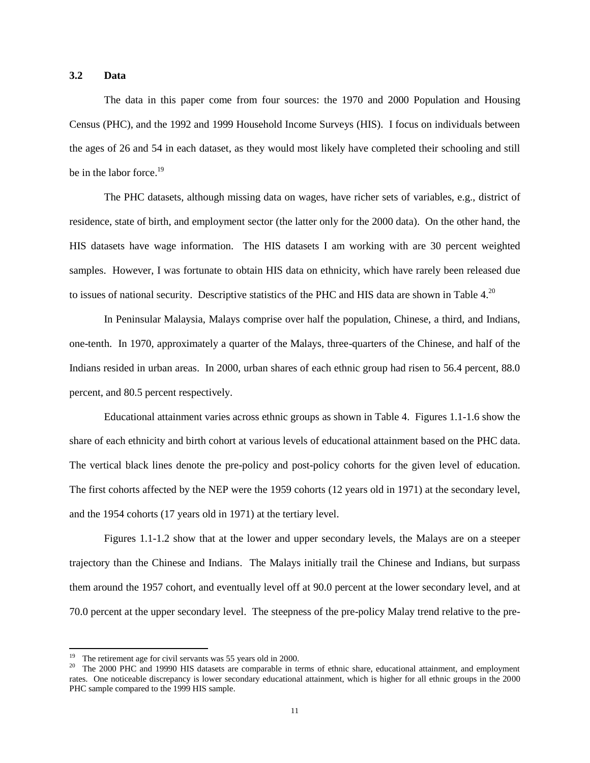### 3.2 Data

The data in this paper come from four sources: the 1970 and 2000 Population and Housing Census (PHC), and the 1992 and 1999 Household Income Surveys (HIS). I focus on individuals between the ages of 26 and 54 in each dataset, as they would most likely have completed their schooling and still be in the labor force.[19]

The PHC datasets, although missing data on wages, have richer sets of variables, e.g., district of residence, state of birth, and employment sector (the latter only for the 2000 data). On the other hand, the HIS datasets have wage information. The HIS datasets I am working with are 30 percent weighted samples. However, I was fortunate to obtain HIS data on ethnicity, which have rarely been released due to issues of national security. Descriptive statistics of the PHC and HIS data are shown in Table 4.[20]

In Peninsular Malaysia, Malays comprise over half the population, Chinese, a third, and Indians, one-tenth. In 1970, approximately a quarter of the Malays, three-quarters of the Chinese, and half of the Indians resided in urban areas. In 2000, urban shares of each ethnic group had risen to 56.4 percent, 88.0 percent, and 80.5 percent respectively.

Educational attainment varies across ethnic groups as shown in Table 4. Figures 1.1-1.6 show the share of each ethnicity and birth cohort at various levels of educational attainment based on the PHC data. The vertical black lines denote the pre-policy and post-policy cohorts for the given level of education. The first cohorts affected by the NEP were the 1959 cohorts (12 years old in 1971) at the secondary level, and the 1954 cohorts (17 years old in 1971) at the tertiary level.

Figures 1.1-1.2 show that at the lower and upper secondary levels, the Malays are on a steeper trajectory than the Chinese and Indians. The Malays initially trail the Chinese and Indians, but surpass them around the 1957 cohort, and eventually level off at 90.0 percent at the lower secondary level, and at 70.0 percent at the upper secondary level. The steepness of the pre-policy Malay trend relative to the pre-

---

[19] The retirement age for civil servants was 55 years old in 2000.

[20] The 2000 PHC and 19990 HIS datasets are comparable in terms of ethnic share, educational attainment, and employment rates. One noticeable discrepancy is lower secondary educational attainment, which is higher for all ethnic groups in the 2000 PHC sample compared to the 1999 HIS sample.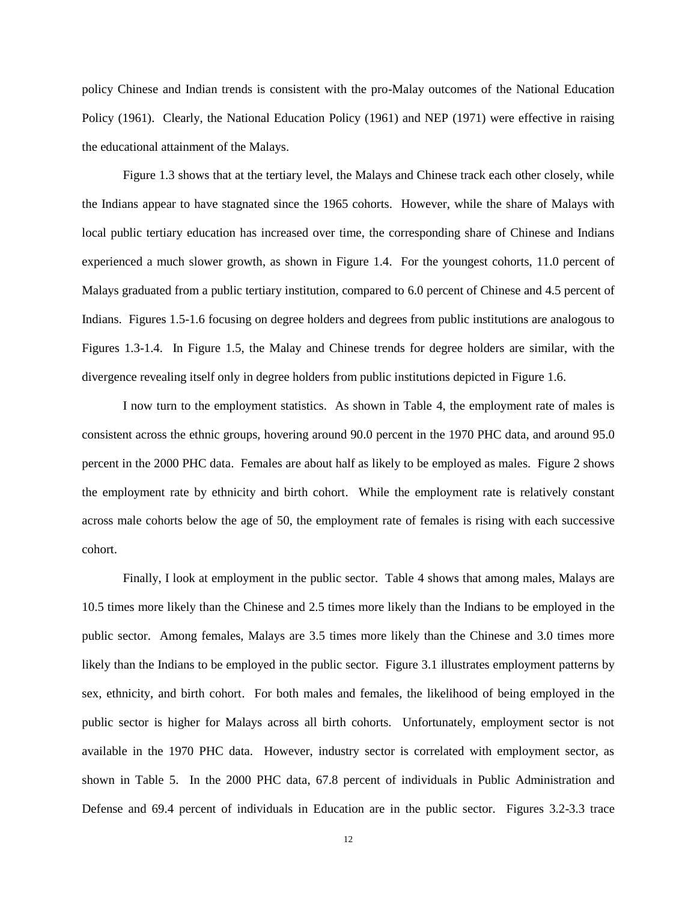policy Chinese and Indian trends is consistent with the pro-Malay outcomes of the National Education Policy (1961). Clearly, the National Education Policy (1961) and NEP (1971) were effective in raising the educational attainment of the Malays.

Figure 1.3 shows that at the tertiary level, the Malays and Chinese track each other closely, while the Indians appear to have stagnated since the 1965 cohorts. However, while the share of Malays with local public tertiary education has increased over time, the corresponding share of Chinese and Indians experienced a much slower growth, as shown in Figure 1.4. For the youngest cohorts, 11.0 percent of Malays graduated from a public tertiary institution, compared to 6.0 percent of Chinese and 4.5 percent of Indians. Figures 1.5-1.6 focusing on degree holders and degrees from public institutions are analogous to Figures 1.3-1.4. In Figure 1.5, the Malay and Chinese trends for degree holders are similar, with the divergence revealing itself only in degree holders from public institutions depicted in Figure 1.6.

I now turn to the employment statistics. As shown in Table 4, the employment rate of males is consistent across the ethnic groups, hovering around 90.0 percent in the 1970 PHC data, and around 95.0 percent in the 2000 PHC data. Females are about half as likely to be employed as males. Figure 2 shows the employment rate by ethnicity and birth cohort. While the employment rate is relatively constant across male cohorts below the age of 50, the employment rate of females is rising with each successive cohort.

Finally, I look at employment in the public sector. Table 4 shows that among males, Malays are 10.5 times more likely than the Chinese and 2.5 times more likely than the Indians to be employed in the public sector. Among females, Malays are 3.5 times more likely than the Chinese and 3.0 times more likely than the Indians to be employed in the public sector. Figure 3.1 illustrates employment patterns by sex, ethnicity, and birth cohort. For both males and females, the likelihood of being employed in the public sector is higher for Malays across all birth cohorts. Unfortunately, employment sector is not available in the 1970 PHC data. However, industry sector is correlated with employment sector, as shown in Table 5. In the 2000 PHC data, 67.8 percent of individuals in Public Administration and Defense and 69.4 percent of individuals in Education are in the public sector. Figures 3.2-3.3 trace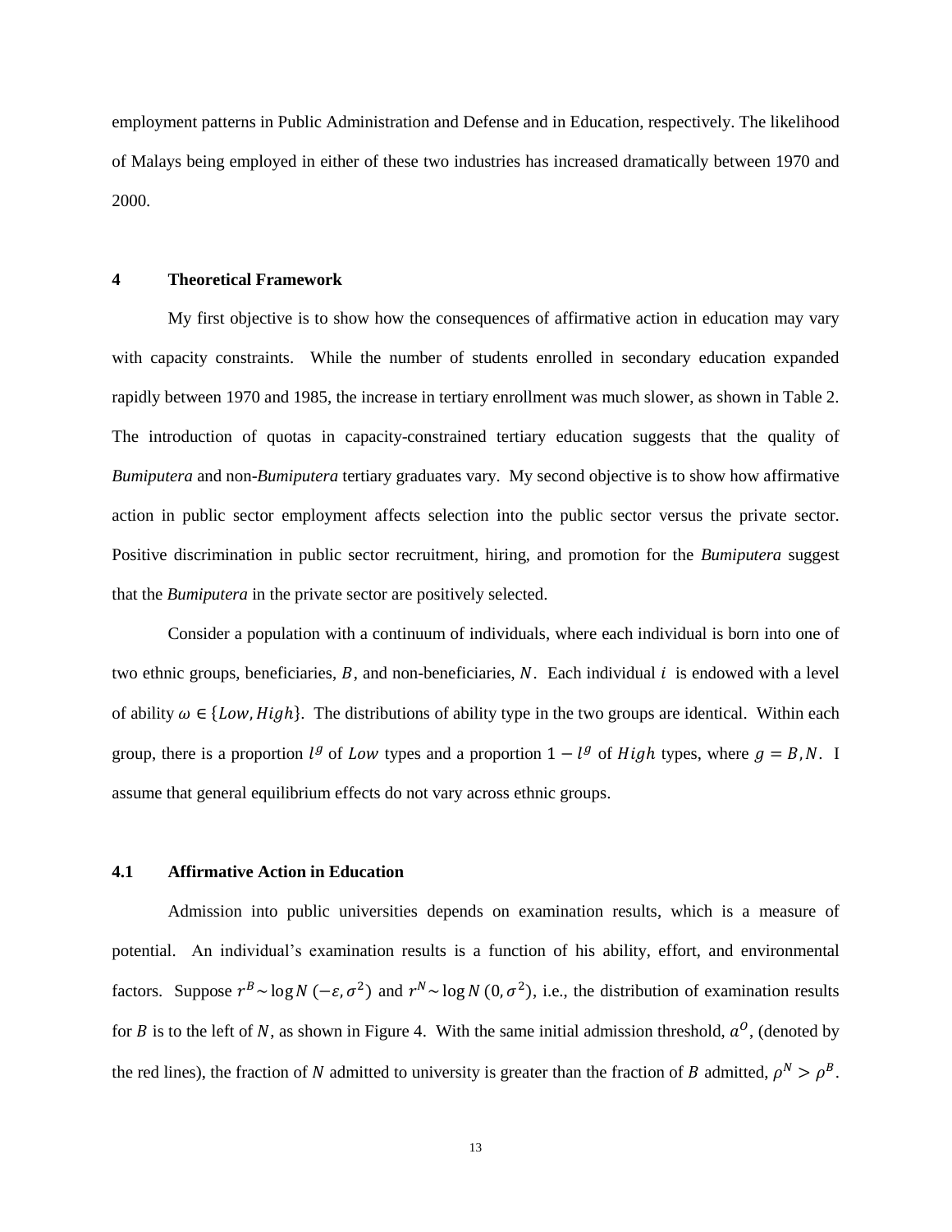employment patterns in Public Administration and Defense and in Education, respectively. The likelihood of Malays being employed in either of these two industries has increased dramatically between 1970 and 2000.

## 4 Theoretical Framework

My first objective is to show how the consequences of affirmative action in education may vary with capacity constraints. While the number of students enrolled in secondary education expanded rapidly between 1970 and 1985, the increase in tertiary enrollment was much slower, as shown in Table 2. The introduction of quotas in capacity-constrained tertiary education suggests that the quality of *Bumiputera* and non-*Bumiputera* tertiary graduates vary. My second objective is to show how affirmative action in public sector employment affects selection into the public sector versus the private sector. Positive discrimination in public sector recruitment, hiring, and promotion for the *Bumiputera* suggest that the *Bumiputera* in the private sector are positively selected.

Consider a population with a continuum of individuals, where each individual is born into one of two ethnic groups, beneficiaries, $B$, and non-beneficiaries, $N$. Each individual $i$ is endowed with a level of ability $\omega \in \{Low, High\}$. The distributions of ability type in the two groups are identical. Within each group, there is a proportion $l^g$ of $Low$ types and a proportion $1 - l^g$ of $High$ types, where $g = B, N$. I assume that general equilibrium effects do not vary across ethnic groups.

### 4.1 Affirmative Action in Education

Admission into public universities depends on examination results, which is a measure of potential. An individual's examination results is a function of his ability, effort, and environmental factors. Suppose $r^B \sim \log N\,(-\varepsilon, \sigma^2)$ and $r^N \sim \log N\,(0, \sigma^2)$, i.e., the distribution of examination results for $B$ is to the left of $N$, as shown in Figure 4. With the same initial admission threshold, $a^O$, (denoted by the red lines), the fraction of $N$ admitted to university is greater than the fraction of $B$ admitted, $\rho^N > \rho^B$.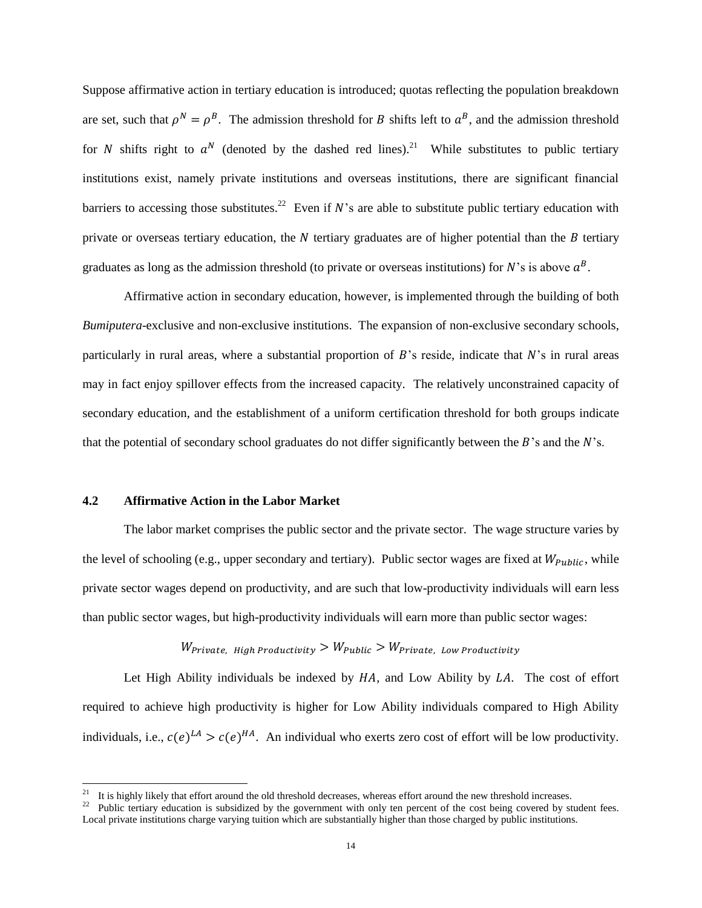Suppose affirmative action in tertiary education is introduced; quotas reflecting the population breakdown are set, such that $\rho^N = \rho^B$. The admission threshold for $B$ shifts left to $a^B$, and the admission threshold for $N$ shifts right to $a^N$ (denoted by the dashed red lines).[21] While substitutes to public tertiary institutions exist, namely private institutions and overseas institutions, there are significant financial barriers to accessing those substitutes.[22] Even if $N$'s are able to substitute public tertiary education with private or overseas tertiary education, the $N$ tertiary graduates are of higher potential than the $B$ tertiary graduates as long as the admission threshold (to private or overseas institutions) for $N$'s is above $a^B$.

Affirmative action in secondary education, however, is implemented through the building of both *Bumiputera*-exclusive and non-exclusive institutions. The expansion of non-exclusive secondary schools, particularly in rural areas, where a substantial proportion of $B$'s reside, indicate that $N$'s in rural areas may in fact enjoy spillover effects from the increased capacity. The relatively unconstrained capacity of secondary education, and the establishment of a uniform certification threshold for both groups indicate that the potential of secondary school graduates do not differ significantly between the $B$'s and the $N$'s.

### 4.2 Affirmative Action in the Labor Market

The labor market comprises the public sector and the private sector. The wage structure varies by the level of schooling (e.g., upper secondary and tertiary). Public sector wages are fixed at $W_{Public}$, while private sector wages depend on productivity, and are such that low-productivity individuals will earn less than public sector wages, but high-productivity individuals will earn more than public sector wages:

$$W_{Private,\ High\ Productivity} > W_{Public} > W_{Private,\ Low\ Productivity}$$

Let High Ability individuals be indexed by $HA$, and Low Ability by $LA$. The cost of effort required to achieve high productivity is higher for Low Ability individuals compared to High Ability individuals, i.e., $c(e)^{LA} > c(e)^{HA}$. An individual who exerts zero cost of effort will be low productivity.

---

[21] It is highly likely that effort around the old threshold decreases, whereas effort around the new threshold increases.

[22] Public tertiary education is subsidized by the government with only ten percent of the cost being covered by student fees. Local private institutions charge varying tuition which are substantially higher than those charged by public institutions.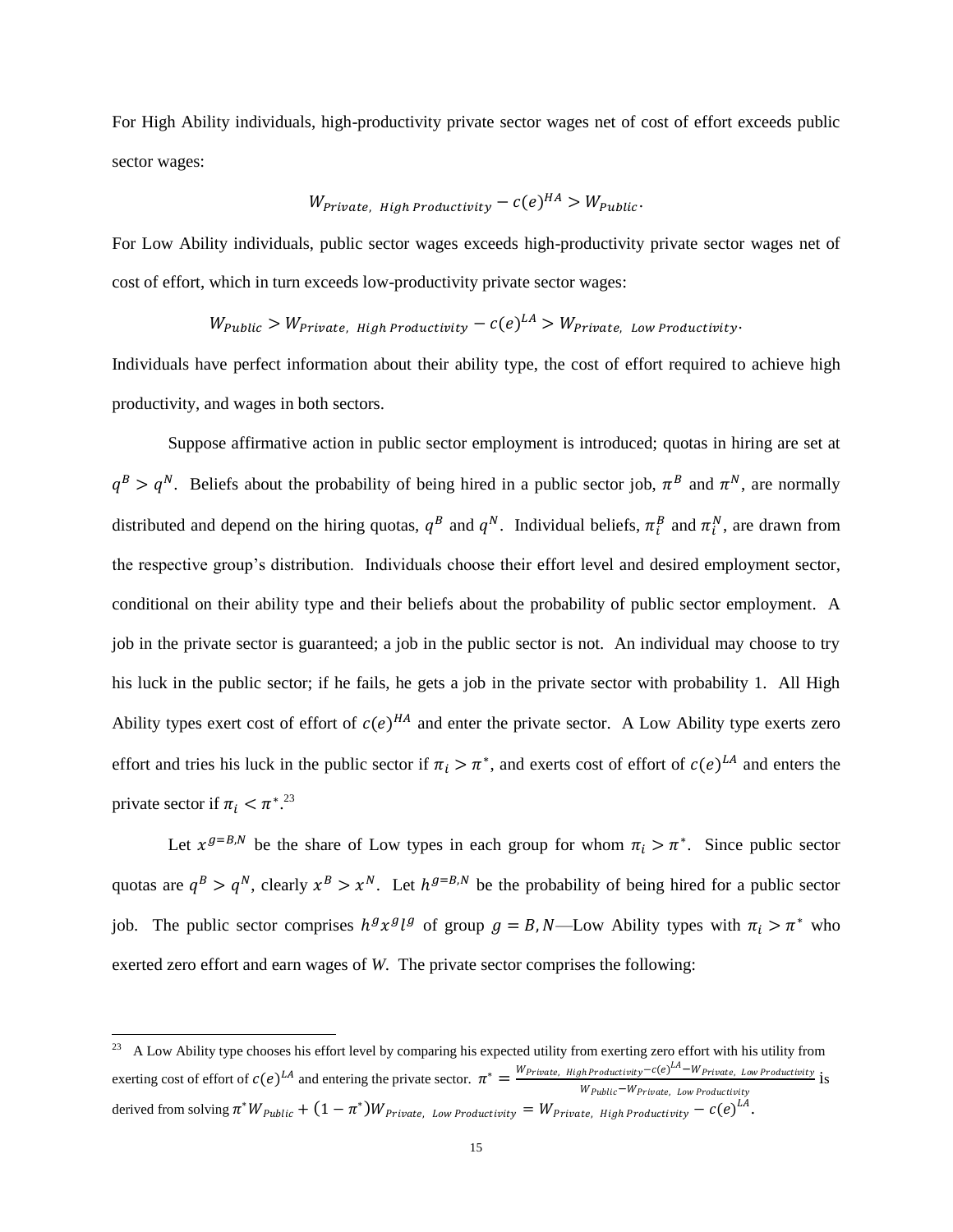For High Ability individuals, high-productivity private sector wages net of cost of effort exceeds public sector wages:

$$W_{Private,\ High\ Productivity} - c(e)^{HA} > W_{Public}.$$

For Low Ability individuals, public sector wages exceeds high-productivity private sector wages net of cost of effort, which in turn exceeds low-productivity private sector wages:

$$W_{Public} > W_{Private,\ High\ Productivity} - c(e)^{LA} > W_{Private,\ Low\ Productivity}.$$

Individuals have perfect information about their ability type, the cost of effort required to achieve high productivity, and wages in both sectors.

Suppose affirmative action in public sector employment is introduced; quotas in hiring are set at $q^B > q^N$. Beliefs about the probability of being hired in a public sector job, $\pi^B$ and $\pi^N$, are normally distributed and depend on the hiring quotas, $q^B$ and $q^N$. Individual beliefs, $\pi_i^B$ and $\pi_i^N$, are drawn from the respective group's distribution. Individuals choose their effort level and desired employment sector, conditional on their ability type and their beliefs about the probability of public sector employment. A job in the private sector is guaranteed; a job in the public sector is not. An individual may choose to try his luck in the public sector; if he fails, he gets a job in the private sector with probability 1. All High Ability types exert cost of effort of $c(e)^{HA}$ and enter the private sector. A Low Ability type exerts zero effort and tries his luck in the public sector if $\pi_i > \pi^*$, and exerts cost of effort of $c(e)^{LA}$ and enters the private sector if $\pi_i < \pi^*$.[23]

Let $x^{g=B,N}$ be the share of Low types in each group for whom $\pi_i > \pi^*$. Since public sector quotas are $q^B > q^N$, clearly $x^B > x^N$. Let $h^{g=B,N}$ be the probability of being hired for a public sector job. The public sector comprises $h^g x^g l^g$ of group $g = B, N$—Low Ability types with $\pi_i > \pi^*$ who exerted zero effort and earn wages of *W*. The private sector comprises the following:

---

[23] A Low Ability type chooses his effort level by comparing his expected utility from exerting zero effort with his utility from exerting cost of effort of $c(e)^{LA}$ and entering the private sector. $\pi^* = \frac{W_{Private,\ High\ Productivity} - c(e)^{LA} - W_{Private,\ Low\ Productivity}}{W_{Public} - W_{Private,\ Low\ Productivity}}$ is derived from solving $\pi^* W_{Public} + (1 - \pi^*) W_{Private,\ Low\ Productivity} = W_{Private,\ High\ Productivity} - c(e)^{LA}$.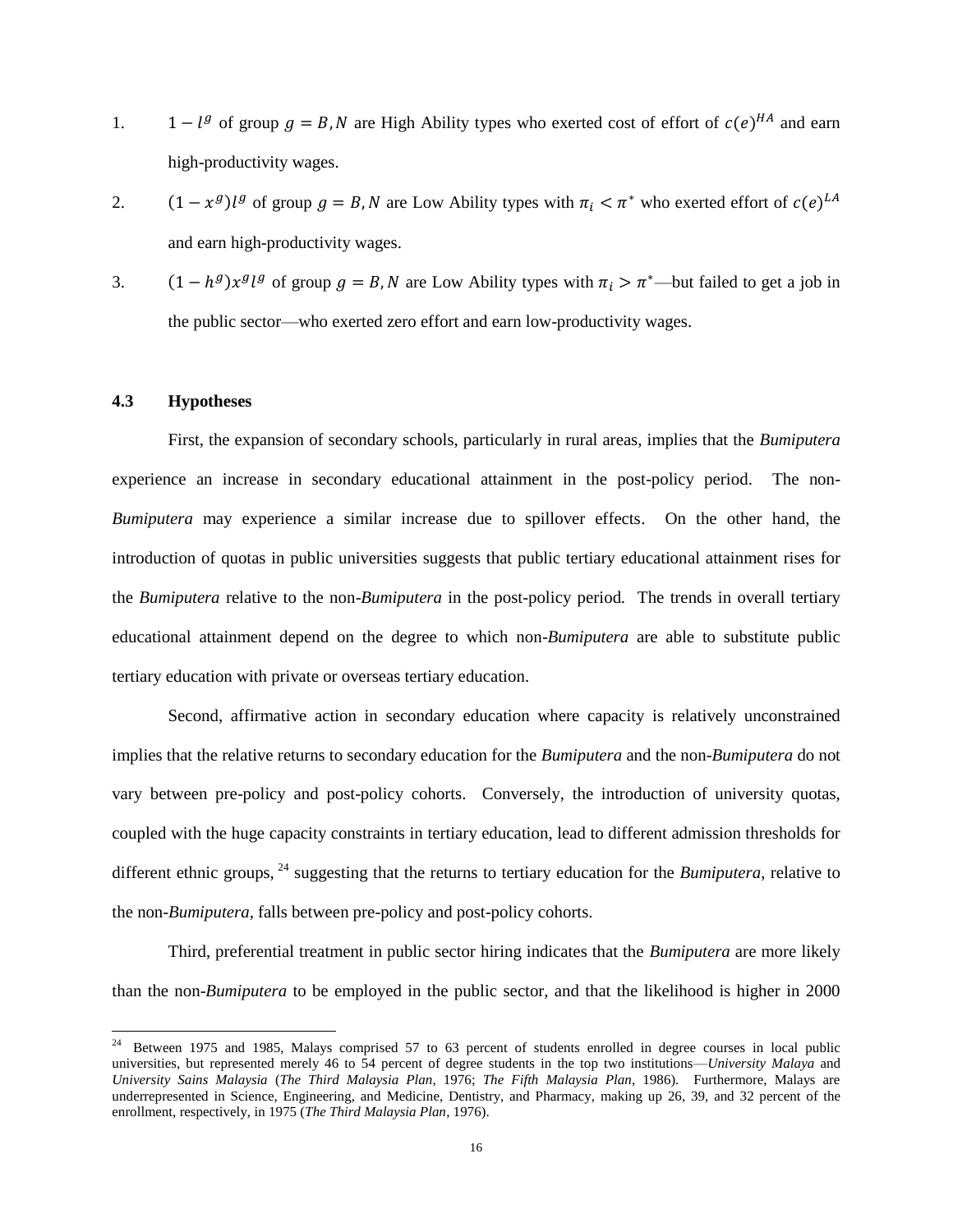1. $1 - l^g$ of group $g = B, N$ are High Ability types who exerted cost of effort of $c(e)^{HA}$ and earn high-productivity wages.

2. $(1 - x^g)l^g$ of group $g = B, N$ are Low Ability types with $\pi_i < \pi^*$ who exerted effort of $c(e)^{LA}$ and earn high-productivity wages.

3. $(1 - h^g)x^g l^g$ of group $g = B, N$ are Low Ability types with $\pi_i > \pi^*$—but failed to get a job in the public sector—who exerted zero effort and earn low-productivity wages.

### 4.3 Hypotheses

First, the expansion of secondary schools, particularly in rural areas, implies that the *Bumiputera* experience an increase in secondary educational attainment in the post-policy period. The non-*Bumiputera* may experience a similar increase due to spillover effects. On the other hand, the introduction of quotas in public universities suggests that public tertiary educational attainment rises for the *Bumiputera* relative to the non-*Bumiputera* in the post-policy period. The trends in overall tertiary educational attainment depend on the degree to which non-*Bumiputera* are able to substitute public tertiary education with private or overseas tertiary education.

Second, affirmative action in secondary education where capacity is relatively unconstrained implies that the relative returns to secondary education for the *Bumiputera* and the non-*Bumiputera* do not vary between pre-policy and post-policy cohorts. Conversely, the introduction of university quotas, coupled with the huge capacity constraints in tertiary education, lead to different admission thresholds for different ethnic groups, [24] suggesting that the returns to tertiary education for the *Bumiputera*, relative to the non-*Bumiputera*, falls between pre-policy and post-policy cohorts.

Third, preferential treatment in public sector hiring indicates that the *Bumiputera* are more likely than the non-*Bumiputera* to be employed in the public sector, and that the likelihood is higher in 2000

[24] Between 1975 and 1985, Malays comprised 57 to 63 percent of students enrolled in degree courses in local public universities, but represented merely 46 to 54 percent of degree students in the top two institutions—*University Malaya* and *University Sains Malaysia* (*The Third Malaysia Plan*, 1976; *The Fifth Malaysia Plan*, 1986). Furthermore, Malays are underrepresented in Science, Engineering, and Medicine, Dentistry, and Pharmacy, making up 26, 39, and 32 percent of the enrollment, respectively, in 1975 (*The Third Malaysia Plan*, 1976).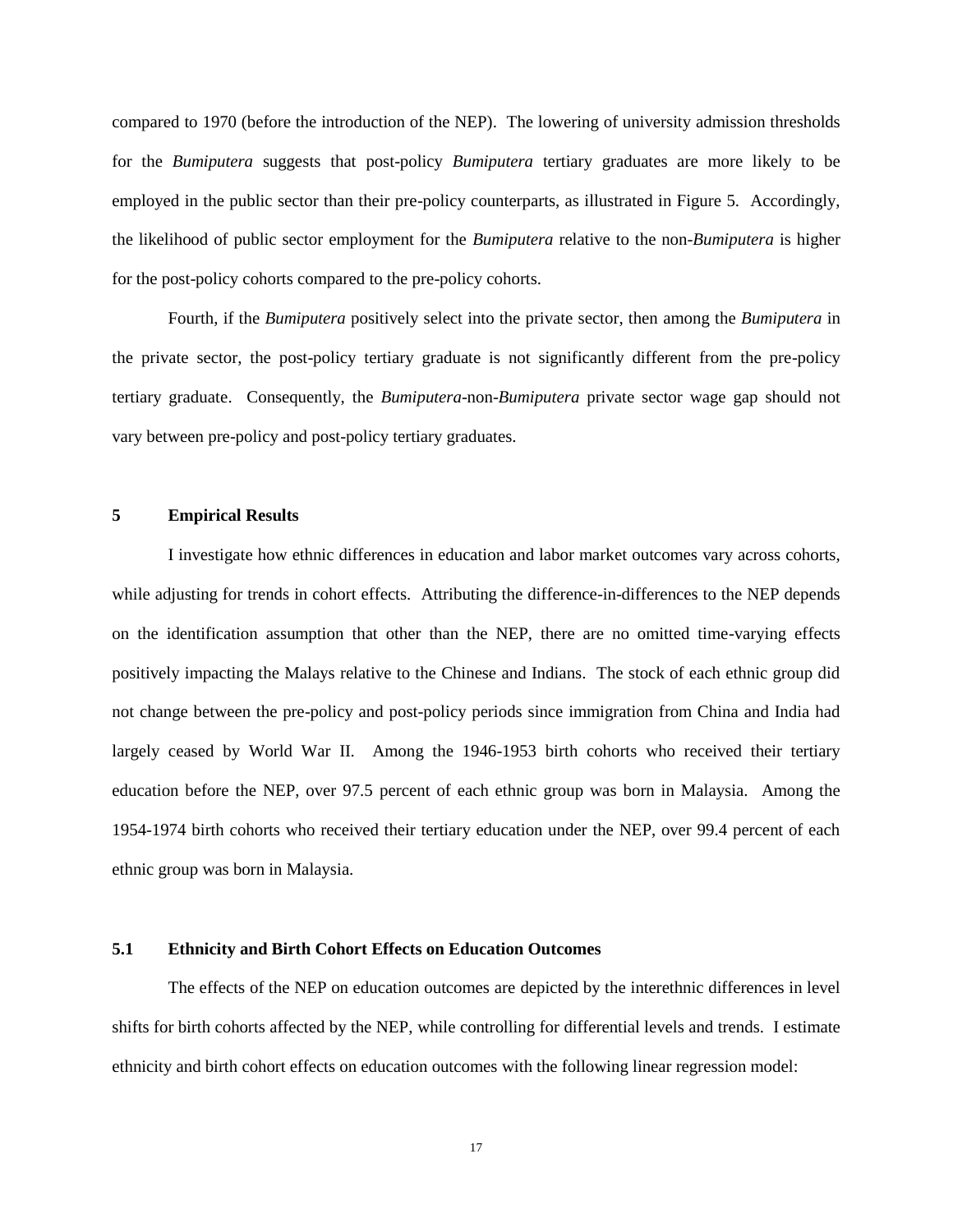compared to 1970 (before the introduction of the NEP). The lowering of university admission thresholds for the *Bumiputera* suggests that post-policy *Bumiputera* tertiary graduates are more likely to be employed in the public sector than their pre-policy counterparts, as illustrated in Figure 5. Accordingly, the likelihood of public sector employment for the *Bumiputera* relative to the non-*Bumiputera* is higher for the post-policy cohorts compared to the pre-policy cohorts.

Fourth, if the *Bumiputera* positively select into the private sector, then among the *Bumiputera* in the private sector, the post-policy tertiary graduate is not significantly different from the pre-policy tertiary graduate. Consequently, the *Bumiputera*-non-*Bumiputera* private sector wage gap should not vary between pre-policy and post-policy tertiary graduates.

## 5 Empirical Results

I investigate how ethnic differences in education and labor market outcomes vary across cohorts, while adjusting for trends in cohort effects. Attributing the difference-in-differences to the NEP depends on the identification assumption that other than the NEP, there are no omitted time-varying effects positively impacting the Malays relative to the Chinese and Indians. The stock of each ethnic group did not change between the pre-policy and post-policy periods since immigration from China and India had largely ceased by World War II. Among the 1946-1953 birth cohorts who received their tertiary education before the NEP, over 97.5 percent of each ethnic group was born in Malaysia. Among the 1954-1974 birth cohorts who received their tertiary education under the NEP, over 99.4 percent of each ethnic group was born in Malaysia.

### 5.1 Ethnicity and Birth Cohort Effects on Education Outcomes

The effects of the NEP on education outcomes are depicted by the interethnic differences in level shifts for birth cohorts affected by the NEP, while controlling for differential levels and trends. I estimate ethnicity and birth cohort effects on education outcomes with the following linear regression model: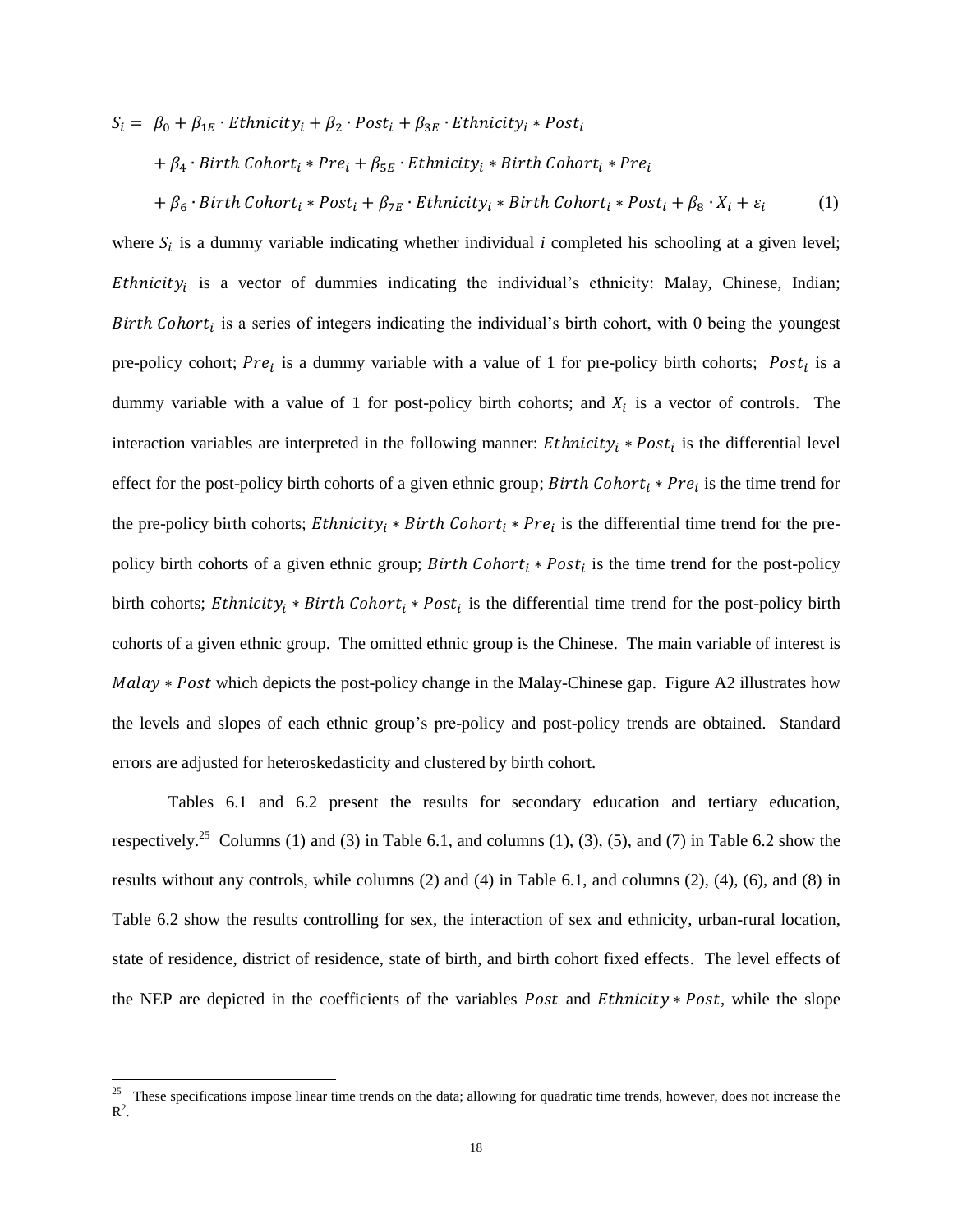$$
\begin{aligned}
S_i = \; & \beta_0 + \beta_{1E} \cdot Ethnicity_i + \beta_2 \cdot Post_i + \beta_{3E} \cdot Ethnicity_i * Post_i \\
& + \beta_4 \cdot Birth\ Cohort_i * Pre_i + \beta_{5E} \cdot Ethnicity_i * Birth\ Cohort_i * Pre_i \\
& + \beta_6 \cdot Birth\ Cohort_i * Post_i + \beta_{7E} \cdot Ethnicity_i * Birth\ Cohort_i * Post_i + \beta_8 \cdot X_i + \varepsilon_i \qquad (1)
\end{aligned}
$$

where $S_i$ is a dummy variable indicating whether individual *i* completed his schooling at a given level; $Ethnicity_i$ is a vector of dummies indicating the individual's ethnicity: Malay, Chinese, Indian; $Birth\ Cohort_i$ is a series of integers indicating the individual's birth cohort, with 0 being the youngest pre-policy cohort; $Pre_i$ is a dummy variable with a value of 1 for pre-policy birth cohorts; $Post_i$ is a dummy variable with a value of 1 for post-policy birth cohorts; and $X_i$ is a vector of controls. The interaction variables are interpreted in the following manner: $Ethnicity_i * Post_i$ is the differential level effect for the post-policy birth cohorts of a given ethnic group; $Birth\ Cohort_i * Pre_i$ is the time trend for the pre-policy birth cohorts; $Ethnicity_i * Birth\ Cohort_i * Pre_i$ is the differential time trend for the pre-policy birth cohorts of a given ethnic group; $Birth\ Cohort_i * Post_i$ is the time trend for the post-policy birth cohorts; $Ethnicity_i * Birth\ Cohort_i * Post_i$ is the differential time trend for the post-policy birth cohorts of a given ethnic group. The omitted ethnic group is the Chinese. The main variable of interest is $Malay * Post$ which depicts the post-policy change in the Malay-Chinese gap. Figure A2 illustrates how the levels and slopes of each ethnic group's pre-policy and post-policy trends are obtained. Standard errors are adjusted for heteroskedasticity and clustered by birth cohort.

Tables 6.1 and 6.2 present the results for secondary education and tertiary education, respectively.[25] Columns (1) and (3) in Table 6.1, and columns (1), (3), (5), and (7) in Table 6.2 show the results without any controls, while columns (2) and (4) in Table 6.1, and columns (2), (4), (6), and (8) in Table 6.2 show the results controlling for sex, the interaction of sex and ethnicity, urban-rural location, state of residence, district of residence, state of birth, and birth cohort fixed effects. The level effects of the NEP are depicted in the coefficients of the variables $Post$ and $Ethnicity * Post$, while the slope

[25] These specifications impose linear time trends on the data; allowing for quadratic time trends, however, does not increase the $R^2$.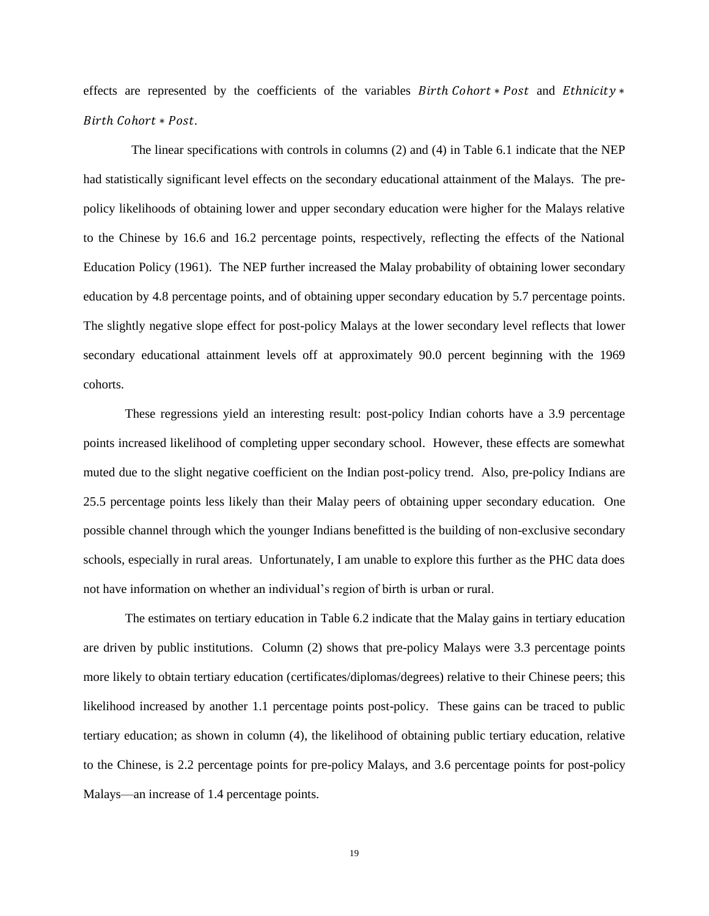effects are represented by the coefficients of the variables $Birth\ Cohort * Post$ and $Ethnicity * Birth\ Cohort * Post$.

The linear specifications with controls in columns (2) and (4) in Table 6.1 indicate that the NEP had statistically significant level effects on the secondary educational attainment of the Malays. The pre-policy likelihoods of obtaining lower and upper secondary education were higher for the Malays relative to the Chinese by 16.6 and 16.2 percentage points, respectively, reflecting the effects of the National Education Policy (1961). The NEP further increased the Malay probability of obtaining lower secondary education by 4.8 percentage points, and of obtaining upper secondary education by 5.7 percentage points. The slightly negative slope effect for post-policy Malays at the lower secondary level reflects that lower secondary educational attainment levels off at approximately 90.0 percent beginning with the 1969 cohorts.

These regressions yield an interesting result: post-policy Indian cohorts have a 3.9 percentage points increased likelihood of completing upper secondary school. However, these effects are somewhat muted due to the slight negative coefficient on the Indian post-policy trend. Also, pre-policy Indians are 25.5 percentage points less likely than their Malay peers of obtaining upper secondary education. One possible channel through which the younger Indians benefitted is the building of non-exclusive secondary schools, especially in rural areas. Unfortunately, I am unable to explore this further as the PHC data does not have information on whether an individual's region of birth is urban or rural.

The estimates on tertiary education in Table 6.2 indicate that the Malay gains in tertiary education are driven by public institutions. Column (2) shows that pre-policy Malays were 3.3 percentage points more likely to obtain tertiary education (certificates/diplomas/degrees) relative to their Chinese peers; this likelihood increased by another 1.1 percentage points post-policy. These gains can be traced to public tertiary education; as shown in column (4), the likelihood of obtaining public tertiary education, relative to the Chinese, is 2.2 percentage points for pre-policy Malays, and 3.6 percentage points for post-policy Malays—an increase of 1.4 percentage points.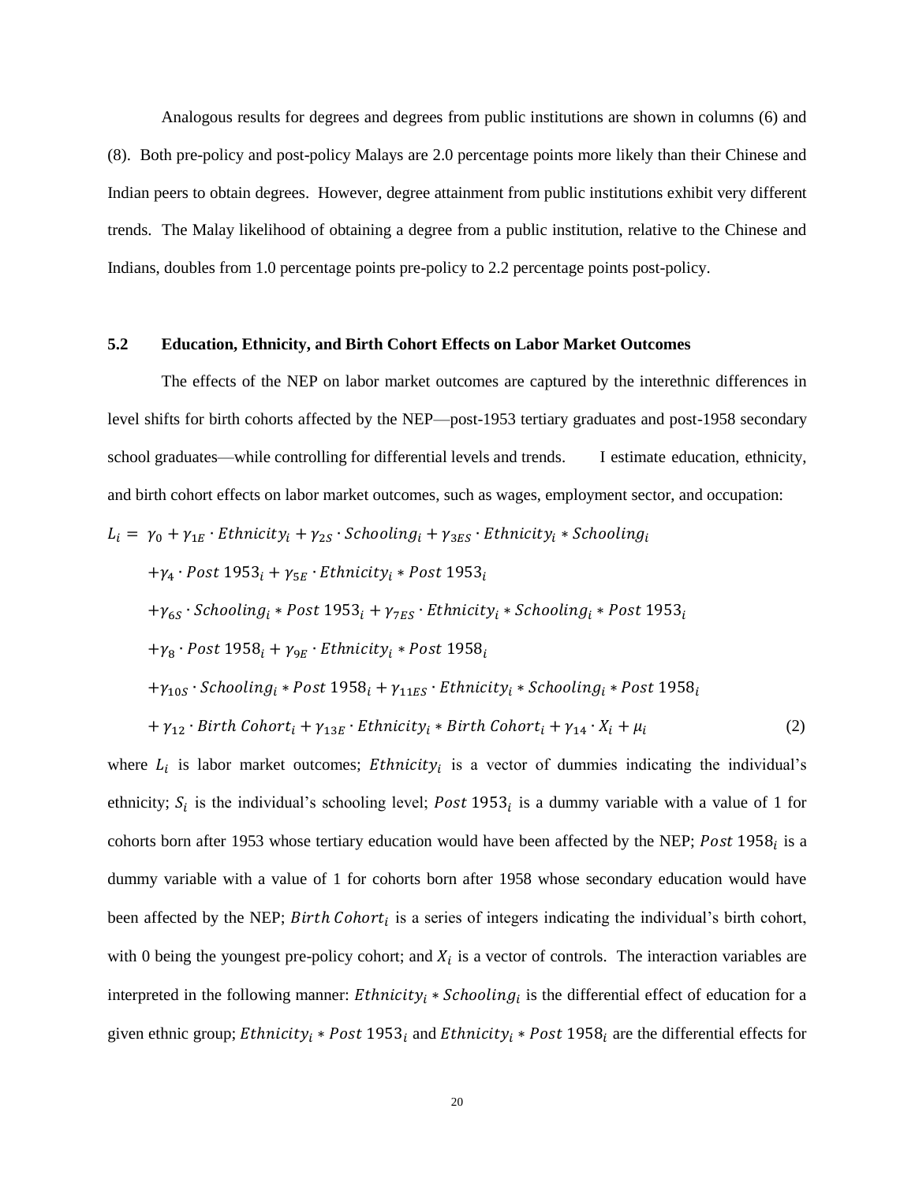Analogous results for degrees and degrees from public institutions are shown in columns (6) and (8). Both pre-policy and post-policy Malays are 2.0 percentage points more likely than their Chinese and Indian peers to obtain degrees. However, degree attainment from public institutions exhibit very different trends. The Malay likelihood of obtaining a degree from a public institution, relative to the Chinese and Indians, doubles from 1.0 percentage points pre-policy to 2.2 percentage points post-policy.

### 5.2 Education, Ethnicity, and Birth Cohort Effects on Labor Market Outcomes

The effects of the NEP on labor market outcomes are captured by the interethnic differences in level shifts for birth cohorts affected by the NEP—post-1953 tertiary graduates and post-1958 secondary school graduates—while controlling for differential levels and trends. I estimate education, ethnicity, and birth cohort effects on labor market outcomes, such as wages, employment sector, and occupation:

$$
\begin{aligned}
L_i = \ & \gamma_0 + \gamma_{1E} \cdot Ethnicity_i + \gamma_{2S} \cdot Schooling_i + \gamma_{3ES} \cdot Ethnicity_i * Schooling_i \\
& + \gamma_4 \cdot Post\ 1953_i + \gamma_{5E} \cdot Ethnicity_i * Post\ 1953_i \\
& + \gamma_{6S} \cdot Schooling_i * Post\ 1953_i + \gamma_{7ES} \cdot Ethnicity_i * Schooling_i * Post\ 1953_i \\
& + \gamma_8 \cdot Post\ 1958_i + \gamma_{9E} \cdot Ethnicity_i * Post\ 1958_i \\
& + \gamma_{10S} \cdot Schooling_i * Post\ 1958_i + \gamma_{11ES} \cdot Ethnicity_i * Schooling_i * Post\ 1958_i \\
& + \gamma_{12} \cdot Birth\ Cohort_i + \gamma_{13E} \cdot Ethnicity_i * Birth\ Cohort_i + \gamma_{14} \cdot X_i + \mu_i
\end{aligned} \tag{2}
$$

where $L_i$ is labor market outcomes; $Ethnicity_i$ is a vector of dummies indicating the individual's ethnicity; $S_i$ is the individual's schooling level; $Post\ 1953_i$ is a dummy variable with a value of 1 for cohorts born after 1953 whose tertiary education would have been affected by the NEP; $Post\ 1958_i$ is a dummy variable with a value of 1 for cohorts born after 1958 whose secondary education would have been affected by the NEP; $Birth\ Cohort_i$ is a series of integers indicating the individual's birth cohort, with 0 being the youngest pre-policy cohort; and $X_i$ is a vector of controls. The interaction variables are interpreted in the following manner: $Ethnicity_i * Schooling_i$ is the differential effect of education for a given ethnic group; $Ethnicity_i * Post\ 1953_i$ and $Ethnicity_i * Post\ 1958_i$ are the differential effects for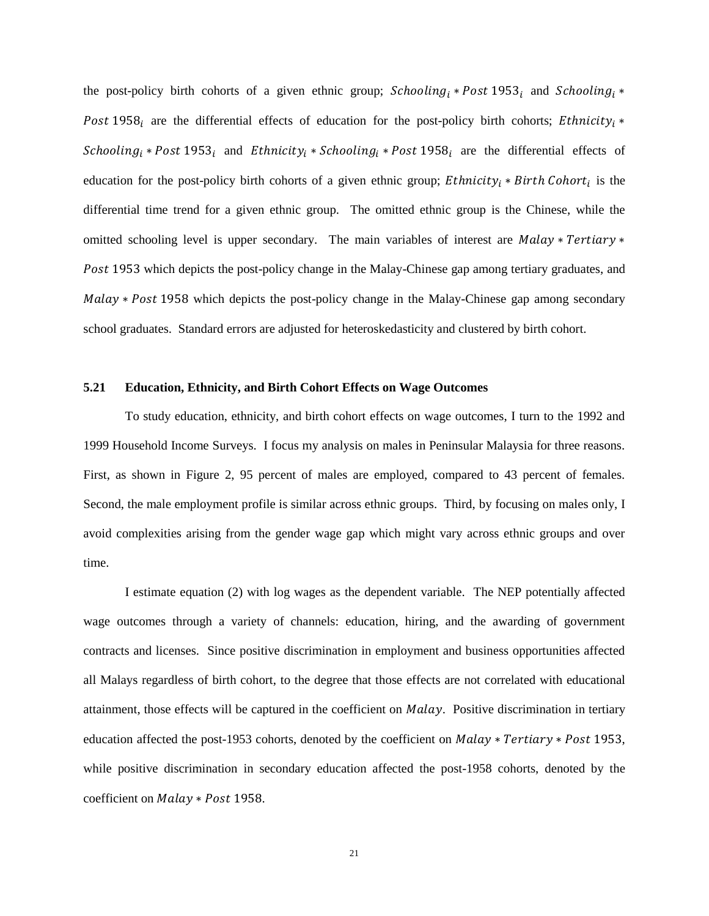the post-policy birth cohorts of a given ethnic group; $Schooling_i * Post\ 1953_i$ and $Schooling_i * Post\ 1958_i$ are the differential effects of education for the post-policy birth cohorts; $Ethnicity_i * Schooling_i * Post\ 1953_i$ and $Ethnicity_i * Schooling_i * Post\ 1958_i$ are the differential effects of education for the post-policy birth cohorts of a given ethnic group; $Ethnicity_i * Birth\ Cohort_i$ is the differential time trend for a given ethnic group. The omitted ethnic group is the Chinese, while the omitted schooling level is upper secondary. The main variables of interest are $Malay * Tertiary * Post\ 1953$ which depicts the post-policy change in the Malay-Chinese gap among tertiary graduates, and $Malay * Post\ 1958$ which depicts the post-policy change in the Malay-Chinese gap among secondary school graduates. Standard errors are adjusted for heteroskedasticity and clustered by birth cohort.

### 5.21 Education, Ethnicity, and Birth Cohort Effects on Wage Outcomes

To study education, ethnicity, and birth cohort effects on wage outcomes, I turn to the 1992 and 1999 Household Income Surveys. I focus my analysis on males in Peninsular Malaysia for three reasons. First, as shown in Figure 2, 95 percent of males are employed, compared to 43 percent of females. Second, the male employment profile is similar across ethnic groups. Third, by focusing on males only, I avoid complexities arising from the gender wage gap which might vary across ethnic groups and over time.

I estimate equation (2) with log wages as the dependent variable. The NEP potentially affected wage outcomes through a variety of channels: education, hiring, and the awarding of government contracts and licenses. Since positive discrimination in employment and business opportunities affected all Malays regardless of birth cohort, to the degree that those effects are not correlated with educational attainment, those effects will be captured in the coefficient on $Malay$. Positive discrimination in tertiary education affected the post-1953 cohorts, denoted by the coefficient on $Malay * Tertiary * Post\ 1953$, while positive discrimination in secondary education affected the post-1958 cohorts, denoted by the coefficient on $Malay * Post\ 1958$.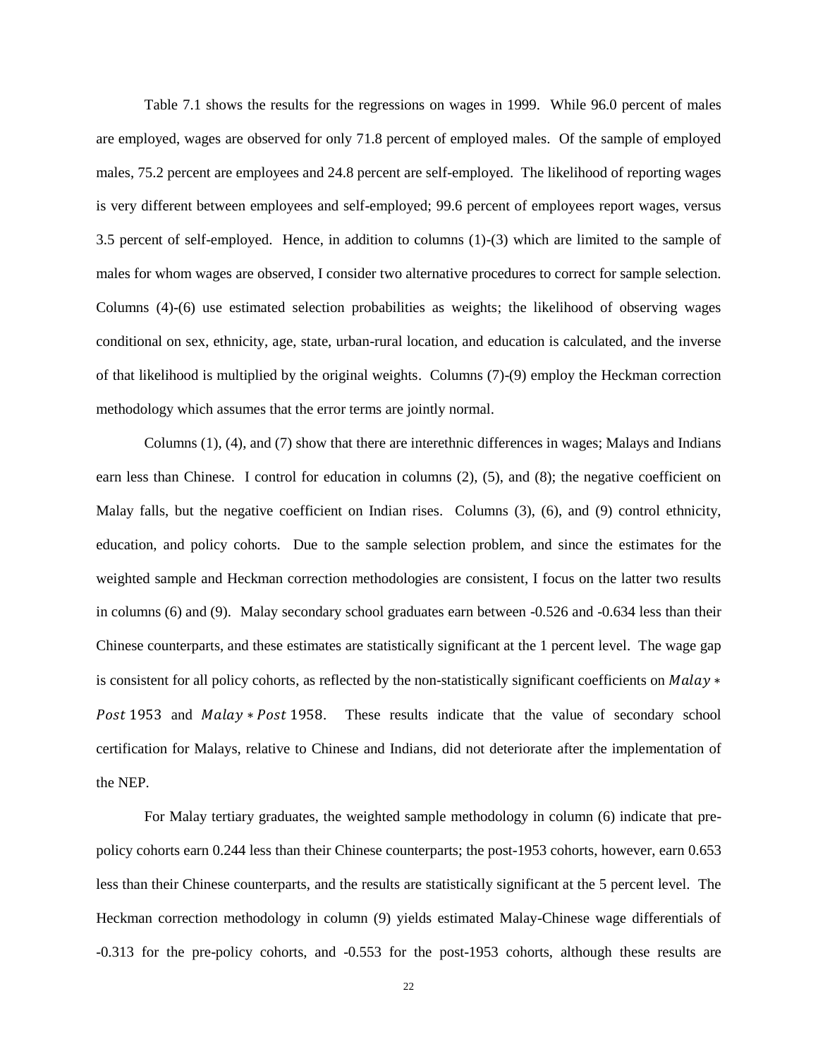Table 7.1 shows the results for the regressions on wages in 1999. While 96.0 percent of males are employed, wages are observed for only 71.8 percent of employed males. Of the sample of employed males, 75.2 percent are employees and 24.8 percent are self-employed. The likelihood of reporting wages is very different between employees and self-employed; 99.6 percent of employees report wages, versus 3.5 percent of self-employed. Hence, in addition to columns (1)-(3) which are limited to the sample of males for whom wages are observed, I consider two alternative procedures to correct for sample selection. Columns (4)-(6) use estimated selection probabilities as weights; the likelihood of observing wages conditional on sex, ethnicity, age, state, urban-rural location, and education is calculated, and the inverse of that likelihood is multiplied by the original weights. Columns (7)-(9) employ the Heckman correction methodology which assumes that the error terms are jointly normal.

Columns (1), (4), and (7) show that there are interethnic differences in wages; Malays and Indians earn less than Chinese. I control for education in columns (2), (5), and (8); the negative coefficient on Malay falls, but the negative coefficient on Indian rises. Columns (3), (6), and (9) control ethnicity, education, and policy cohorts. Due to the sample selection problem, and since the estimates for the weighted sample and Heckman correction methodologies are consistent, I focus on the latter two results in columns (6) and (9). Malay secondary school graduates earn between -0.526 and -0.634 less than their Chinese counterparts, and these estimates are statistically significant at the 1 percent level. The wage gap is consistent for all policy cohorts, as reflected by the non-statistically significant coefficients on $Malay * Post\ 1953$ and $Malay * Post\ 1958$. These results indicate that the value of secondary school certification for Malays, relative to Chinese and Indians, did not deteriorate after the implementation of the NEP.

For Malay tertiary graduates, the weighted sample methodology in column (6) indicate that pre-policy cohorts earn 0.244 less than their Chinese counterparts; the post-1953 cohorts, however, earn 0.653 less than their Chinese counterparts, and the results are statistically significant at the 5 percent level. The Heckman correction methodology in column (9) yields estimated Malay-Chinese wage differentials of -0.313 for the pre-policy cohorts, and -0.553 for the post-1953 cohorts, although these results are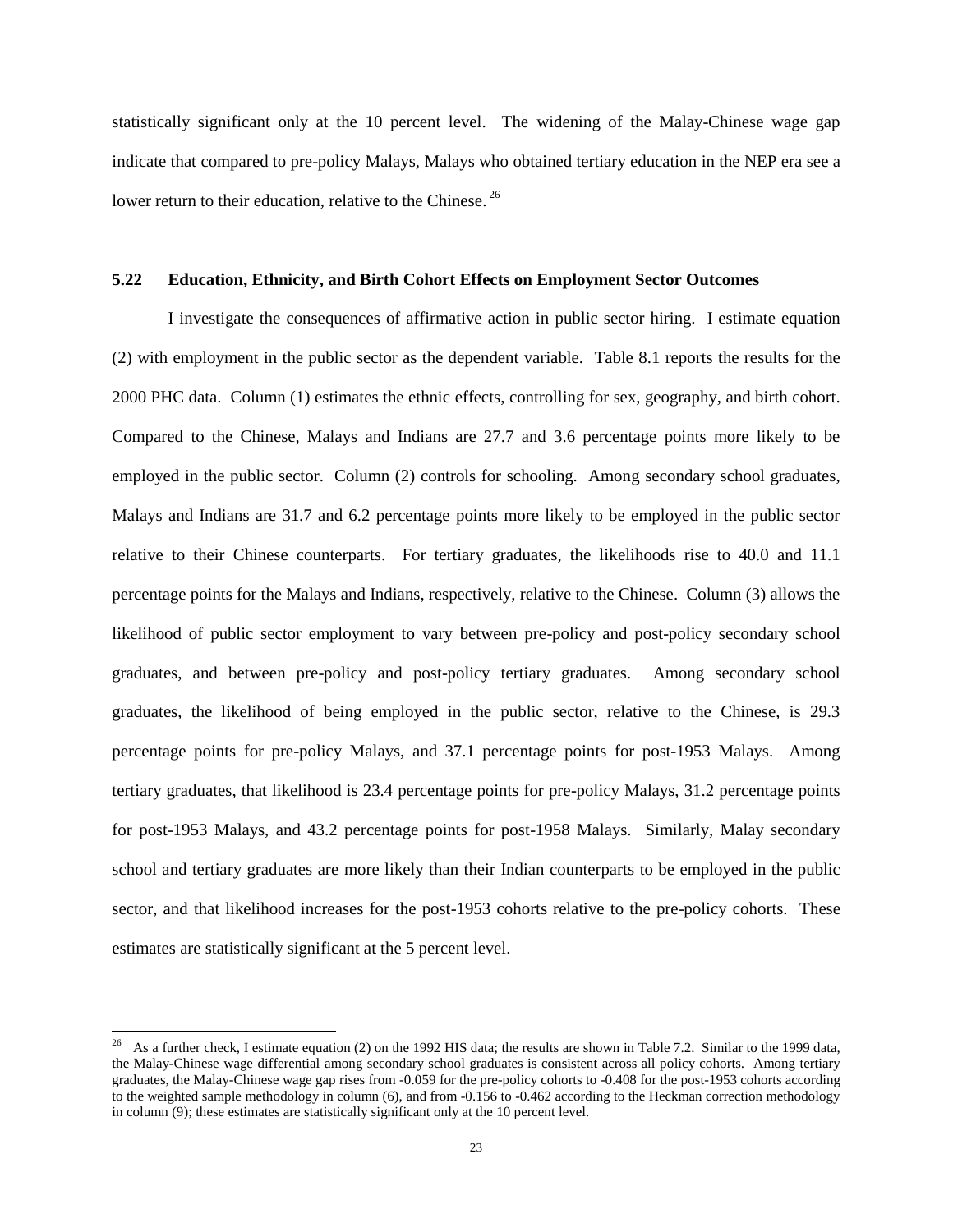statistically significant only at the 10 percent level. The widening of the Malay-Chinese wage gap indicate that compared to pre-policy Malays, Malays who obtained tertiary education in the NEP era see a lower return to their education, relative to the Chinese. [26]

### 5.22 Education, Ethnicity, and Birth Cohort Effects on Employment Sector Outcomes

I investigate the consequences of affirmative action in public sector hiring. I estimate equation (2) with employment in the public sector as the dependent variable. Table 8.1 reports the results for the 2000 PHC data. Column (1) estimates the ethnic effects, controlling for sex, geography, and birth cohort. Compared to the Chinese, Malays and Indians are 27.7 and 3.6 percentage points more likely to be employed in the public sector. Column (2) controls for schooling. Among secondary school graduates, Malays and Indians are 31.7 and 6.2 percentage points more likely to be employed in the public sector relative to their Chinese counterparts. For tertiary graduates, the likelihoods rise to 40.0 and 11.1 percentage points for the Malays and Indians, respectively, relative to the Chinese. Column (3) allows the likelihood of public sector employment to vary between pre-policy and post-policy secondary school graduates, and between pre-policy and post-policy tertiary graduates. Among secondary school graduates, the likelihood of being employed in the public sector, relative to the Chinese, is 29.3 percentage points for pre-policy Malays, and 37.1 percentage points for post-1953 Malays. Among tertiary graduates, that likelihood is 23.4 percentage points for pre-policy Malays, 31.2 percentage points for post-1953 Malays, and 43.2 percentage points for post-1958 Malays. Similarly, Malay secondary school and tertiary graduates are more likely than their Indian counterparts to be employed in the public sector, and that likelihood increases for the post-1953 cohorts relative to the pre-policy cohorts. These estimates are statistically significant at the 5 percent level.

---

[26] As a further check, I estimate equation (2) on the 1992 HIS data; the results are shown in Table 7.2. Similar to the 1999 data, the Malay-Chinese wage differential among secondary school graduates is consistent across all policy cohorts. Among tertiary graduates, the Malay-Chinese wage gap rises from -0.059 for the pre-policy cohorts to -0.408 for the post-1953 cohorts according to the weighted sample methodology in column (6), and from -0.156 to -0.462 according to the Heckman correction methodology in column (9); these estimates are statistically significant only at the 10 percent level.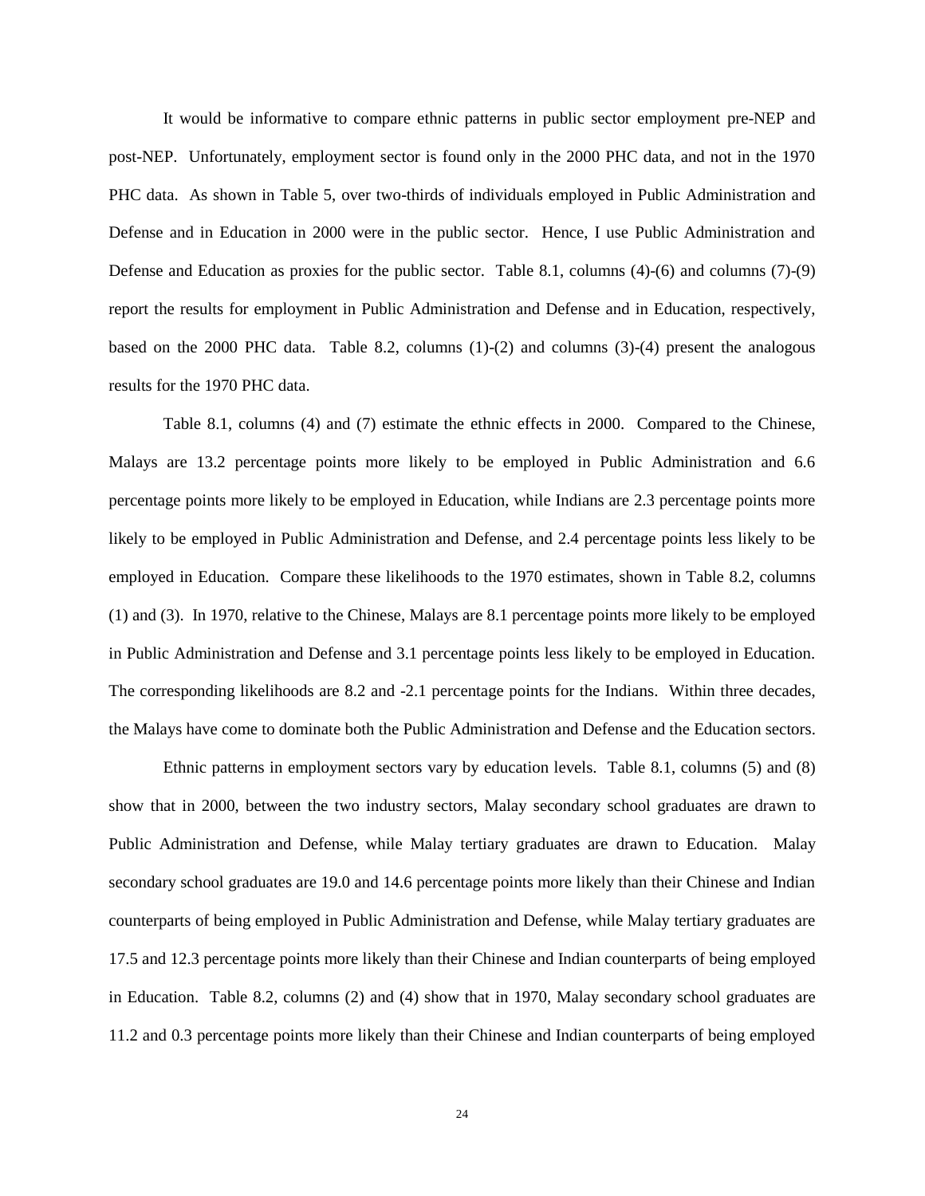It would be informative to compare ethnic patterns in public sector employment pre-NEP and post-NEP. Unfortunately, employment sector is found only in the 2000 PHC data, and not in the 1970 PHC data. As shown in Table 5, over two-thirds of individuals employed in Public Administration and Defense and in Education in 2000 were in the public sector. Hence, I use Public Administration and Defense and Education as proxies for the public sector. Table 8.1, columns (4)-(6) and columns (7)-(9) report the results for employment in Public Administration and Defense and in Education, respectively, based on the 2000 PHC data. Table 8.2, columns (1)-(2) and columns (3)-(4) present the analogous results for the 1970 PHC data.

Table 8.1, columns (4) and (7) estimate the ethnic effects in 2000. Compared to the Chinese, Malays are 13.2 percentage points more likely to be employed in Public Administration and 6.6 percentage points more likely to be employed in Education, while Indians are 2.3 percentage points more likely to be employed in Public Administration and Defense, and 2.4 percentage points less likely to be employed in Education. Compare these likelihoods to the 1970 estimates, shown in Table 8.2, columns (1) and (3). In 1970, relative to the Chinese, Malays are 8.1 percentage points more likely to be employed in Public Administration and Defense and 3.1 percentage points less likely to be employed in Education. The corresponding likelihoods are 8.2 and -2.1 percentage points for the Indians. Within three decades, the Malays have come to dominate both the Public Administration and Defense and the Education sectors.

Ethnic patterns in employment sectors vary by education levels. Table 8.1, columns (5) and (8) show that in 2000, between the two industry sectors, Malay secondary school graduates are drawn to Public Administration and Defense, while Malay tertiary graduates are drawn to Education. Malay secondary school graduates are 19.0 and 14.6 percentage points more likely than their Chinese and Indian counterparts of being employed in Public Administration and Defense, while Malay tertiary graduates are 17.5 and 12.3 percentage points more likely than their Chinese and Indian counterparts of being employed in Education. Table 8.2, columns (2) and (4) show that in 1970, Malay secondary school graduates are 11.2 and 0.3 percentage points more likely than their Chinese and Indian counterparts of being employed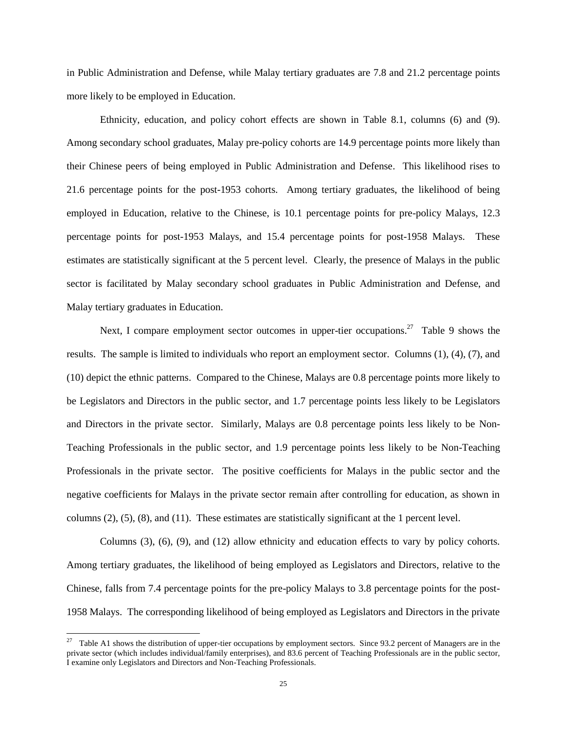in Public Administration and Defense, while Malay tertiary graduates are 7.8 and 21.2 percentage points more likely to be employed in Education.

Ethnicity, education, and policy cohort effects are shown in Table 8.1, columns (6) and (9). Among secondary school graduates, Malay pre-policy cohorts are 14.9 percentage points more likely than their Chinese peers of being employed in Public Administration and Defense. This likelihood rises to 21.6 percentage points for the post-1953 cohorts. Among tertiary graduates, the likelihood of being employed in Education, relative to the Chinese, is 10.1 percentage points for pre-policy Malays, 12.3 percentage points for post-1953 Malays, and 15.4 percentage points for post-1958 Malays. These estimates are statistically significant at the 5 percent level. Clearly, the presence of Malays in the public sector is facilitated by Malay secondary school graduates in Public Administration and Defense, and Malay tertiary graduates in Education.

Next, I compare employment sector outcomes in upper-tier occupations.[27] Table 9 shows the results. The sample is limited to individuals who report an employment sector. Columns (1), (4), (7), and (10) depict the ethnic patterns. Compared to the Chinese, Malays are 0.8 percentage points more likely to be Legislators and Directors in the public sector, and 1.7 percentage points less likely to be Legislators and Directors in the private sector. Similarly, Malays are 0.8 percentage points less likely to be Non-Teaching Professionals in the public sector, and 1.9 percentage points less likely to be Non-Teaching Professionals in the private sector. The positive coefficients for Malays in the public sector and the negative coefficients for Malays in the private sector remain after controlling for education, as shown in columns (2), (5), (8), and (11). These estimates are statistically significant at the 1 percent level.

Columns (3), (6), (9), and (12) allow ethnicity and education effects to vary by policy cohorts. Among tertiary graduates, the likelihood of being employed as Legislators and Directors, relative to the Chinese, falls from 7.4 percentage points for the pre-policy Malays to 3.8 percentage points for the post-1958 Malays. The corresponding likelihood of being employed as Legislators and Directors in the private

---

[27] Table A1 shows the distribution of upper-tier occupations by employment sectors. Since 93.2 percent of Managers are in the private sector (which includes individual/family enterprises), and 83.6 percent of Teaching Professionals are in the public sector, I examine only Legislators and Directors and Non-Teaching Professionals.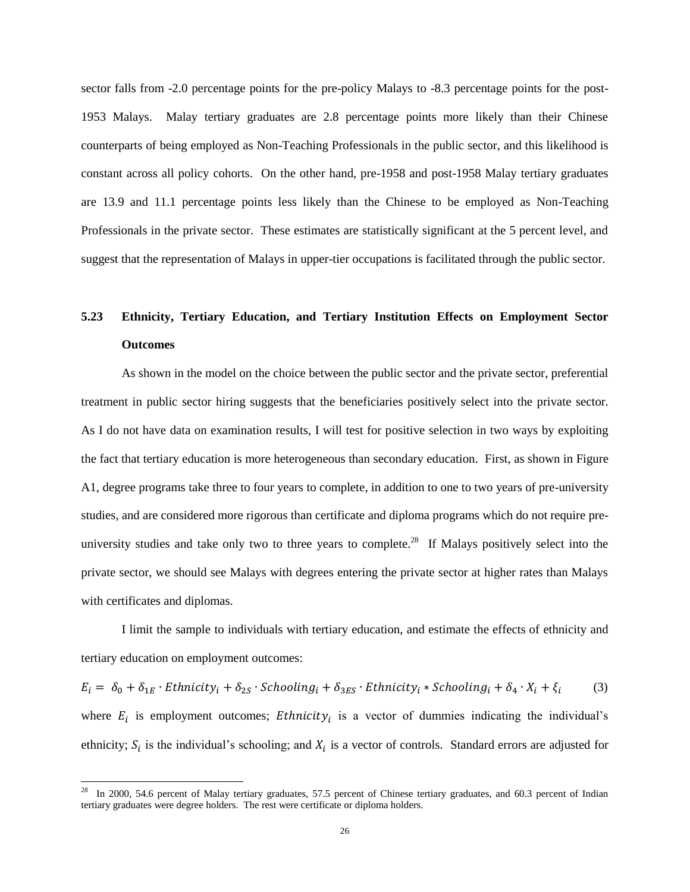sector falls from -2.0 percentage points for the pre-policy Malays to -8.3 percentage points for the post-1953 Malays. Malay tertiary graduates are 2.8 percentage points more likely than their Chinese counterparts of being employed as Non-Teaching Professionals in the public sector, and this likelihood is constant across all policy cohorts. On the other hand, pre-1958 and post-1958 Malay tertiary graduates are 13.9 and 11.1 percentage points less likely than the Chinese to be employed as Non-Teaching Professionals in the private sector. These estimates are statistically significant at the 5 percent level, and suggest that the representation of Malays in upper-tier occupations is facilitated through the public sector.

### 5.23 Ethnicity, Tertiary Education, and Tertiary Institution Effects on Employment Sector Outcomes

As shown in the model on the choice between the public sector and the private sector, preferential treatment in public sector hiring suggests that the beneficiaries positively select into the private sector. As I do not have data on examination results, I will test for positive selection in two ways by exploiting the fact that tertiary education is more heterogeneous than secondary education. First, as shown in Figure A1, degree programs take three to four years to complete, in addition to one to two years of pre-university studies, and are considered more rigorous than certificate and diploma programs which do not require pre-university studies and take only two to three years to complete.[28] If Malays positively select into the private sector, we should see Malays with degrees entering the private sector at higher rates than Malays with certificates and diplomas.

I limit the sample to individuals with tertiary education, and estimate the effects of ethnicity and tertiary education on employment outcomes:

$$E_i = \delta_0 + \delta_{1E} \cdot Ethnicity_i + \delta_{2S} \cdot Schooling_i + \delta_{3ES} \cdot Ethnicity_i * Schooling_i + \delta_4 \cdot X_i + \xi_i \qquad (3)$$

where $E_i$ is employment outcomes; $Ethnicity_i$ is a vector of dummies indicating the individual's ethnicity; $S_i$ is the individual's schooling; and $X_i$ is a vector of controls. Standard errors are adjusted for

[28] In 2000, 54.6 percent of Malay tertiary graduates, 57.5 percent of Chinese tertiary graduates, and 60.3 percent of Indian tertiary graduates were degree holders. The rest were certificate or diploma holders.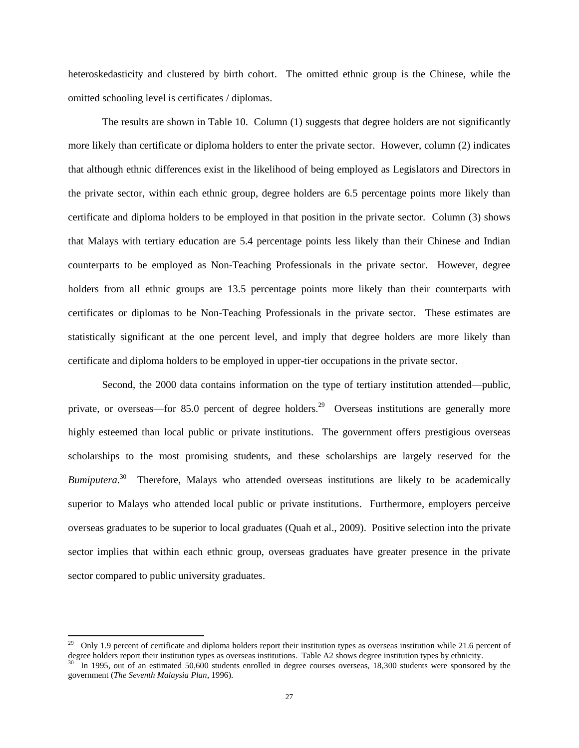heteroskedasticity and clustered by birth cohort. The omitted ethnic group is the Chinese, while the omitted schooling level is certificates / diplomas.

The results are shown in Table 10. Column (1) suggests that degree holders are not significantly more likely than certificate or diploma holders to enter the private sector. However, column (2) indicates that although ethnic differences exist in the likelihood of being employed as Legislators and Directors in the private sector, within each ethnic group, degree holders are 6.5 percentage points more likely than certificate and diploma holders to be employed in that position in the private sector. Column (3) shows that Malays with tertiary education are 5.4 percentage points less likely than their Chinese and Indian counterparts to be employed as Non-Teaching Professionals in the private sector. However, degree holders from all ethnic groups are 13.5 percentage points more likely than their counterparts with certificates or diplomas to be Non-Teaching Professionals in the private sector. These estimates are statistically significant at the one percent level, and imply that degree holders are more likely than certificate and diploma holders to be employed in upper-tier occupations in the private sector.

Second, the 2000 data contains information on the type of tertiary institution attended—public, private, or overseas—for 85.0 percent of degree holders.[29] Overseas institutions are generally more highly esteemed than local public or private institutions. The government offers prestigious overseas scholarships to the most promising students, and these scholarships are largely reserved for the *Bumiputera*.[30] Therefore, Malays who attended overseas institutions are likely to be academically superior to Malays who attended local public or private institutions. Furthermore, employers perceive overseas graduates to be superior to local graduates (Quah et al., 2009). Positive selection into the private sector implies that within each ethnic group, overseas graduates have greater presence in the private sector compared to public university graduates.

---

[29] Only 1.9 percent of certificate and diploma holders report their institution types as overseas institution while 21.6 percent of degree holders report their institution types as overseas institutions. Table A2 shows degree institution types by ethnicity.

[30] In 1995, out of an estimated 50,600 students enrolled in degree courses overseas, 18,300 students were sponsored by the government (*The Seventh Malaysia Plan*, 1996).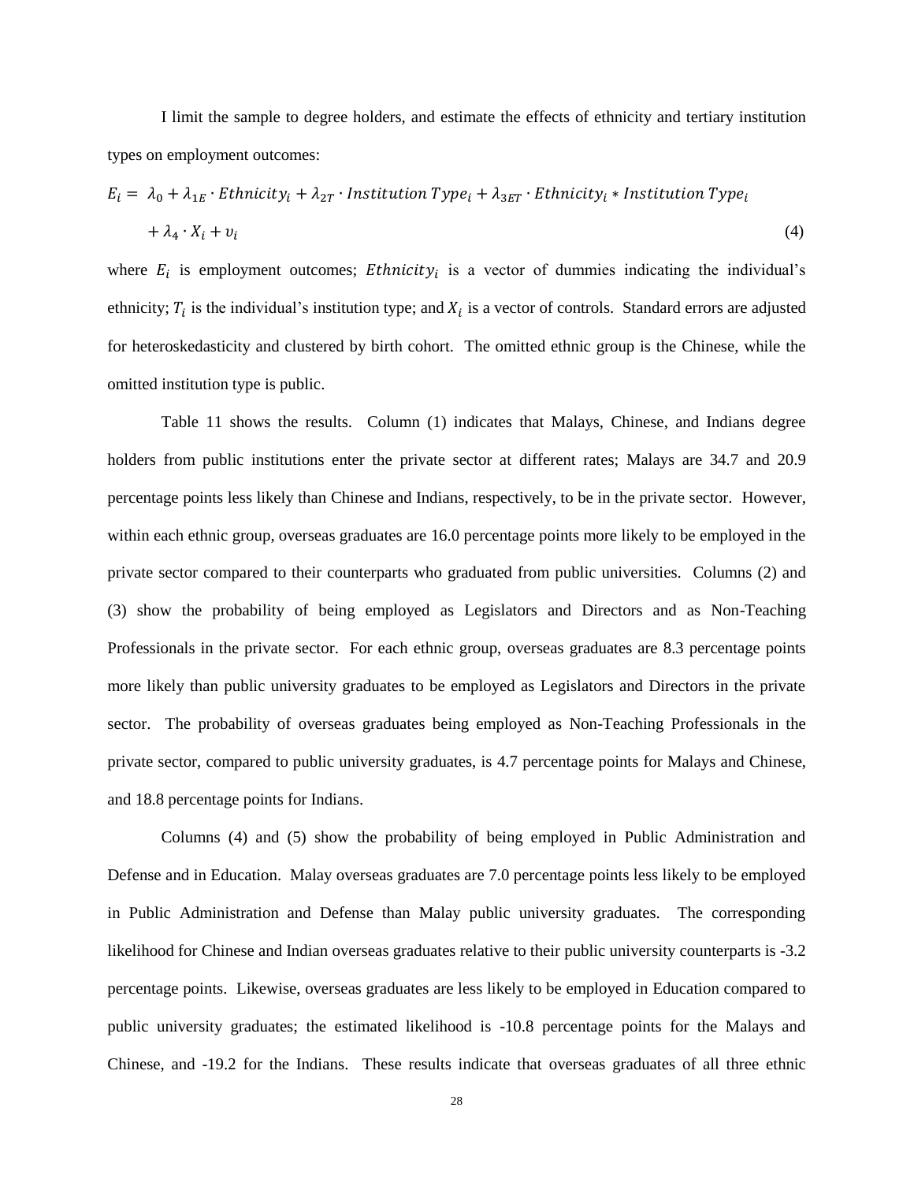I limit the sample to degree holders, and estimate the effects of ethnicity and tertiary institution types on employment outcomes:

$$E_i = \lambda_0 + \lambda_{1E} \cdot Ethnicity_i + \lambda_{2T} \cdot Institution\ Type_i + \lambda_{3ET} \cdot Ethnicity_i * Institution\ Type_i + \lambda_4 \cdot X_i + v_i \quad (4)$$

where $E_i$ is employment outcomes; $Ethnicity_i$ is a vector of dummies indicating the individual's ethnicity; $T_i$ is the individual's institution type; and $X_i$ is a vector of controls. Standard errors are adjusted for heteroskedasticity and clustered by birth cohort. The omitted ethnic group is the Chinese, while the omitted institution type is public.

Table 11 shows the results. Column (1) indicates that Malays, Chinese, and Indians degree holders from public institutions enter the private sector at different rates; Malays are 34.7 and 20.9 percentage points less likely than Chinese and Indians, respectively, to be in the private sector. However, within each ethnic group, overseas graduates are 16.0 percentage points more likely to be employed in the private sector compared to their counterparts who graduated from public universities. Columns (2) and (3) show the probability of being employed as Legislators and Directors and as Non-Teaching Professionals in the private sector. For each ethnic group, overseas graduates are 8.3 percentage points more likely than public university graduates to be employed as Legislators and Directors in the private sector. The probability of overseas graduates being employed as Non-Teaching Professionals in the private sector, compared to public university graduates, is 4.7 percentage points for Malays and Chinese, and 18.8 percentage points for Indians.

Columns (4) and (5) show the probability of being employed in Public Administration and Defense and in Education. Malay overseas graduates are 7.0 percentage points less likely to be employed in Public Administration and Defense than Malay public university graduates. The corresponding likelihood for Chinese and Indian overseas graduates relative to their public university counterparts is -3.2 percentage points. Likewise, overseas graduates are less likely to be employed in Education compared to public university graduates; the estimated likelihood is -10.8 percentage points for the Malays and Chinese, and -19.2 for the Indians. These results indicate that overseas graduates of all three ethnic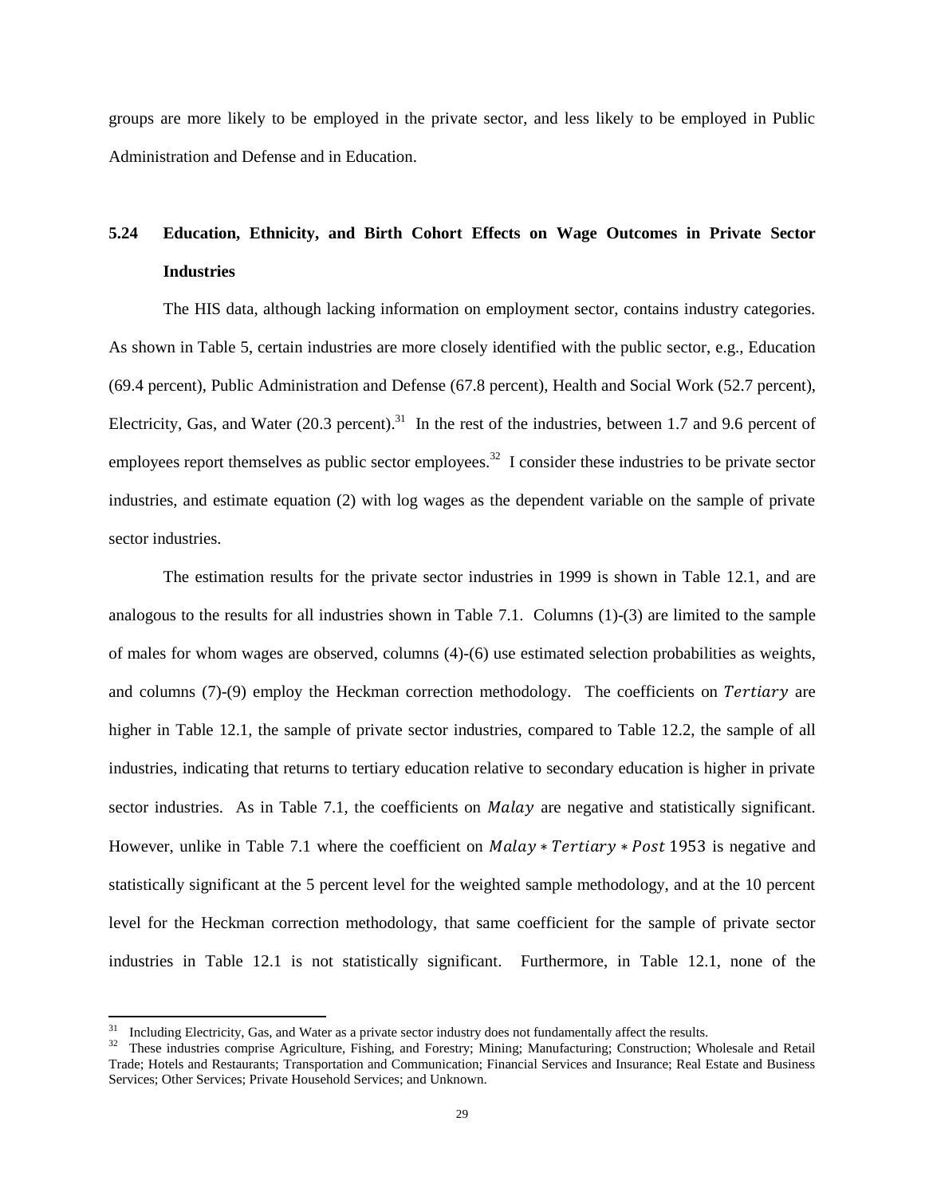groups are more likely to be employed in the private sector, and less likely to be employed in Public Administration and Defense and in Education.

## 5.24 Education, Ethnicity, and Birth Cohort Effects on Wage Outcomes in Private Sector Industries

The HIS data, although lacking information on employment sector, contains industry categories. As shown in Table 5, certain industries are more closely identified with the public sector, e.g., Education (69.4 percent), Public Administration and Defense (67.8 percent), Health and Social Work (52.7 percent), Electricity, Gas, and Water (20.3 percent).[31] In the rest of the industries, between 1.7 and 9.6 percent of employees report themselves as public sector employees.[32] I consider these industries to be private sector industries, and estimate equation (2) with log wages as the dependent variable on the sample of private sector industries.

The estimation results for the private sector industries in 1999 is shown in Table 12.1, and are analogous to the results for all industries shown in Table 7.1. Columns (1)-(3) are limited to the sample of males for whom wages are observed, columns (4)-(6) use estimated selection probabilities as weights, and columns (7)-(9) employ the Heckman correction methodology. The coefficients on $Tertiary$ are higher in Table 12.1, the sample of private sector industries, compared to Table 12.2, the sample of all industries, indicating that returns to tertiary education relative to secondary education is higher in private sector industries. As in Table 7.1, the coefficients on $Malay$ are negative and statistically significant. However, unlike in Table 7.1 where the coefficient on $Malay * Tertiary * Post\ 1953$ is negative and statistically significant at the 5 percent level for the weighted sample methodology, and at the 10 percent level for the Heckman correction methodology, that same coefficient for the sample of private sector industries in Table 12.1 is not statistically significant. Furthermore, in Table 12.1, none of the

---

[31] Including Electricity, Gas, and Water as a private sector industry does not fundamentally affect the results.

[32] These industries comprise Agriculture, Fishing, and Forestry; Mining; Manufacturing; Construction; Wholesale and Retail Trade; Hotels and Restaurants; Transportation and Communication; Financial Services and Insurance; Real Estate and Business Services; Other Services; Private Household Services; and Unknown.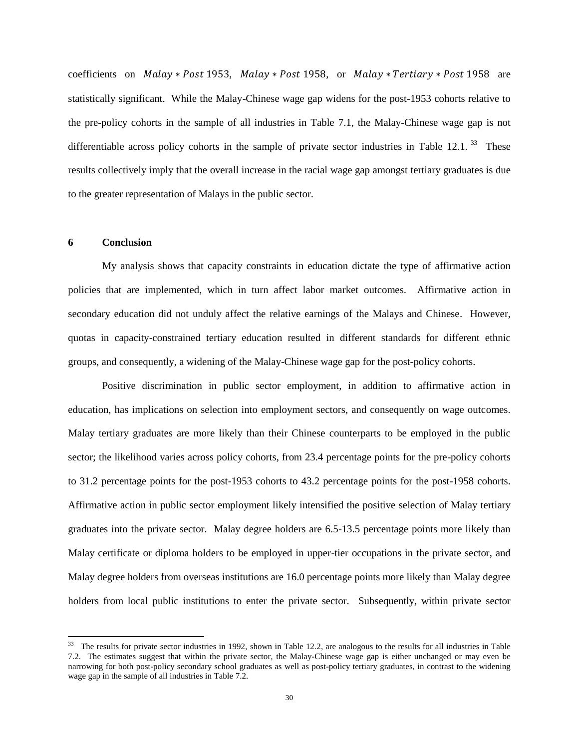coefficients on $Malay * Post\ 1953$, $Malay * Post\ 1958$, or $Malay * Tertiary * Post\ 1958$ are statistically significant. While the Malay-Chinese wage gap widens for the post-1953 cohorts relative to the pre-policy cohorts in the sample of all industries in Table 7.1, the Malay-Chinese wage gap is not differentiable across policy cohorts in the sample of private sector industries in Table 12.1.[33] These results collectively imply that the overall increase in the racial wage gap amongst tertiary graduates is due to the greater representation of Malays in the public sector.

## 6 Conclusion

My analysis shows that capacity constraints in education dictate the type of affirmative action policies that are implemented, which in turn affect labor market outcomes. Affirmative action in secondary education did not unduly affect the relative earnings of the Malays and Chinese. However, quotas in capacity-constrained tertiary education resulted in different standards for different ethnic groups, and consequently, a widening of the Malay-Chinese wage gap for the post-policy cohorts.

Positive discrimination in public sector employment, in addition to affirmative action in education, has implications on selection into employment sectors, and consequently on wage outcomes. Malay tertiary graduates are more likely than their Chinese counterparts to be employed in the public sector; the likelihood varies across policy cohorts, from 23.4 percentage points for the pre-policy cohorts to 31.2 percentage points for the post-1953 cohorts to 43.2 percentage points for the post-1958 cohorts. Affirmative action in public sector employment likely intensified the positive selection of Malay tertiary graduates into the private sector. Malay degree holders are 6.5-13.5 percentage points more likely than Malay certificate or diploma holders to be employed in upper-tier occupations in the private sector, and Malay degree holders from overseas institutions are 16.0 percentage points more likely than Malay degree holders from local public institutions to enter the private sector. Subsequently, within private sector

---

[33] The results for private sector industries in 1992, shown in Table 12.2, are analogous to the results for all industries in Table 7.2. The estimates suggest that within the private sector, the Malay-Chinese wage gap is either unchanged or may even be narrowing for both post-policy secondary school graduates as well as post-policy tertiary graduates, in contrast to the widening wage gap in the sample of all industries in Table 7.2.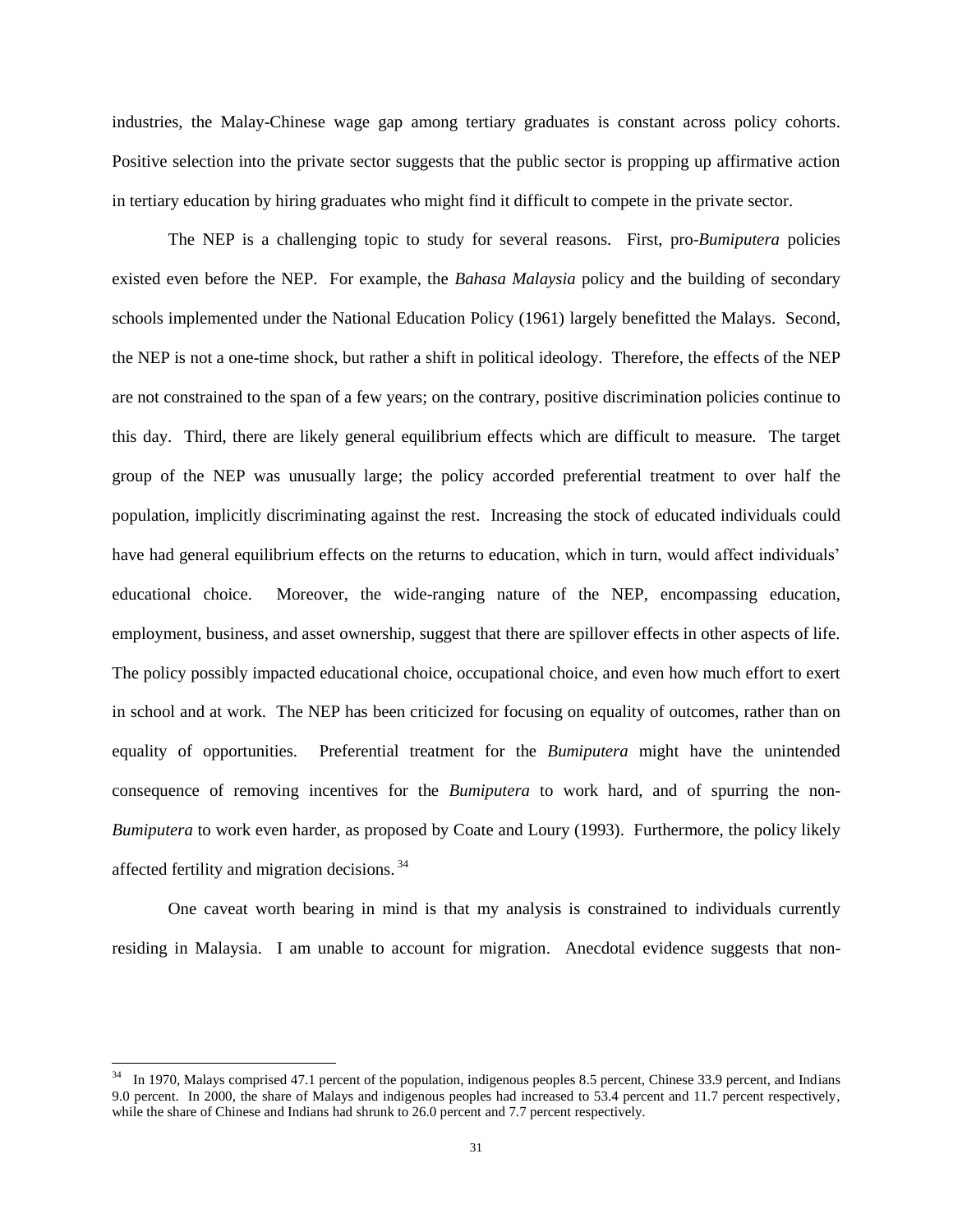industries, the Malay-Chinese wage gap among tertiary graduates is constant across policy cohorts. Positive selection into the private sector suggests that the public sector is propping up affirmative action in tertiary education by hiring graduates who might find it difficult to compete in the private sector.

The NEP is a challenging topic to study for several reasons. First, pro-*Bumiputera* policies existed even before the NEP. For example, the *Bahasa Malaysia* policy and the building of secondary schools implemented under the National Education Policy (1961) largely benefitted the Malays. Second, the NEP is not a one-time shock, but rather a shift in political ideology. Therefore, the effects of the NEP are not constrained to the span of a few years; on the contrary, positive discrimination policies continue to this day. Third, there are likely general equilibrium effects which are difficult to measure. The target group of the NEP was unusually large; the policy accorded preferential treatment to over half the population, implicitly discriminating against the rest. Increasing the stock of educated individuals could have had general equilibrium effects on the returns to education, which in turn, would affect individuals' educational choice. Moreover, the wide-ranging nature of the NEP, encompassing education, employment, business, and asset ownership, suggest that there are spillover effects in other aspects of life. The policy possibly impacted educational choice, occupational choice, and even how much effort to exert in school and at work. The NEP has been criticized for focusing on equality of outcomes, rather than on equality of opportunities. Preferential treatment for the *Bumiputera* might have the unintended consequence of removing incentives for the *Bumiputera* to work hard, and of spurring the non-*Bumiputera* to work even harder, as proposed by Coate and Loury (1993). Furthermore, the policy likely affected fertility and migration decisions.[34]

One caveat worth bearing in mind is that my analysis is constrained to individuals currently residing in Malaysia. I am unable to account for migration. Anecdotal evidence suggests that non-

---

[34] In 1970, Malays comprised 47.1 percent of the population, indigenous peoples 8.5 percent, Chinese 33.9 percent, and Indians 9.0 percent. In 2000, the share of Malays and indigenous peoples had increased to 53.4 percent and 11.7 percent respectively, while the share of Chinese and Indians had shrunk to 26.0 percent and 7.7 percent respectively.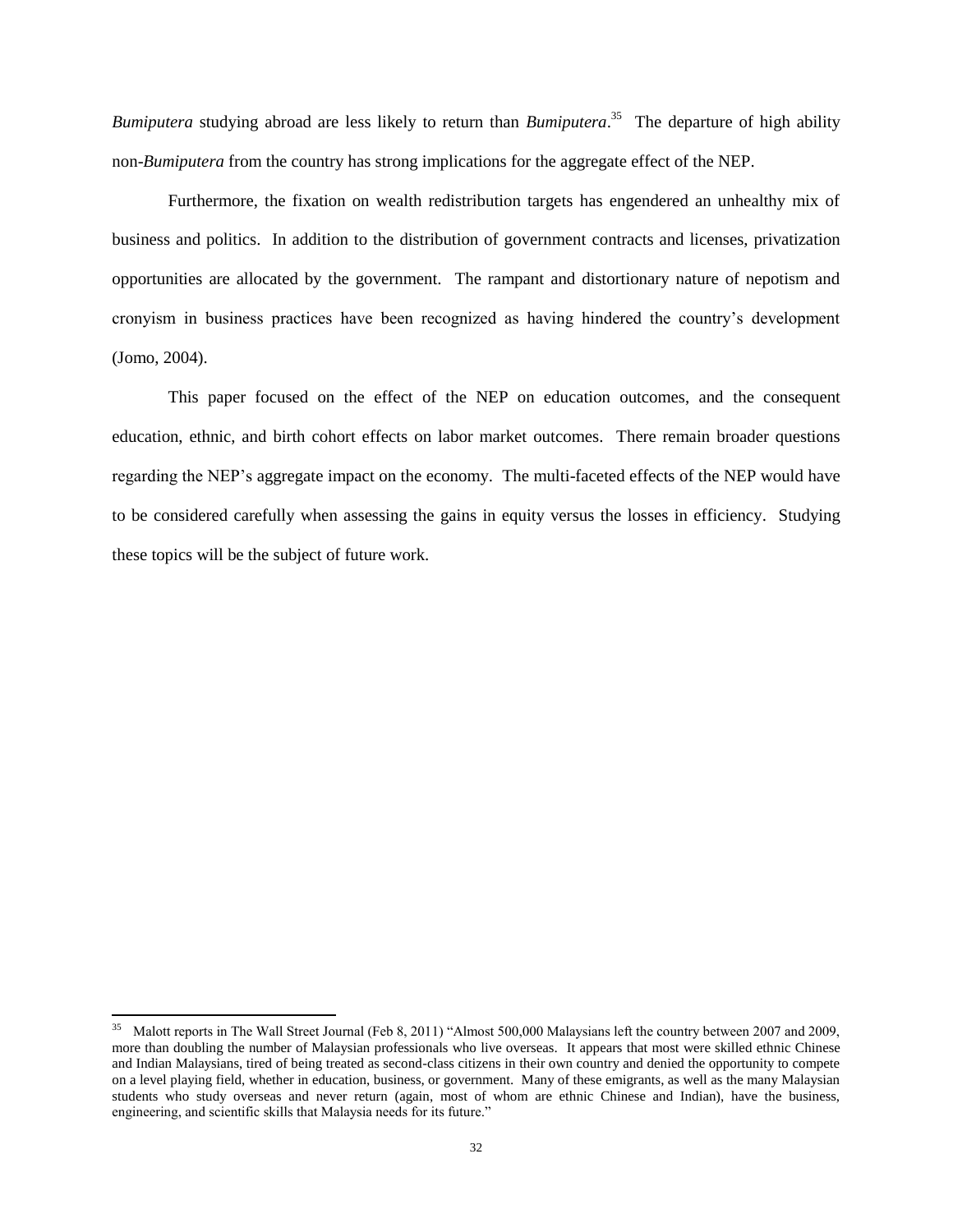*Bumiputera* studying abroad are less likely to return than *Bumiputera*.[35] The departure of high ability non-*Bumiputera* from the country has strong implications for the aggregate effect of the NEP.

Furthermore, the fixation on wealth redistribution targets has engendered an unhealthy mix of business and politics. In addition to the distribution of government contracts and licenses, privatization opportunities are allocated by the government. The rampant and distortionary nature of nepotism and cronyism in business practices have been recognized as having hindered the country's development (Jomo, 2004).

This paper focused on the effect of the NEP on education outcomes, and the consequent education, ethnic, and birth cohort effects on labor market outcomes. There remain broader questions regarding the NEP's aggregate impact on the economy. The multi-faceted effects of the NEP would have to be considered carefully when assessing the gains in equity versus the losses in efficiency. Studying these topics will be the subject of future work.

---

[35] Malott reports in The Wall Street Journal (Feb 8, 2011) "Almost 500,000 Malaysians left the country between 2007 and 2009, more than doubling the number of Malaysian professionals who live overseas. It appears that most were skilled ethnic Chinese and Indian Malaysians, tired of being treated as second-class citizens in their own country and denied the opportunity to compete on a level playing field, whether in education, business, or government. Many of these emigrants, as well as the many Malaysian students who study overseas and never return (again, most of whom are ethnic Chinese and Indian), have the business, engineering, and scientific skills that Malaysia needs for its future."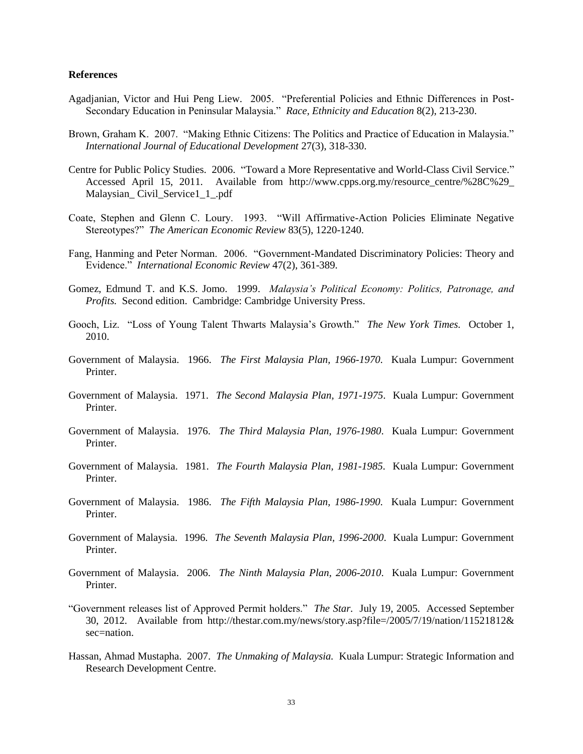**References**

Agadjanian, Victor and Hui Peng Liew. 2005. "Preferential Policies and Ethnic Differences in Post-Secondary Education in Peninsular Malaysia." *Race, Ethnicity and Education* 8(2), 213-230.

Brown, Graham K. 2007. "Making Ethnic Citizens: The Politics and Practice of Education in Malaysia." *International Journal of Educational Development* 27(3), 318-330.

Centre for Public Policy Studies. 2006. "Toward a More Representative and World-Class Civil Service." Accessed April 15, 2011. Available from http://www.cpps.org.my/resource_centre/%28C%29_ Malaysian_ Civil_Service1_1_.pdf

Coate, Stephen and Glenn C. Loury. 1993. "Will Affirmative-Action Policies Eliminate Negative Stereotypes?" *The American Economic Review* 83(5), 1220-1240.

Fang, Hanming and Peter Norman. 2006. "Government-Mandated Discriminatory Policies: Theory and Evidence." *International Economic Review* 47(2), 361-389.

Gomez, Edmund T. and K.S. Jomo. 1999. *Malaysia's Political Economy: Politics, Patronage, and Profits.* Second edition. Cambridge: Cambridge University Press.

Gooch, Liz. "Loss of Young Talent Thwarts Malaysia's Growth." *The New York Times.* October 1, 2010.

Government of Malaysia. 1966. *The First Malaysia Plan, 1966-1970.* Kuala Lumpur: Government Printer.

Government of Malaysia. 1971. *The Second Malaysia Plan, 1971-1975*. Kuala Lumpur: Government Printer.

Government of Malaysia. 1976. *The Third Malaysia Plan, 1976-1980*. Kuala Lumpur: Government Printer.

Government of Malaysia. 1981. *The Fourth Malaysia Plan, 1981-1985*. Kuala Lumpur: Government Printer.

Government of Malaysia. 1986. *The Fifth Malaysia Plan, 1986-1990.* Kuala Lumpur: Government Printer.

Government of Malaysia. 1996. *The Seventh Malaysia Plan, 1996-2000*. Kuala Lumpur: Government Printer.

Government of Malaysia. 2006. *The Ninth Malaysia Plan, 2006-2010*. Kuala Lumpur: Government Printer.

"Government releases list of Approved Permit holders." *The Star*. July 19, 2005. Accessed September 30, 2012. Available from http://thestar.com.my/news/story.asp?file=/2005/7/19/nation/11521812& sec=nation.

Hassan, Ahmad Mustapha. 2007. *The Unmaking of Malaysia.* Kuala Lumpur: Strategic Information and Research Development Centre.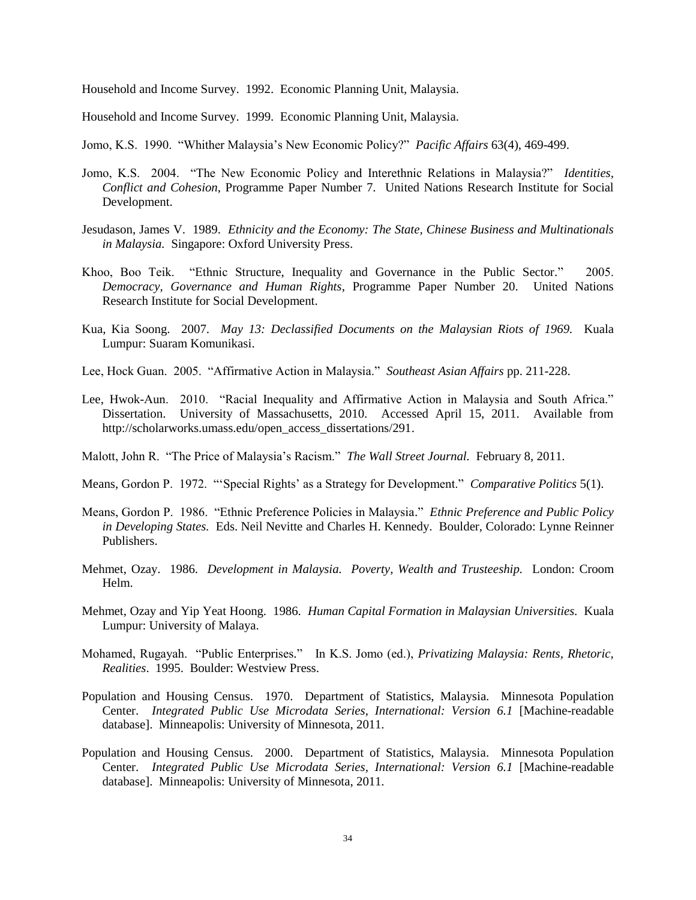Household and Income Survey. 1992. Economic Planning Unit, Malaysia.

Household and Income Survey. 1999. Economic Planning Unit, Malaysia.

Jomo, K.S. 1990. "Whither Malaysia's New Economic Policy?" *Pacific Affairs* 63(4), 469-499.

Jomo, K.S. 2004. "The New Economic Policy and Interethnic Relations in Malaysia?" *Identities, Conflict and Cohesion*, Programme Paper Number 7. United Nations Research Institute for Social Development.

Jesudason, James V. 1989. *Ethnicity and the Economy: The State, Chinese Business and Multinationals in Malaysia.* Singapore: Oxford University Press.

Khoo, Boo Teik. "Ethnic Structure, Inequality and Governance in the Public Sector." 2005. *Democracy, Governance and Human Rights*, Programme Paper Number 20. United Nations Research Institute for Social Development.

Kua, Kia Soong. 2007. *May 13: Declassified Documents on the Malaysian Riots of 1969.* Kuala Lumpur: Suaram Komunikasi.

Lee, Hock Guan. 2005. "Affirmative Action in Malaysia." *Southeast Asian Affairs* pp. 211-228.

Lee, Hwok-Aun. 2010. "Racial Inequality and Affirmative Action in Malaysia and South Africa." Dissertation. University of Massachusetts, 2010. Accessed April 15, 2011. Available from http://scholarworks.umass.edu/open_access_dissertations/291.

Malott, John R. "The Price of Malaysia's Racism." *The Wall Street Journal.* February 8, 2011.

Means, Gordon P. 1972. "'Special Rights' as a Strategy for Development." *Comparative Politics* 5(1).

Means, Gordon P. 1986. "Ethnic Preference Policies in Malaysia." *Ethnic Preference and Public Policy in Developing States.* Eds. Neil Nevitte and Charles H. Kennedy. Boulder, Colorado: Lynne Reinner Publishers.

Mehmet, Ozay. 1986. *Development in Malaysia. Poverty, Wealth and Trusteeship.* London: Croom Helm.

Mehmet, Ozay and Yip Yeat Hoong. 1986. *Human Capital Formation in Malaysian Universities.* Kuala Lumpur: University of Malaya.

Mohamed, Rugayah. "Public Enterprises." In K.S. Jomo (ed.), *Privatizing Malaysia: Rents, Rhetoric, Realities*. 1995. Boulder: Westview Press.

Population and Housing Census. 1970. Department of Statistics, Malaysia. Minnesota Population Center. *Integrated Public Use Microdata Series, International: Version 6.1* [Machine-readable database]. Minneapolis: University of Minnesota, 2011.

Population and Housing Census. 2000. Department of Statistics, Malaysia. Minnesota Population Center. *Integrated Public Use Microdata Series, International: Version 6.1* [Machine-readable database]. Minneapolis: University of Minnesota, 2011.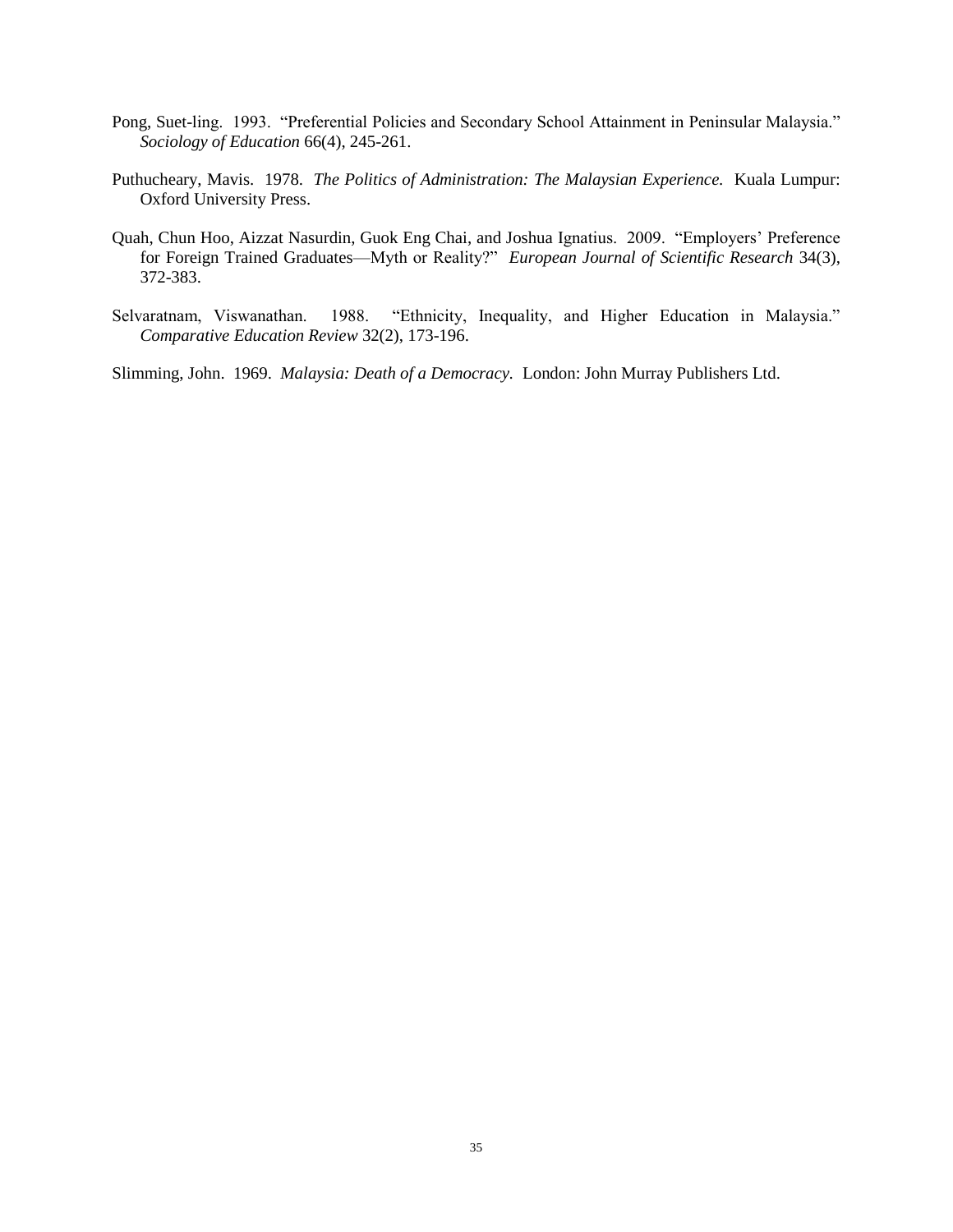Pong, Suet-ling. 1993. "Preferential Policies and Secondary School Attainment in Peninsular Malaysia." *Sociology of Education* 66(4), 245-261.

Puthucheary, Mavis. 1978. *The Politics of Administration: The Malaysian Experience.* Kuala Lumpur: Oxford University Press.

Quah, Chun Hoo, Aizzat Nasurdin, Guok Eng Chai, and Joshua Ignatius. 2009. "Employers' Preference for Foreign Trained Graduates—Myth or Reality?" *European Journal of Scientific Research* 34(3), 372-383.

Selvaratnam, Viswanathan. 1988. "Ethnicity, Inequality, and Higher Education in Malaysia." *Comparative Education Review* 32(2), 173-196.

Slimming, John. 1969. *Malaysia: Death of a Democracy.* London: John Murray Publishers Ltd.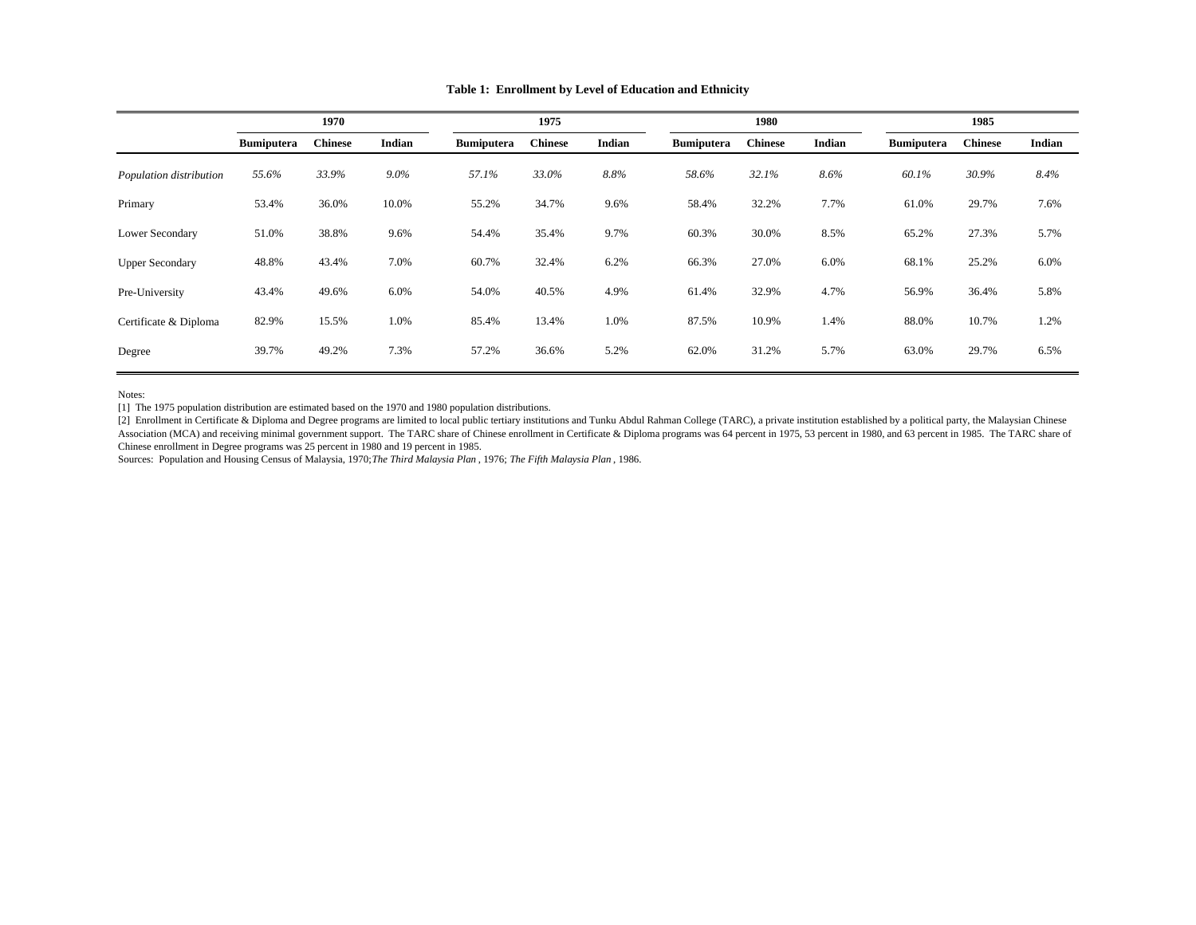**Table 1: Enrollment by Level of Education and Ethnicity**

| | 1970 | | | 1975 | | | 1980 | | | 1985 | | |
|---|---|---|---|---|---|---|---|---|---|---|---|---|
| | **Bumiputera** | **Chinese** | **Indian** | **Bumiputera** | **Chinese** | **Indian** | **Bumiputera** | **Chinese** | **Indian** | **Bumiputera** | **Chinese** | **Indian** |
| *Population distribution* | *55.6%* | *33.9%* | *9.0%* | *57.1%* | *33.0%* | *8.8%* | *58.6%* | *32.1%* | *8.6%* | *60.1%* | *30.9%* | *8.4%* |
| Primary | 53.4% | 36.0% | 10.0% | 55.2% | 34.7% | 9.6% | 58.4% | 32.2% | 7.7% | 61.0% | 29.7% | 7.6% |
| Lower Secondary | 51.0% | 38.8% | 9.6% | 54.4% | 35.4% | 9.7% | 60.3% | 30.0% | 8.5% | 65.2% | 27.3% | 5.7% |
| Upper Secondary | 48.8% | 43.4% | 7.0% | 60.7% | 32.4% | 6.2% | 66.3% | 27.0% | 6.0% | 68.1% | 25.2% | 6.0% |
| Pre-University | 43.4% | 49.6% | 6.0% | 54.0% | 40.5% | 4.9% | 61.4% | 32.9% | 4.7% | 56.9% | 36.4% | 5.8% |
| Certificate & Diploma | 82.9% | 15.5% | 1.0% | 85.4% | 13.4% | 1.0% | 87.5% | 10.9% | 1.4% | 88.0% | 10.7% | 1.2% |
| Degree | 39.7% | 49.2% | 7.3% | 57.2% | 36.6% | 5.2% | 62.0% | 31.2% | 5.7% | 63.0% | 29.7% | 6.5% |

Notes:

[1] The 1975 population distribution are estimated based on the 1970 and 1980 population distributions.

[2] Enrollment in Certificate & Diploma and Degree programs are limited to local public tertiary institutions and Tunku Abdul Rahman College (TARC), a private institution established by a political party, the Malaysian Chinese Association (MCA) and receiving minimal government support. The TARC share of Chinese enrollment in Certificate & Diploma programs was 64 percent in 1975, 53 percent in 1980, and 63 percent in 1985. The TARC share of Chinese enrollment in Degree programs was 25 percent in 1980 and 19 percent in 1985.

Sources: Population and Housing Census of Malaysia, 1970; *The Third Malaysia Plan*, 1976; *The Fifth Malaysia Plan*, 1986.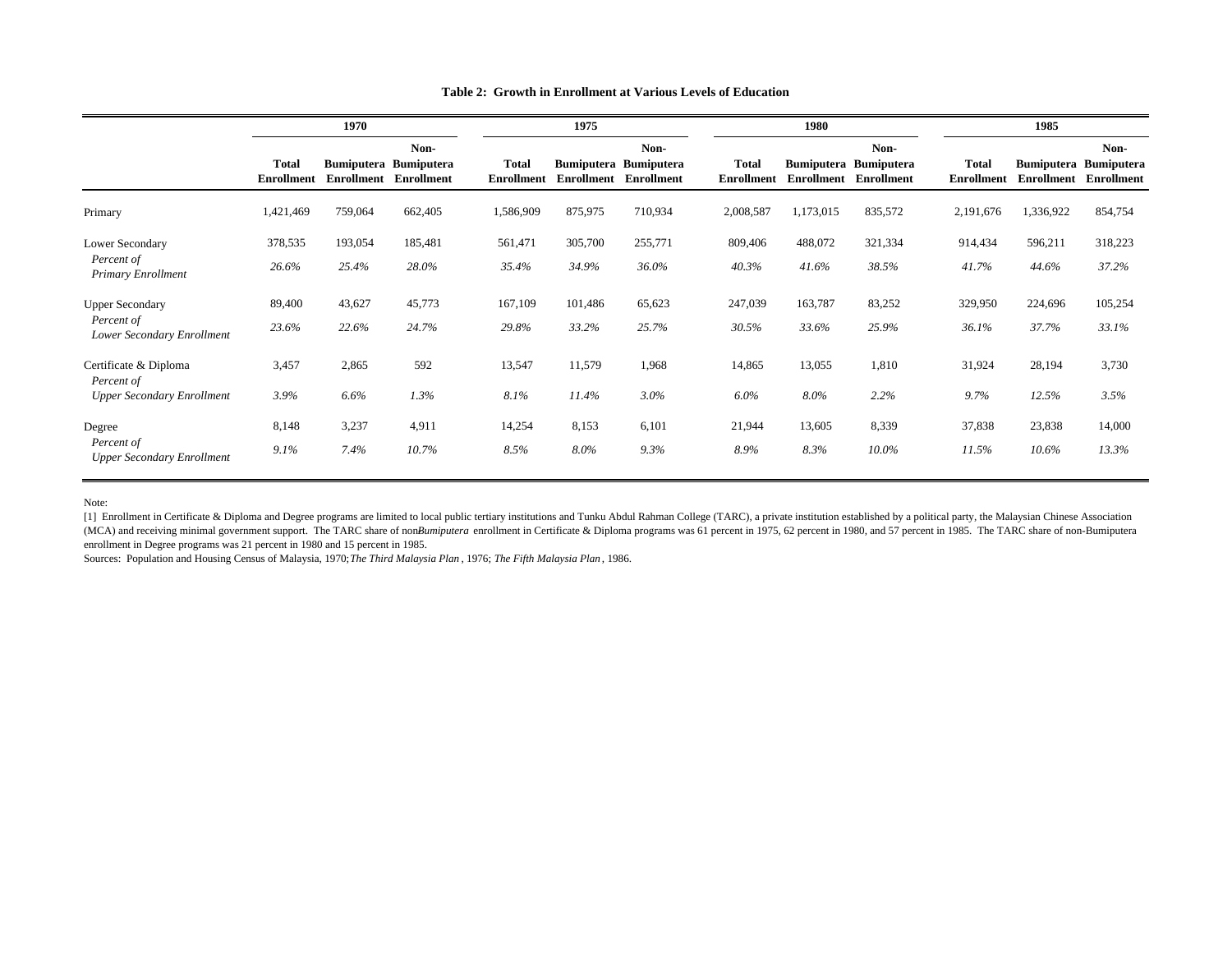**Table 2: Growth in Enrollment at Various Levels of Education**

| | 1970 | | | 1975 | | | 1980 | | | 1985 | | |
|---|---|---|---|---|---|---|---|---|---|---|---|---|
| | **Total Enrollment** | **Bumiputera Enrollment** | **Non-Bumiputera Enrollment** | **Total Enrollment** | **Bumiputera Enrollment** | **Non-Bumiputera Enrollment** | **Total Enrollment** | **Bumiputera Enrollment** | **Non-Bumiputera Enrollment** | **Total Enrollment** | **Bumiputera Enrollment** | **Non-Bumiputera Enrollment** |
| Primary | 1,421,469 | 759,064 | 662,405 | 1,586,909 | 875,975 | 710,934 | 2,008,587 | 1,173,015 | 835,572 | 2,191,676 | 1,336,922 | 854,754 |
| Lower Secondary | 378,535 | 193,054 | 185,481 | 561,471 | 305,700 | 255,771 | 809,406 | 488,072 | 321,334 | 914,434 | 596,211 | 318,223 |
| *Percent of Primary Enrollment* | *26.6%* | *25.4%* | *28.0%* | *35.4%* | *34.9%* | *36.0%* | *40.3%* | *41.6%* | *38.5%* | *41.7%* | *44.6%* | *37.2%* |
| Upper Secondary | 89,400 | 43,627 | 45,773 | 167,109 | 101,486 | 65,623 | 247,039 | 163,787 | 83,252 | 329,950 | 224,696 | 105,254 |
| *Percent of Lower Secondary Enrollment* | *23.6%* | *22.6%* | *24.7%* | *29.8%* | *33.2%* | *25.7%* | *30.5%* | *33.6%* | *25.9%* | *36.1%* | *37.7%* | *33.1%* |
| Certificate & Diploma | 3,457 | 2,865 | 592 | 13,547 | 11,579 | 1,968 | 14,865 | 13,055 | 1,810 | 31,924 | 28,194 | 3,730 |
| *Percent of Upper Secondary Enrollment* | *3.9%* | *6.6%* | *1.3%* | *8.1%* | *11.4%* | *3.0%* | *6.0%* | *8.0%* | *2.2%* | *9.7%* | *12.5%* | *3.5%* |
| Degree | 8,148 | 3,237 | 4,911 | 14,254 | 8,153 | 6,101 | 21,944 | 13,605 | 8,339 | 37,838 | 23,838 | 14,000 |
| *Percent of Upper Secondary Enrollment* | *9.1%* | *7.4%* | *10.7%* | *8.5%* | *8.0%* | *9.3%* | *8.9%* | *8.3%* | *10.0%* | *11.5%* | *10.6%* | *13.3%* |

Note:

[1] Enrollment in Certificate & Diploma and Degree programs are limited to local public tertiary institutions and Tunku Abdul Rahman College (TARC), a private institution established by a political party, the Malaysian Chinese Association (MCA) and receiving minimal government support. The TARC share of non-*Bumiputera* enrollment in Certificate & Diploma programs was 61 percent in 1975, 62 percent in 1980, and 57 percent in 1985. The TARC share of non-Bumiputera enrollment in Degree programs was 21 percent in 1980 and 15 percent in 1985.

Sources: Population and Housing Census of Malaysia, 1970; *The Third Malaysia Plan*, 1976; *The Fifth Malaysia Plan*, 1986.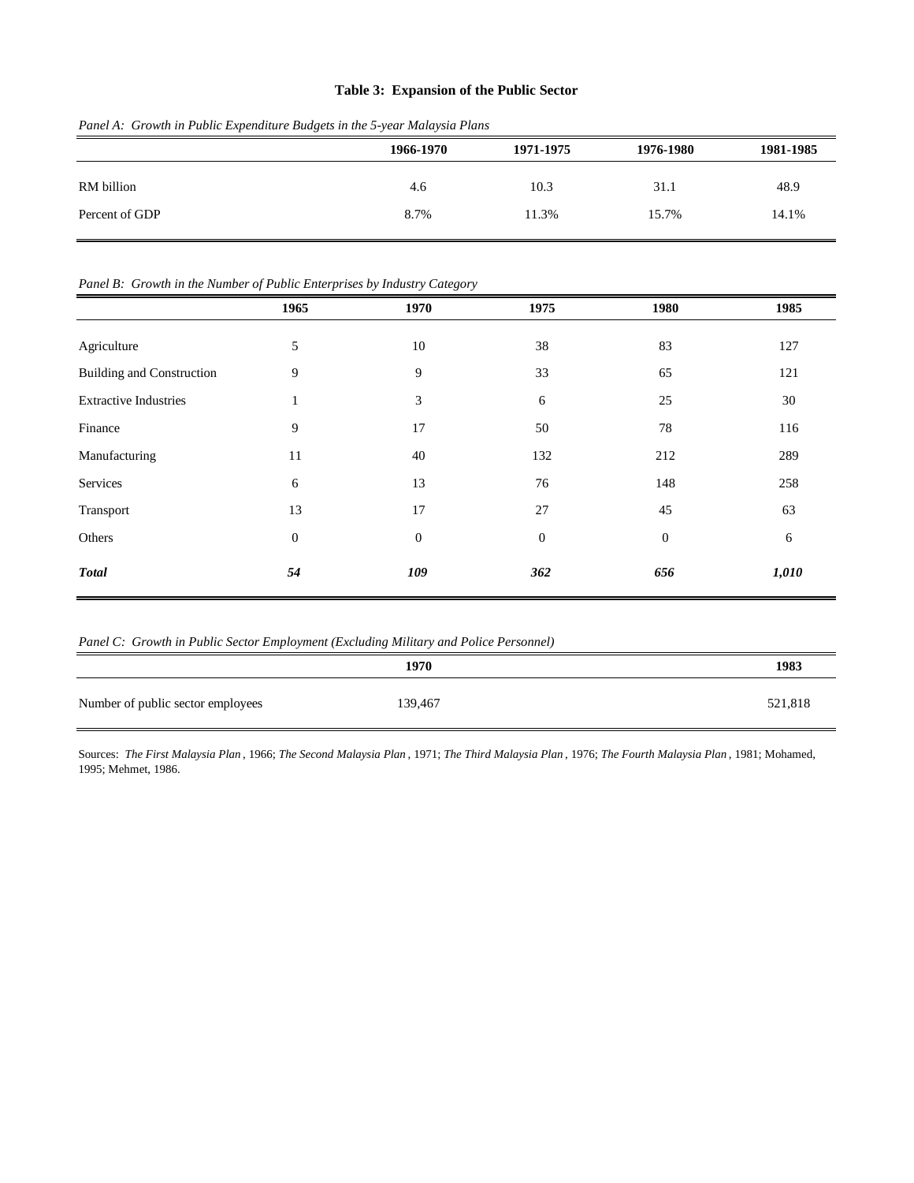**Table 3: Expansion of the Public Sector**

*Panel A: Growth in Public Expenditure Budgets in the 5-year Malaysia Plans*

| | 1966-1970 | 1971-1975 | 1976-1980 | 1981-1985 |
|---|---|---|---|---|
| RM billion | 4.6 | 10.3 | 31.1 | 48.9 |
| Percent of GDP | 8.7% | 11.3% | 15.7% | 14.1% |

*Panel B: Growth in the Number of Public Enterprises by Industry Category*

| | 1965 | 1970 | 1975 | 1980 | 1985 |
|---|---|---|---|---|---|
| Agriculture | 5 | 10 | 38 | 83 | 127 |
| Building and Construction | 9 | 9 | 33 | 65 | 121 |
| Extractive Industries | 1 | 3 | 6 | 25 | 30 |
| Finance | 9 | 17 | 50 | 78 | 116 |
| Manufacturing | 11 | 40 | 132 | 212 | 289 |
| Services | 6 | 13 | 76 | 148 | 258 |
| Transport | 13 | 17 | 27 | 45 | 63 |
| Others | 0 | 0 | 0 | 0 | 6 |
| ***Total*** | ***54*** | ***109*** | ***362*** | ***656*** | ***1,010*** |

*Panel C: Growth in Public Sector Employment (Excluding Military and Police Personnel)*

| | 1970 | 1983 |
|---|---|---|
| Number of public sector employees | 139,467 | 521,818 |

Sources: *The First Malaysia Plan*, 1966; *The Second Malaysia Plan*, 1971; *The Third Malaysia Plan*, 1976; *The Fourth Malaysia Plan*, 1981; Mohamed, 1995; Mehmet, 1986.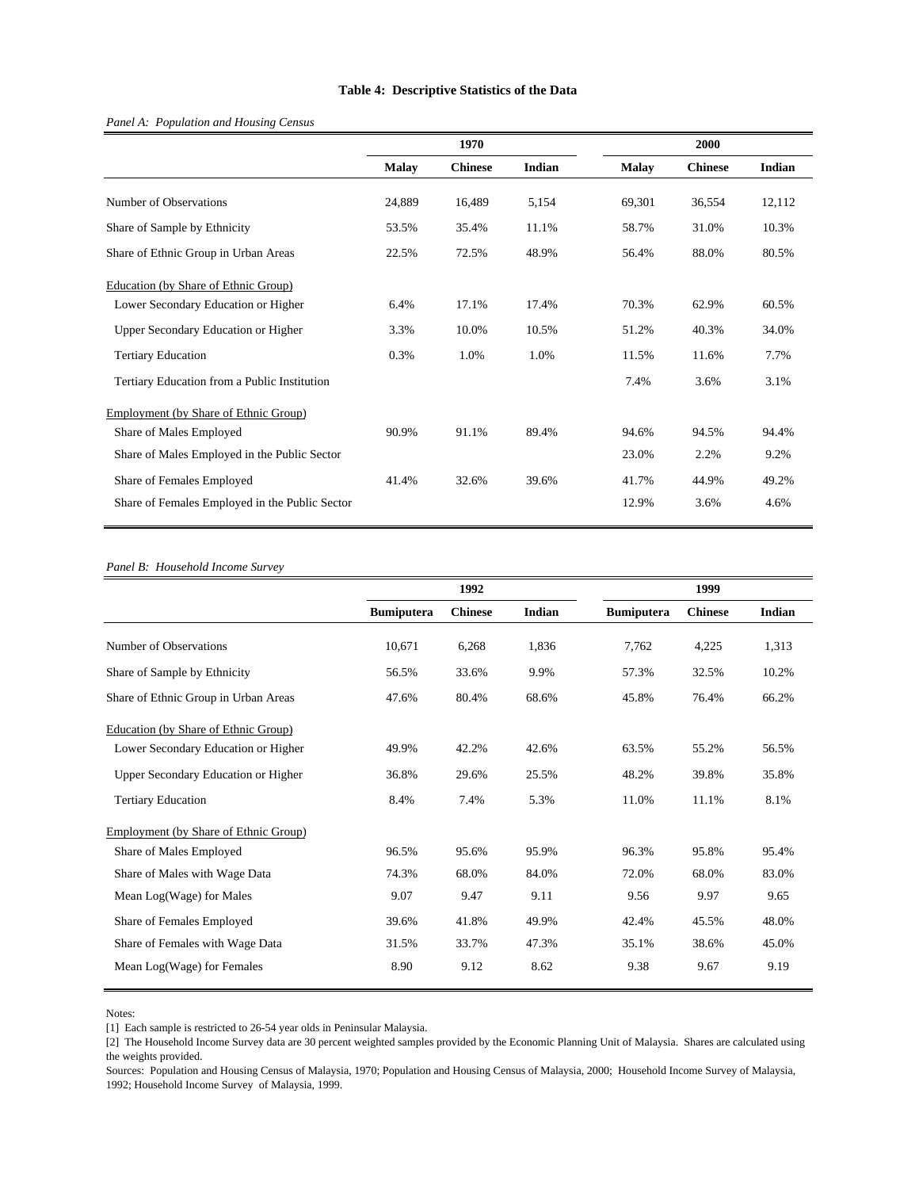**Table 4: Descriptive Statistics of the Data**

*Panel A: Population and Housing Census*

| | 1970 | | | 2000 | | |
|---|---|---|---|---|---|---|
| | **Malay** | **Chinese** | **Indian** | **Malay** | **Chinese** | **Indian** |
| Number of Observations | 24,889 | 16,489 | 5,154 | 69,301 | 36,554 | 12,112 |
| Share of Sample by Ethnicity | 53.5% | 35.4% | 11.1% | 58.7% | 31.0% | 10.3% |
| Share of Ethnic Group in Urban Areas | 22.5% | 72.5% | 48.9% | 56.4% | 88.0% | 80.5% |
| Education (by Share of Ethnic Group) | | | | | | |
| Lower Secondary Education or Higher | 6.4% | 17.1% | 17.4% | 70.3% | 62.9% | 60.5% |
| Upper Secondary Education or Higher | 3.3% | 10.0% | 10.5% | 51.2% | 40.3% | 34.0% |
| Tertiary Education | 0.3% | 1.0% | 1.0% | 11.5% | 11.6% | 7.7% |
| Tertiary Education from a Public Institution | | | | 7.4% | 3.6% | 3.1% |
| Employment (by Share of Ethnic Group) | | | | | | |
| Share of Males Employed | 90.9% | 91.1% | 89.4% | 94.6% | 94.5% | 94.4% |
| Share of Males Employed in the Public Sector | | | | 23.0% | 2.2% | 9.2% |
| Share of Females Employed | 41.4% | 32.6% | 39.6% | 41.7% | 44.9% | 49.2% |
| Share of Females Employed in the Public Sector | | | | 12.9% | 3.6% | 4.6% |

*Panel B: Household Income Survey*

| | 1992 | | | 1999 | | |
|---|---|---|---|---|---|---|
| | **Bumiputera** | **Chinese** | **Indian** | **Bumiputera** | **Chinese** | **Indian** |
| Number of Observations | 10,671 | 6,268 | 1,836 | 7,762 | 4,225 | 1,313 |
| Share of Sample by Ethnicity | 56.5% | 33.6% | 9.9% | 57.3% | 32.5% | 10.2% |
| Share of Ethnic Group in Urban Areas | 47.6% | 80.4% | 68.6% | 45.8% | 76.4% | 66.2% |
| Education (by Share of Ethnic Group) | | | | | | |
| Lower Secondary Education or Higher | 49.9% | 42.2% | 42.6% | 63.5% | 55.2% | 56.5% |
| Upper Secondary Education or Higher | 36.8% | 29.6% | 25.5% | 48.2% | 39.8% | 35.8% |
| Tertiary Education | 8.4% | 7.4% | 5.3% | 11.0% | 11.1% | 8.1% |
| Employment (by Share of Ethnic Group) | | | | | | |
| Share of Males Employed | 96.5% | 95.6% | 95.9% | 96.3% | 95.8% | 95.4% |
| Share of Males with Wage Data | 74.3% | 68.0% | 84.0% | 72.0% | 68.0% | 83.0% |
| Mean Log(Wage) for Males | 9.07 | 9.47 | 9.11 | 9.56 | 9.97 | 9.65 |
| Share of Females Employed | 39.6% | 41.8% | 49.9% | 42.4% | 45.5% | 48.0% |
| Share of Females with Wage Data | 31.5% | 33.7% | 47.3% | 35.1% | 38.6% | 45.0% |
| Mean Log(Wage) for Females | 8.90 | 9.12 | 8.62 | 9.38 | 9.67 | 9.19 |

Notes:

[1] Each sample is restricted to 26-54 year olds in Peninsular Malaysia.

[2] The Household Income Survey data are 30 percent weighted samples provided by the Economic Planning Unit of Malaysia. Shares are calculated using the weights provided.

Sources: Population and Housing Census of Malaysia, 1970; Population and Housing Census of Malaysia, 2000; Household Income Survey of Malaysia, 1992; Household Income Survey of Malaysia, 1999.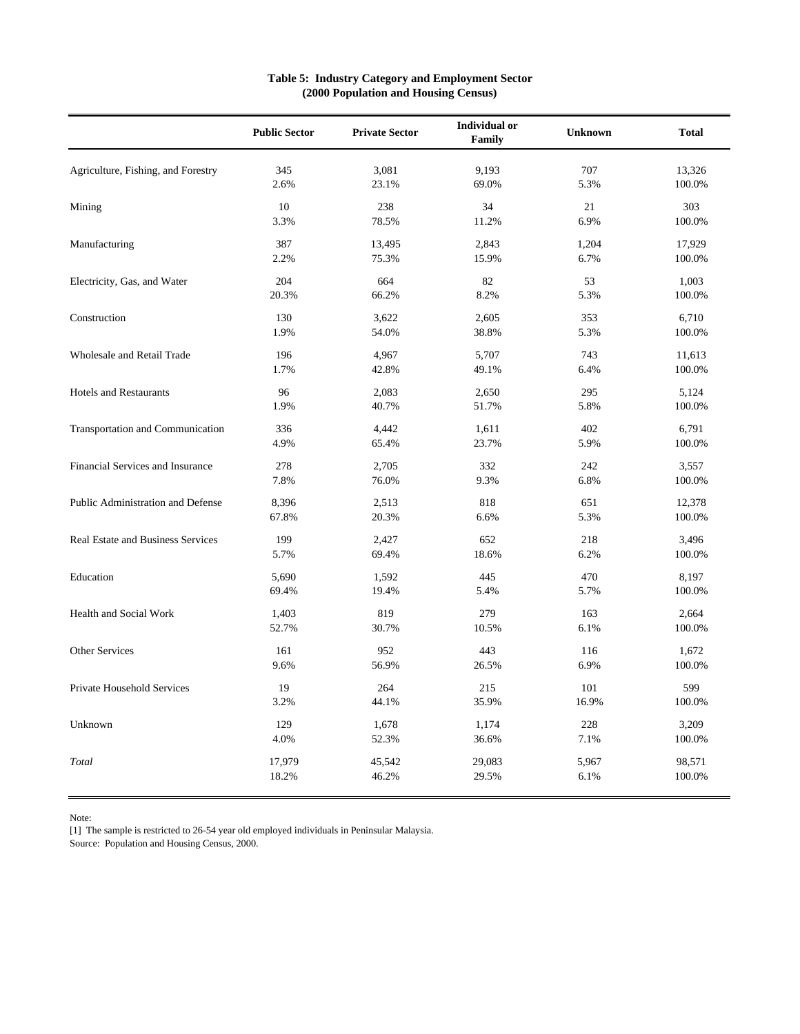**Table 5: Industry Category and Employment Sector**
**(2000 Population and Housing Census)**

| | Public Sector | Private Sector | Individual or Family | Unknown | Total |
|---|---|---|---|---|---|
| Agriculture, Fishing, and Forestry | 345 | 3,081 | 9,193 | 707 | 13,326 |
| | 2.6% | 23.1% | 69.0% | 5.3% | 100.0% |
| Mining | 10 | 238 | 34 | 21 | 303 |
| | 3.3% | 78.5% | 11.2% | 6.9% | 100.0% |
| Manufacturing | 387 | 13,495 | 2,843 | 1,204 | 17,929 |
| | 2.2% | 75.3% | 15.9% | 6.7% | 100.0% |
| Electricity, Gas, and Water | 204 | 664 | 82 | 53 | 1,003 |
| | 20.3% | 66.2% | 8.2% | 5.3% | 100.0% |
| Construction | 130 | 3,622 | 2,605 | 353 | 6,710 |
| | 1.9% | 54.0% | 38.8% | 5.3% | 100.0% |
| Wholesale and Retail Trade | 196 | 4,967 | 5,707 | 743 | 11,613 |
| | 1.7% | 42.8% | 49.1% | 6.4% | 100.0% |
| Hotels and Restaurants | 96 | 2,083 | 2,650 | 295 | 5,124 |
| | 1.9% | 40.7% | 51.7% | 5.8% | 100.0% |
| Transportation and Communication | 336 | 4,442 | 1,611 | 402 | 6,791 |
| | 4.9% | 65.4% | 23.7% | 5.9% | 100.0% |
| Financial Services and Insurance | 278 | 2,705 | 332 | 242 | 3,557 |
| | 7.8% | 76.0% | 9.3% | 6.8% | 100.0% |
| Public Administration and Defense | 8,396 | 2,513 | 818 | 651 | 12,378 |
| | 67.8% | 20.3% | 6.6% | 5.3% | 100.0% |
| Real Estate and Business Services | 199 | 2,427 | 652 | 218 | 3,496 |
| | 5.7% | 69.4% | 18.6% | 6.2% | 100.0% |
| Education | 5,690 | 1,592 | 445 | 470 | 8,197 |
| | 69.4% | 19.4% | 5.4% | 5.7% | 100.0% |
| Health and Social Work | 1,403 | 819 | 279 | 163 | 2,664 |
| | 52.7% | 30.7% | 10.5% | 6.1% | 100.0% |
| Other Services | 161 | 952 | 443 | 116 | 1,672 |
| | 9.6% | 56.9% | 26.5% | 6.9% | 100.0% |
| Private Household Services | 19 | 264 | 215 | 101 | 599 |
| | 3.2% | 44.1% | 35.9% | 16.9% | 100.0% |
| Unknown | 129 | 1,678 | 1,174 | 228 | 3,209 |
| | 4.0% | 52.3% | 36.6% | 7.1% | 100.0% |
| *Total* | 17,979 | 45,542 | 29,083 | 5,967 | 98,571 |
| | 18.2% | 46.2% | 29.5% | 6.1% | 100.0% |

Note:
[1] The sample is restricted to 26-54 year old employed individuals in Peninsular Malaysia.
Source: Population and Housing Census, 2000.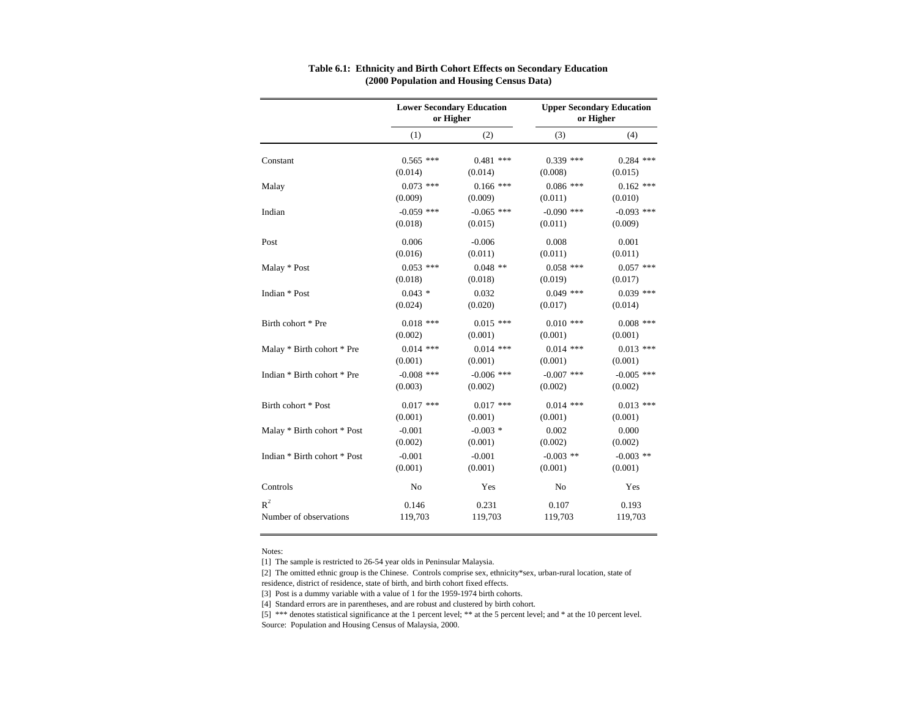**Table 6.1: Ethnicity and Birth Cohort Effects on Secondary Education (2000 Population and Housing Census Data)**

| | Lower Secondary Education or Higher | | Upper Secondary Education or Higher | |
|---|---|---|---|---|
| | (1) | (2) | (3) | (4) |
| Constant | 0.565 *** | 0.481 *** | 0.339 *** | 0.284 *** |
| | (0.014) | (0.014) | (0.008) | (0.015) |
| Malay | 0.073 *** | 0.166 *** | 0.086 *** | 0.162 *** |
| | (0.009) | (0.009) | (0.011) | (0.010) |
| Indian | -0.059 *** | -0.065 *** | -0.090 *** | -0.093 *** |
| | (0.018) | (0.015) | (0.011) | (0.009) |
| Post | 0.006 | -0.006 | 0.008 | 0.001 |
| | (0.016) | (0.011) | (0.011) | (0.011) |
| Malay * Post | 0.053 *** | 0.048 ** | 0.058 *** | 0.057 *** |
| | (0.018) | (0.018) | (0.019) | (0.017) |
| Indian * Post | 0.043 * | 0.032 | 0.049 *** | 0.039 *** |
| | (0.024) | (0.020) | (0.017) | (0.014) |
| Birth cohort * Pre | 0.018 *** | 0.015 *** | 0.010 *** | 0.008 *** |
| | (0.002) | (0.001) | (0.001) | (0.001) |
| Malay * Birth cohort * Pre | 0.014 *** | 0.014 *** | 0.014 *** | 0.013 *** |
| | (0.001) | (0.001) | (0.001) | (0.001) |
| Indian * Birth cohort * Pre | -0.008 *** | -0.006 *** | -0.007 *** | -0.005 *** |
| | (0.003) | (0.002) | (0.002) | (0.002) |
| Birth cohort * Post | 0.017 *** | 0.017 *** | 0.014 *** | 0.013 *** |
| | (0.001) | (0.001) | (0.001) | (0.001) |
| Malay * Birth cohort * Post | -0.001 | -0.003 * | 0.002 | 0.000 |
| | (0.002) | (0.001) | (0.002) | (0.002) |
| Indian * Birth cohort * Post | -0.001 | -0.001 | -0.003 ** | -0.003 ** |
| | (0.001) | (0.001) | (0.001) | (0.001) |
| Controls | No | Yes | No | Yes |
| $R^2$ | 0.146 | 0.231 | 0.107 | 0.193 |
| Number of observations | 119,703 | 119,703 | 119,703 | 119,703 |

Notes:

[1] The sample is restricted to 26-54 year olds in Peninsular Malaysia.

[2] The omitted ethnic group is the Chinese. Controls comprise sex, ethnicity*sex, urban-rural location, state of residence, district of residence, state of birth, and birth cohort fixed effects.

[3] Post is a dummy variable with a value of 1 for the 1959-1974 birth cohorts.

[4] Standard errors are in parentheses, and are robust and clustered by birth cohort.

[5] *** denotes statistical significance at the 1 percent level; ** at the 5 percent level; and * at the 10 percent level.

Source: Population and Housing Census of Malaysia, 2000.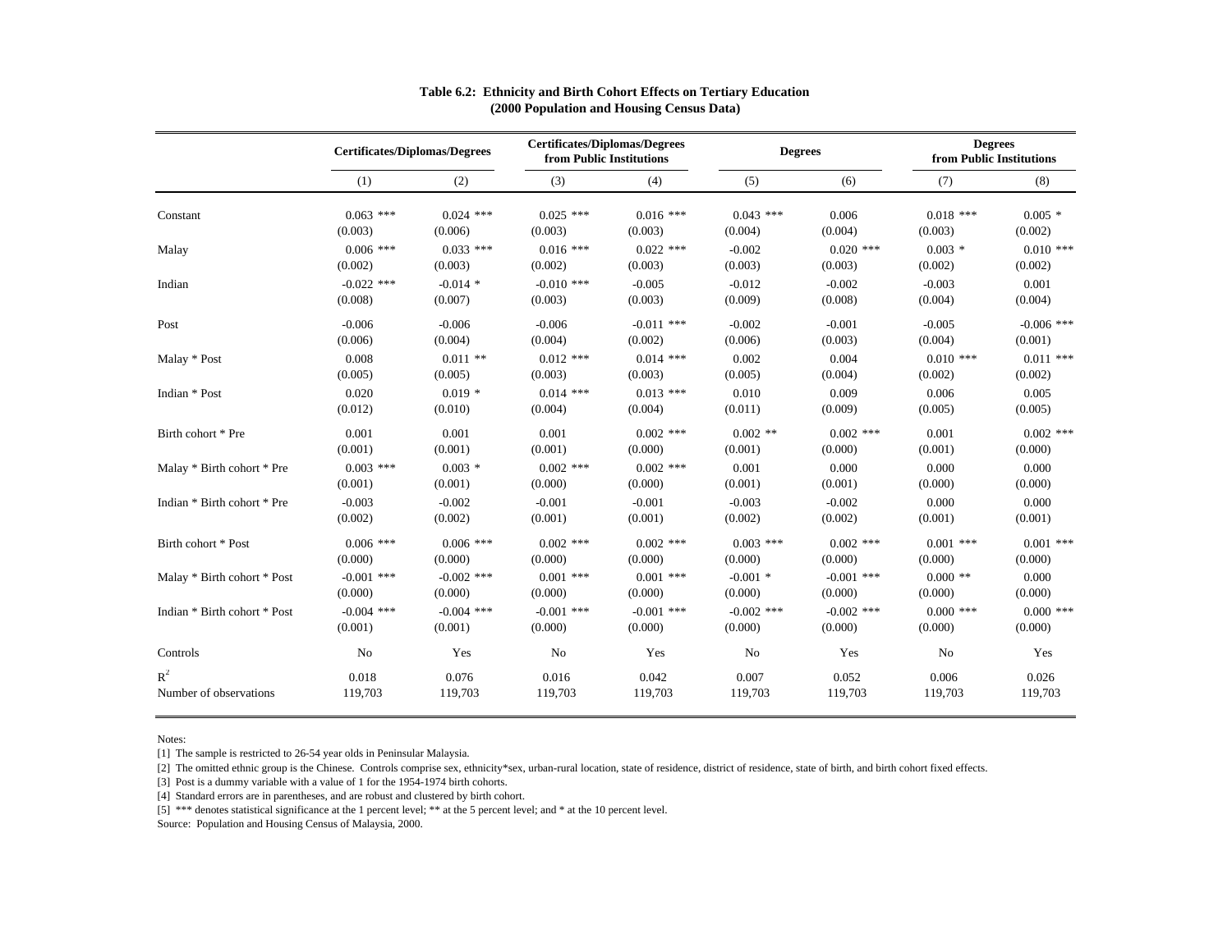**Table 6.2: Ethnicity and Birth Cohort Effects on Tertiary Education**
**(2000 Population and Housing Census Data)**

| | Certificates/Diplomas/Degrees | | Certificates/Diplomas/Degrees from Public Institutions | | Degrees | | Degrees from Public Institutions | |
|---|---|---|---|---|---|---|---|---|
| | (1) | (2) | (3) | (4) | (5) | (6) | (7) | (8) |
| Constant | 0.063 *** | 0.024 *** | 0.025 *** | 0.016 *** | 0.043 *** | 0.006 | 0.018 *** | 0.005 * |
| | (0.003) | (0.006) | (0.003) | (0.003) | (0.004) | (0.004) | (0.003) | (0.002) |
| Malay | 0.006 *** | 0.033 *** | 0.016 *** | 0.022 *** | -0.002 | 0.020 *** | 0.003 * | 0.010 *** |
| | (0.002) | (0.003) | (0.002) | (0.003) | (0.003) | (0.003) | (0.002) | (0.002) |
| Indian | -0.022 *** | -0.014 * | -0.010 *** | -0.005 | -0.012 | -0.002 | -0.003 | 0.001 |
| | (0.008) | (0.007) | (0.003) | (0.003) | (0.009) | (0.008) | (0.004) | (0.004) |
| Post | -0.006 | -0.006 | -0.006 | -0.011 *** | -0.002 | -0.001 | -0.005 | -0.006 *** |
| | (0.006) | (0.004) | (0.004) | (0.002) | (0.006) | (0.003) | (0.004) | (0.001) |
| Malay * Post | 0.008 | 0.011 ** | 0.012 *** | 0.014 *** | 0.002 | 0.004 | 0.010 *** | 0.011 *** |
| | (0.005) | (0.005) | (0.003) | (0.003) | (0.005) | (0.004) | (0.002) | (0.002) |
| Indian * Post | 0.020 | 0.019 * | 0.014 *** | 0.013 *** | 0.010 | 0.009 | 0.006 | 0.005 |
| | (0.012) | (0.010) | (0.004) | (0.004) | (0.011) | (0.009) | (0.005) | (0.005) |
| Birth cohort * Pre | 0.001 | 0.001 | 0.001 | 0.002 *** | 0.002 ** | 0.002 *** | 0.001 | 0.002 *** |
| | (0.001) | (0.001) | (0.001) | (0.000) | (0.001) | (0.000) | (0.001) | (0.000) |
| Malay * Birth cohort * Pre | 0.003 *** | 0.003 * | 0.002 *** | 0.002 *** | 0.001 | 0.000 | 0.000 | 0.000 |
| | (0.001) | (0.001) | (0.000) | (0.000) | (0.001) | (0.001) | (0.000) | (0.000) |
| Indian * Birth cohort * Pre | -0.003 | -0.002 | -0.001 | -0.001 | -0.003 | -0.002 | 0.000 | 0.000 |
| | (0.002) | (0.002) | (0.001) | (0.001) | (0.002) | (0.002) | (0.001) | (0.001) |
| Birth cohort * Post | 0.006 *** | 0.006 *** | 0.002 *** | 0.002 *** | 0.003 *** | 0.002 *** | 0.001 *** | 0.001 *** |
| | (0.000) | (0.000) | (0.000) | (0.000) | (0.000) | (0.000) | (0.000) | (0.000) |
| Malay * Birth cohort * Post | -0.001 *** | -0.002 *** | 0.001 *** | 0.001 *** | -0.001 * | -0.001 *** | 0.000 ** | 0.000 |
| | (0.000) | (0.000) | (0.000) | (0.000) | (0.000) | (0.000) | (0.000) | (0.000) |
| Indian * Birth cohort * Post | -0.004 *** | -0.004 *** | -0.001 *** | -0.001 *** | -0.002 *** | -0.002 *** | 0.000 *** | 0.000 *** |
| | (0.001) | (0.001) | (0.000) | (0.000) | (0.000) | (0.000) | (0.000) | (0.000) |
| Controls | No | Yes | No | Yes | No | Yes | No | Yes |
| $R^2$ | 0.018 | 0.076 | 0.016 | 0.042 | 0.007 | 0.052 | 0.006 | 0.026 |
| Number of observations | 119,703 | 119,703 | 119,703 | 119,703 | 119,703 | 119,703 | 119,703 | 119,703 |

Notes:

[1] The sample is restricted to 26-54 year olds in Peninsular Malaysia.

[2] The omitted ethnic group is the Chinese. Controls comprise sex, ethnicity*sex, urban-rural location, state of residence, district of residence, state of birth, and birth cohort fixed effects.

[3] Post is a dummy variable with a value of 1 for the 1954-1974 birth cohorts.

[4] Standard errors are in parentheses, and are robust and clustered by birth cohort.

[5] *** denotes statistical significance at the 1 percent level; ** at the 5 percent level; and * at the 10 percent level.

Source: Population and Housing Census of Malaysia, 2000.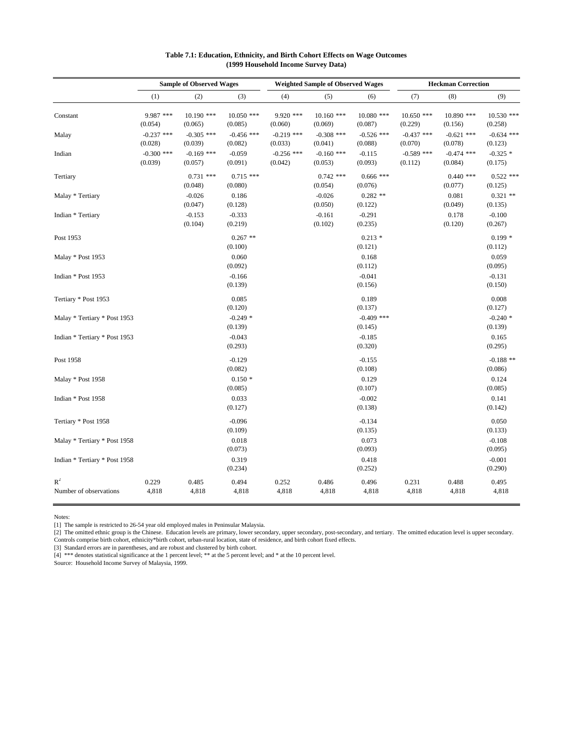**Table 7.1: Education, Ethnicity, and Birth Cohort Effects on Wage Outcomes**
**(1999 Household Income Survey Data)**

| | Sample of Observed Wages | | | Weighted Sample of Observed Wages | | | Heckman Correction | | |
|---|---|---|---|---|---|---|---|---|---|
| | (1) | (2) | (3) | (4) | (5) | (6) | (7) | (8) | (9) |
| Constant | 9.987 *** | 10.190 *** | 10.050 *** | 9.920 *** | 10.160 *** | 10.080 *** | 10.650 *** | 10.890 *** | 10.530 *** |
| | (0.054) | (0.065) | (0.085) | (0.060) | (0.069) | (0.087) | (0.229) | (0.156) | (0.258) |
| Malay | -0.237 *** | -0.305 *** | -0.456 *** | -0.219 *** | -0.308 *** | -0.526 *** | -0.437 *** | -0.621 *** | -0.634 *** |
| | (0.028) | (0.039) | (0.082) | (0.033) | (0.041) | (0.088) | (0.070) | (0.078) | (0.123) |
| Indian | -0.300 *** | -0.169 *** | -0.059 | -0.256 *** | -0.160 *** | -0.115 | -0.589 *** | -0.474 *** | -0.325 * |
| | (0.039) | (0.057) | (0.091) | (0.042) | (0.053) | (0.093) | (0.112) | (0.084) | (0.175) |
| Tertiary | | 0.731 *** | 0.715 *** | | 0.742 *** | 0.666 *** | | 0.440 *** | 0.522 *** |
| | | (0.048) | (0.080) | | (0.054) | (0.076) | | (0.077) | (0.125) |
| Malay * Tertiary | | -0.026 | 0.186 | | -0.026 | 0.282 ** | | 0.081 | 0.321 ** |
| | | (0.047) | (0.128) | | (0.050) | (0.122) | | (0.049) | (0.135) |
| Indian * Tertiary | | -0.153 | -0.333 | | -0.161 | -0.291 | | 0.178 | -0.100 |
| | | (0.104) | (0.219) | | (0.102) | (0.235) | | (0.120) | (0.267) |
| Post 1953 | | | 0.267 ** | | | 0.213 * | | | 0.199 * |
| | | | (0.100) | | | (0.121) | | | (0.112) |
| Malay * Post 1953 | | | 0.060 | | | 0.168 | | | 0.059 |
| | | | (0.092) | | | (0.112) | | | (0.095) |
| Indian * Post 1953 | | | -0.166 | | | -0.041 | | | -0.131 |
| | | | (0.139) | | | (0.156) | | | (0.150) |
| Tertiary * Post 1953 | | | 0.085 | | | 0.189 | | | 0.008 |
| | | | (0.120) | | | (0.137) | | | (0.127) |
| Malay * Tertiary * Post 1953 | | | -0.249 * | | | -0.409 *** | | | -0.240 * |
| | | | (0.139) | | | (0.145) | | | (0.139) |
| Indian * Tertiary * Post 1953 | | | -0.043 | | | -0.185 | | | 0.165 |
| | | | (0.293) | | | (0.320) | | | (0.295) |
| Post 1958 | | | -0.129 | | | -0.155 | | | -0.188 ** |
| | | | (0.082) | | | (0.108) | | | (0.086) |
| Malay * Post 1958 | | | 0.150 * | | | 0.129 | | | 0.124 |
| | | | (0.085) | | | (0.107) | | | (0.085) |
| Indian * Post 1958 | | | 0.033 | | | -0.002 | | | 0.141 |
| | | | (0.127) | | | (0.138) | | | (0.142) |
| Tertiary * Post 1958 | | | -0.096 | | | -0.134 | | | 0.050 |
| | | | (0.109) | | | (0.135) | | | (0.133) |
| Malay * Tertiary * Post 1958 | | | 0.018 | | | 0.073 | | | -0.108 |
| | | | (0.073) | | | (0.093) | | | (0.095) |
| Indian * Tertiary * Post 1958 | | | 0.319 | | | 0.418 | | | -0.001 |
| | | | (0.234) | | | (0.252) | | | (0.290) |
| $R^2$ | 0.229 | 0.485 | 0.494 | 0.252 | 0.486 | 0.496 | 0.231 | 0.488 | 0.495 |
| Number of observations | 4,818 | 4,818 | 4,818 | 4,818 | 4,818 | 4,818 | 4,818 | 4,818 | 4,818 |

Notes:

[1] The sample is restricted to 26-54 year old employed males in Peninsular Malaysia.

[2] The omitted ethnic group is the Chinese. Education levels are primary, lower secondary, upper secondary, post-secondary, and tertiary. The omitted education level is upper secondary. Controls comprise birth cohort, ethnicity*birth cohort, urban-rural location, state of residence, and birth cohort fixed effects.

[3] Standard errors are in parentheses, and are robust and clustered by birth cohort.

[4] *** denotes statistical significance at the 1 percent level; ** at the 5 percent level; and * at the 10 percent level.

Source: Household Income Survey of Malaysia, 1999.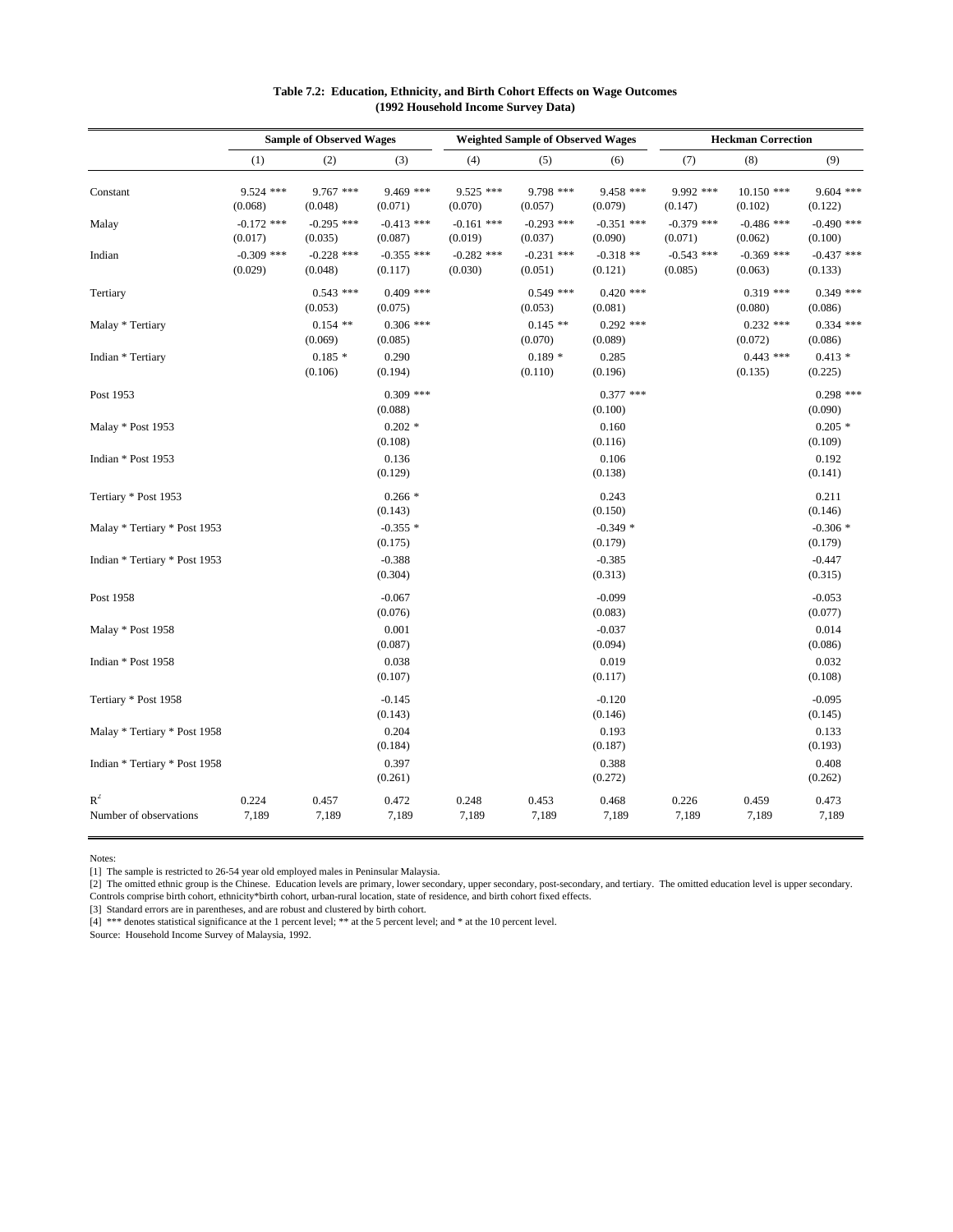**Table 7.2: Education, Ethnicity, and Birth Cohort Effects on Wage Outcomes**
**(1992 Household Income Survey Data)**

| | Sample of Observed Wages | | | Weighted Sample of Observed Wages | | | Heckman Correction | | |
|---|---|---|---|---|---|---|---|---|---|
| | (1) | (2) | (3) | (4) | (5) | (6) | (7) | (8) | (9) |
| Constant | 9.524 *** | 9.767 *** | 9.469 *** | 9.525 *** | 9.798 *** | 9.458 *** | 9.992 *** | 10.150 *** | 9.604 *** |
| | (0.068) | (0.048) | (0.071) | (0.070) | (0.057) | (0.079) | (0.147) | (0.102) | (0.122) |
| Malay | -0.172 *** | -0.295 *** | -0.413 *** | -0.161 *** | -0.293 *** | -0.351 *** | -0.379 *** | -0.486 *** | -0.490 *** |
| | (0.017) | (0.035) | (0.087) | (0.019) | (0.037) | (0.090) | (0.071) | (0.062) | (0.100) |
| Indian | -0.309 *** | -0.228 *** | -0.355 *** | -0.282 *** | -0.231 *** | -0.318 ** | -0.543 *** | -0.369 *** | -0.437 *** |
| | (0.029) | (0.048) | (0.117) | (0.030) | (0.051) | (0.121) | (0.085) | (0.063) | (0.133) |
| Tertiary | | 0.543 *** | 0.409 *** | | 0.549 *** | 0.420 *** | | 0.319 *** | 0.349 *** |
| | | (0.053) | (0.075) | | (0.053) | (0.081) | | (0.080) | (0.086) |
| Malay * Tertiary | | 0.154 ** | 0.306 *** | | 0.145 ** | 0.292 *** | | 0.232 *** | 0.334 *** |
| | | (0.069) | (0.085) | | (0.070) | (0.089) | | (0.072) | (0.086) |
| Indian * Tertiary | | 0.185 * | 0.290 | | 0.189 * | 0.285 | | 0.443 *** | 0.413 * |
| | | (0.106) | (0.194) | | (0.110) | (0.196) | | (0.135) | (0.225) |
| Post 1953 | | | 0.309 *** | | | 0.377 *** | | | 0.298 *** |
| | | | (0.088) | | | (0.100) | | | (0.090) |
| Malay * Post 1953 | | | 0.202 * | | | 0.160 | | | 0.205 * |
| | | | (0.108) | | | (0.116) | | | (0.109) |
| Indian * Post 1953 | | | 0.136 | | | 0.106 | | | 0.192 |
| | | | (0.129) | | | (0.138) | | | (0.141) |
| Tertiary * Post 1953 | | | 0.266 * | | | 0.243 | | | 0.211 |
| | | | (0.143) | | | (0.150) | | | (0.146) |
| Malay * Tertiary * Post 1953 | | | -0.355 * | | | -0.349 * | | | -0.306 * |
| | | | (0.175) | | | (0.179) | | | (0.179) |
| Indian * Tertiary * Post 1953 | | | -0.388 | | | -0.385 | | | -0.447 |
| | | | (0.304) | | | (0.313) | | | (0.315) |
| Post 1958 | | | -0.067 | | | -0.099 | | | -0.053 |
| | | | (0.076) | | | (0.083) | | | (0.077) |
| Malay * Post 1958 | | | 0.001 | | | -0.037 | | | 0.014 |
| | | | (0.087) | | | (0.094) | | | (0.086) |
| Indian * Post 1958 | | | 0.038 | | | 0.019 | | | 0.032 |
| | | | (0.107) | | | (0.117) | | | (0.108) |
| Tertiary * Post 1958 | | | -0.145 | | | -0.120 | | | -0.095 |
| | | | (0.143) | | | (0.146) | | | (0.145) |
| Malay * Tertiary * Post 1958 | | | 0.204 | | | 0.193 | | | 0.133 |
| | | | (0.184) | | | (0.187) | | | (0.193) |
| Indian * Tertiary * Post 1958 | | | 0.397 | | | 0.388 | | | 0.408 |
| | | | (0.261) | | | (0.272) | | | (0.262) |
| $R^2$ | 0.224 | 0.457 | 0.472 | 0.248 | 0.453 | 0.468 | 0.226 | 0.459 | 0.473 |
| Number of observations | 7,189 | 7,189 | 7,189 | 7,189 | 7,189 | 7,189 | 7,189 | 7,189 | 7,189 |

Notes:

[1] The sample is restricted to 26-54 year old employed males in Peninsular Malaysia.

[2] The omitted ethnic group is the Chinese. Education levels are primary, lower secondary, upper secondary, post-secondary, and tertiary. The omitted education level is upper secondary. Controls comprise birth cohort, ethnicity*birth cohort, urban-rural location, state of residence, and birth cohort fixed effects.

[3] Standard errors are in parentheses, and are robust and clustered by birth cohort.

[4] *** denotes statistical significance at the 1 percent level; ** at the 5 percent level; and * at the 10 percent level.

Source: Household Income Survey of Malaysia, 1992.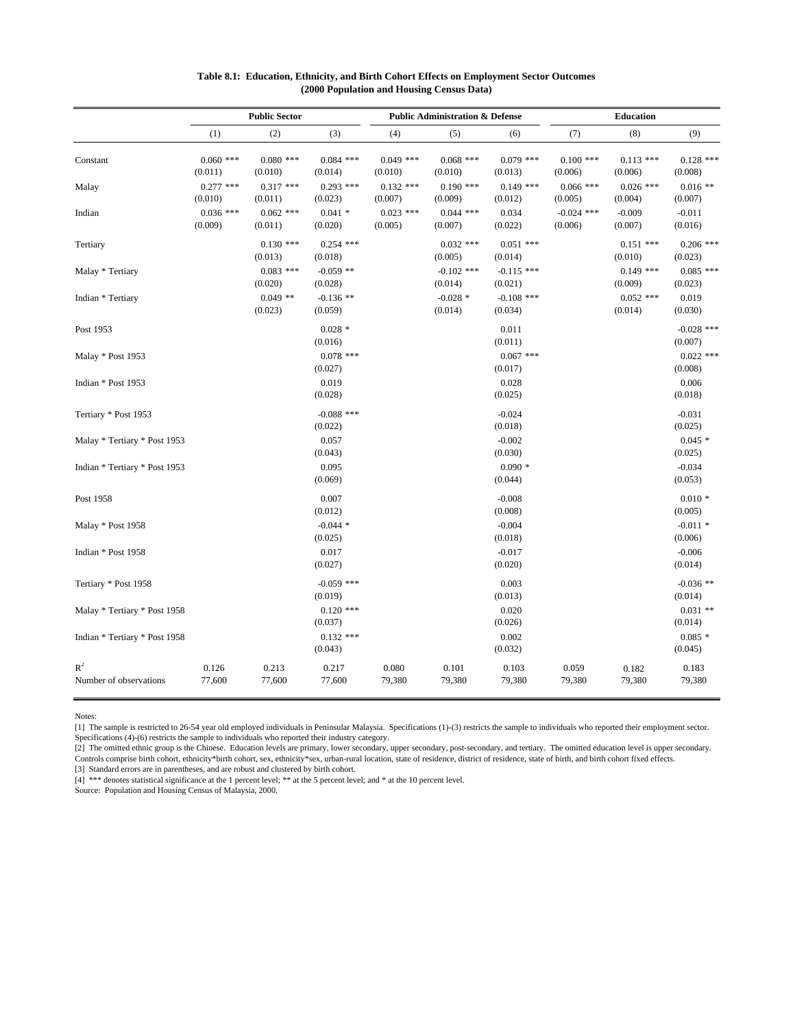**Table 8.1: Education, Ethnicity, and Birth Cohort Effects on Employment Sector Outcomes**
**(2000 Population and Housing Census Data)**

| | Public Sector | | | Public Administration & Defense | | | Education | | |
|---|---|---|---|---|---|---|---|---|---|
| | (1) | (2) | (3) | (4) | (5) | (6) | (7) | (8) | (9) |
| Constant | 0.060 *** | 0.080 *** | 0.084 *** | 0.049 *** | 0.068 *** | 0.079 *** | 0.100 *** | 0.113 *** | 0.128 *** |
| | (0.011) | (0.010) | (0.014) | (0.010) | (0.010) | (0.013) | (0.006) | (0.006) | (0.008) |
| Malay | 0.277 *** | 0.317 *** | 0.293 *** | 0.132 *** | 0.190 *** | 0.149 *** | 0.066 *** | 0.026 *** | 0.016 ** |
| | (0.010) | (0.011) | (0.023) | (0.007) | (0.009) | (0.012) | (0.005) | (0.004) | (0.007) |
| Indian | 0.036 *** | 0.062 *** | 0.041 * | 0.023 *** | 0.044 *** | 0.034 | -0.024 *** | -0.009 | -0.011 |
| | (0.009) | (0.011) | (0.020) | (0.005) | (0.007) | (0.022) | (0.006) | (0.007) | (0.016) |
| Tertiary | | 0.130 *** | 0.254 *** | | 0.032 *** | 0.051 *** | | 0.151 *** | 0.206 *** |
| | | (0.013) | (0.018) | | (0.005) | (0.014) | | (0.010) | (0.023) |
| Malay * Tertiary | | 0.083 *** | -0.059 ** | | -0.102 *** | -0.115 *** | | 0.149 *** | 0.085 *** |
| | | (0.020) | (0.028) | | (0.014) | (0.021) | | (0.009) | (0.023) |
| Indian * Tertiary | | 0.049 ** | -0.136 ** | | -0.028 * | -0.108 *** | | 0.052 *** | 0.019 |
| | | (0.023) | (0.059) | | (0.014) | (0.034) | | (0.014) | (0.030) |
| Post 1953 | | | 0.028 * | | | 0.011 | | | -0.028 *** |
| | | | (0.016) | | | (0.011) | | | (0.007) |
| Malay * Post 1953 | | | 0.078 *** | | | 0.067 *** | | | 0.022 *** |
| | | | (0.027) | | | (0.017) | | | (0.008) |
| Indian * Post 1953 | | | 0.019 | | | 0.028 | | | 0.006 |
| | | | (0.028) | | | (0.025) | | | (0.018) |
| Tertiary * Post 1953 | | | -0.088 *** | | | -0.024 | | | -0.031 |
| | | | (0.022) | | | (0.018) | | | (0.025) |
| Malay * Tertiary * Post 1953 | | | 0.057 | | | -0.002 | | | 0.045 * |
| | | | (0.043) | | | (0.030) | | | (0.025) |
| Indian * Tertiary * Post 1953 | | | 0.095 | | | 0.090 * | | | -0.034 |
| | | | (0.069) | | | (0.044) | | | (0.053) |
| Post 1958 | | | 0.007 | | | -0.008 | | | 0.010 * |
| | | | (0.012) | | | (0.008) | | | (0.005) |
| Malay * Post 1958 | | | -0.044 * | | | -0.004 | | | -0.011 * |
| | | | (0.025) | | | (0.018) | | | (0.006) |
| Indian * Post 1958 | | | 0.017 | | | -0.017 | | | -0.006 |
| | | | (0.027) | | | (0.020) | | | (0.014) |
| Tertiary * Post 1958 | | | -0.059 *** | | | 0.003 | | | -0.036 ** |
| | | | (0.019) | | | (0.013) | | | (0.014) |
| Malay * Tertiary * Post 1958 | | | 0.120 *** | | | 0.020 | | | 0.031 ** |
| | | | (0.037) | | | (0.026) | | | (0.014) |
| Indian * Tertiary * Post 1958 | | | 0.132 *** | | | 0.002 | | | 0.085 * |
| | | | (0.043) | | | (0.032) | | | (0.045) |
| $R^2$ | 0.126 | 0.213 | 0.217 | 0.080 | 0.101 | 0.103 | 0.059 | 0.182 | 0.183 |
| Number of observations | 77,600 | 77,600 | 77,600 | 79,380 | 79,380 | 79,380 | 79,380 | 79,380 | 79,380 |

Notes:

[1] The sample is restricted to 26-54 year old employed individuals in Peninsular Malaysia. Specifications (1)-(3) restricts the sample to individuals who reported their employment sector. Specifications (4)-(6) restricts the sample to individuals who reported their industry category.

[2] The omitted ethnic group is the Chinese. Education levels are primary, lower secondary, upper secondary, post-secondary, and tertiary. The omitted education level is upper secondary. Controls comprise birth cohort, ethnicity*birth cohort, sex, ethnicity*sex, urban-rural location, state of residence, district of residence, state of birth, and birth cohort fixed effects.

[3] Standard errors are in parentheses, and are robust and clustered by birth cohort.

[4] *** denotes statistical significance at the 1 percent level; ** at the 5 percent level; and * at the 10 percent level.

Source: Population and Housing Census of Malaysia, 2000.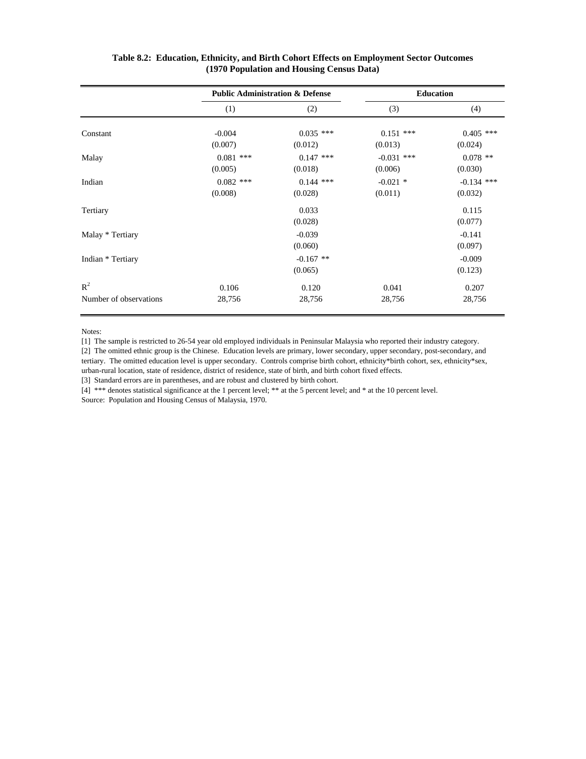**Table 8.2: Education, Ethnicity, and Birth Cohort Effects on Employment Sector Outcomes (1970 Population and Housing Census Data)**

| | Public Administration & Defense | | Education | |
|---|---|---|---|---|
| | (1) | (2) | (3) | (4) |
| Constant | -0.004 | 0.035 *** | 0.151 *** | 0.405 *** |
| | (0.007) | (0.012) | (0.013) | (0.024) |
| Malay | 0.081 *** | 0.147 *** | -0.031 *** | 0.078 ** |
| | (0.005) | (0.018) | (0.006) | (0.030) |
| Indian | 0.082 *** | 0.144 *** | -0.021 * | -0.134 *** |
| | (0.008) | (0.028) | (0.011) | (0.032) |
| Tertiary | | 0.033 | | 0.115 |
| | | (0.028) | | (0.077) |
| Malay * Tertiary | | -0.039 | | -0.141 |
| | | (0.060) | | (0.097) |
| Indian * Tertiary | | -0.167 ** | | -0.009 |
| | | (0.065) | | (0.123) |
| $R^2$ | 0.106 | 0.120 | 0.041 | 0.207 |
| Number of observations | 28,756 | 28,756 | 28,756 | 28,756 |

Notes:

[1] The sample is restricted to 26-54 year old employed individuals in Peninsular Malaysia who reported their industry category.

[2] The omitted ethnic group is the Chinese. Education levels are primary, lower secondary, upper secondary, post-secondary, and tertiary. The omitted education level is upper secondary. Controls comprise birth cohort, ethnicity*birth cohort, sex, ethnicity*sex, urban-rural location, state of residence, district of residence, state of birth, and birth cohort fixed effects.

[3] Standard errors are in parentheses, and are robust and clustered by birth cohort.

[4] *** denotes statistical significance at the 1 percent level; ** at the 5 percent level; and * at the 10 percent level.

Source: Population and Housing Census of Malaysia, 1970.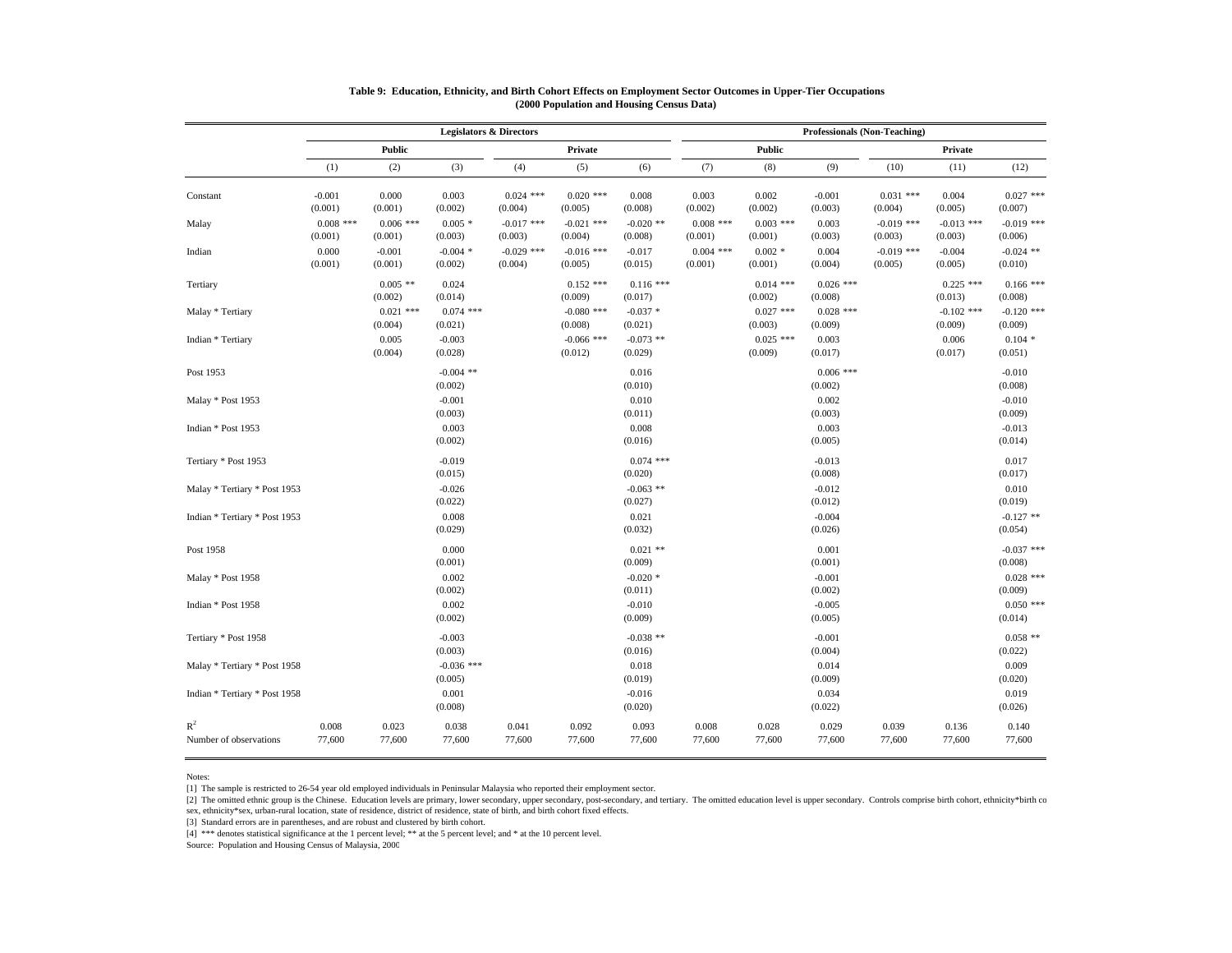**Table 9: Education, Ethnicity, and Birth Cohort Effects on Employment Sector Outcomes in Upper-Tier Occupations (2000 Population and Housing Census Data)**

| | Legislators & Directors | | | | | | Professionals (Non-Teaching) | | | | | |
|---|---|---|---|---|---|---|---|---|---|---|---|---|
| | Public | | | Private | | | Public | | | Private | | |
| | (1) | (2) | (3) | (4) | (5) | (6) | (7) | (8) | (9) | (10) | (11) | (12) |
| Constant | -0.001 | 0.000 | 0.003 | 0.024 *** | 0.020 *** | 0.008 | 0.003 | 0.002 | -0.001 | 0.031 *** | 0.004 | 0.027 *** |
| | (0.001) | (0.001) | (0.002) | (0.004) | (0.005) | (0.008) | (0.002) | (0.002) | (0.003) | (0.004) | (0.005) | (0.007) |
| Malay | 0.008 *** | 0.006 *** | 0.005 * | -0.017 *** | -0.021 *** | -0.020 ** | 0.008 *** | 0.003 *** | 0.003 | -0.019 *** | -0.013 *** | -0.019 *** |
| | (0.001) | (0.001) | (0.003) | (0.003) | (0.004) | (0.008) | (0.001) | (0.001) | (0.003) | (0.003) | (0.003) | (0.006) |
| Indian | 0.000 | -0.001 | -0.004 * | -0.029 *** | -0.016 *** | -0.017 | 0.004 *** | 0.002 * | 0.004 | -0.019 *** | -0.004 | -0.024 ** |
| | (0.001) | (0.001) | (0.002) | (0.004) | (0.005) | (0.015) | (0.001) | (0.001) | (0.004) | (0.005) | (0.005) | (0.010) |
| Tertiary | | 0.005 ** | 0.024 | | 0.152 *** | 0.116 *** | | 0.014 *** | 0.026 *** | | 0.225 *** | 0.166 *** |
| | | (0.002) | (0.014) | | (0.009) | (0.017) | | (0.002) | (0.008) | | (0.013) | (0.008) |
| Malay * Tertiary | | 0.021 *** | 0.074 *** | | -0.080 *** | -0.037 * | | 0.027 *** | 0.028 *** | | -0.102 *** | -0.120 *** |
| | | (0.004) | (0.021) | | (0.008) | (0.021) | | (0.003) | (0.009) | | (0.009) | (0.009) |
| Indian * Tertiary | | 0.005 | -0.003 | | -0.066 *** | -0.073 ** | | 0.025 *** | 0.003 | | 0.006 | 0.104 * |
| | | (0.004) | (0.028) | | (0.012) | (0.029) | | (0.009) | (0.017) | | (0.017) | (0.051) |
| Post 1953 | | | -0.004 ** | | | 0.016 | | | 0.006 *** | | | -0.010 |
| | | | (0.002) | | | (0.010) | | | (0.002) | | | (0.008) |
| Malay * Post 1953 | | | -0.001 | | | 0.010 | | | 0.002 | | | -0.010 |
| | | | (0.003) | | | (0.011) | | | (0.003) | | | (0.009) |
| Indian * Post 1953 | | | 0.003 | | | 0.008 | | | 0.003 | | | -0.013 |
| | | | (0.002) | | | (0.016) | | | (0.005) | | | (0.014) |
| Tertiary * Post 1953 | | | -0.019 | | | 0.074 *** | | | -0.013 | | | 0.017 |
| | | | (0.015) | | | (0.020) | | | (0.008) | | | (0.017) |
| Malay * Tertiary * Post 1953 | | | -0.026 | | | -0.063 ** | | | -0.012 | | | 0.010 |
| | | | (0.022) | | | (0.027) | | | (0.012) | | | (0.019) |
| Indian * Tertiary * Post 1953 | | | 0.008 | | | 0.021 | | | -0.004 | | | -0.127 ** |
| | | | (0.029) | | | (0.032) | | | (0.026) | | | (0.054) |
| Post 1958 | | | 0.000 | | | 0.021 ** | | | 0.001 | | | -0.037 *** |
| | | | (0.001) | | | (0.009) | | | (0.001) | | | (0.008) |
| Malay * Post 1958 | | | 0.002 | | | -0.020 * | | | -0.001 | | | 0.028 *** |
| | | | (0.002) | | | (0.011) | | | (0.002) | | | (0.009) |
| Indian * Post 1958 | | | 0.002 | | | -0.010 | | | -0.005 | | | 0.050 *** |
| | | | (0.002) | | | (0.009) | | | (0.005) | | | (0.014) |
| Tertiary * Post 1958 | | | -0.003 | | | -0.038 ** | | | -0.001 | | | 0.058 ** |
| | | | (0.003) | | | (0.016) | | | (0.004) | | | (0.022) |
| Malay * Tertiary * Post 1958 | | | -0.036 *** | | | 0.018 | | | 0.014 | | | 0.009 |
| | | | (0.005) | | | (0.019) | | | (0.009) | | | (0.020) |
| Indian * Tertiary * Post 1958 | | | 0.001 | | | -0.016 | | | 0.034 | | | 0.019 |
| | | | (0.008) | | | (0.020) | | | (0.022) | | | (0.026) |
| $R^2$ | 0.008 | 0.023 | 0.038 | 0.041 | 0.092 | 0.093 | 0.008 | 0.028 | 0.029 | 0.039 | 0.136 | 0.140 |
| Number of observations | 77,600 | 77,600 | 77,600 | 77,600 | 77,600 | 77,600 | 77,600 | 77,600 | 77,600 | 77,600 | 77,600 | 77,600 |

Notes:

[1] The sample is restricted to 26-54 year old employed individuals in Peninsular Malaysia who reported their employment sector.

[2] The omitted ethnic group is the Chinese. Education levels are primary, lower secondary, upper secondary, post-secondary, and tertiary. The omitted education level is upper secondary. Controls comprise birth cohort, ethnicity*birth co sex, ethnicity*sex, urban-rural location, state of residence, district of residence, state of birth, and birth cohort fixed effects.

[3] Standard errors are in parentheses, and are robust and clustered by birth cohort.

[4] *** denotes statistical significance at the 1 percent level; ** at the 5 percent level; and * at the 10 percent level.

Source: Population and Housing Census of Malaysia, 2000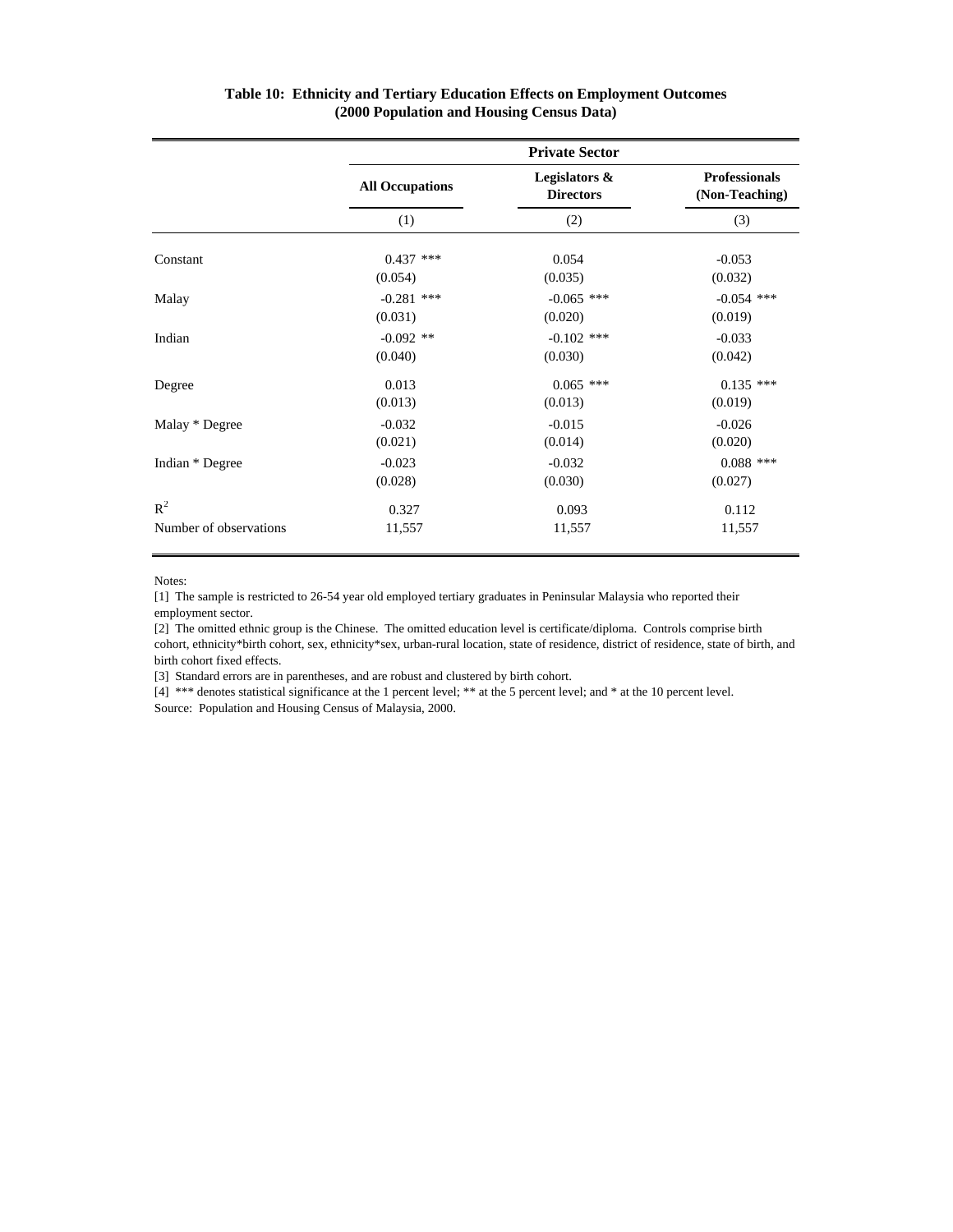**Table 10: Ethnicity and Tertiary Education Effects on Employment Outcomes (2000 Population and Housing Census Data)**

| | Private Sector | | |
|---|---|---|---|
| | All Occupations | Legislators & Directors | Professionals (Non-Teaching) |
| | (1) | (2) | (3) |
| Constant | 0.437 *** | 0.054 | -0.053 |
| | (0.054) | (0.035) | (0.032) |
| Malay | -0.281 *** | -0.065 *** | -0.054 *** |
| | (0.031) | (0.020) | (0.019) |
| Indian | -0.092 ** | -0.102 *** | -0.033 |
| | (0.040) | (0.030) | (0.042) |
| Degree | 0.013 | 0.065 *** | 0.135 *** |
| | (0.013) | (0.013) | (0.019) |
| Malay * Degree | -0.032 | -0.015 | -0.026 |
| | (0.021) | (0.014) | (0.020) |
| Indian * Degree | -0.023 | -0.032 | 0.088 *** |
| | (0.028) | (0.030) | (0.027) |
| $R^2$ | 0.327 | 0.093 | 0.112 |
| Number of observations | 11,557 | 11,557 | 11,557 |

Notes:

[1] The sample is restricted to 26-54 year old employed tertiary graduates in Peninsular Malaysia who reported their employment sector.

[2] The omitted ethnic group is the Chinese. The omitted education level is certificate/diploma. Controls comprise birth cohort, ethnicity*birth cohort, sex, ethnicity*sex, urban-rural location, state of residence, district of residence, state of birth, and birth cohort fixed effects.

[3] Standard errors are in parentheses, and are robust and clustered by birth cohort.

[4] *** denotes statistical significance at the 1 percent level; ** at the 5 percent level; and * at the 10 percent level.

Source: Population and Housing Census of Malaysia, 2000.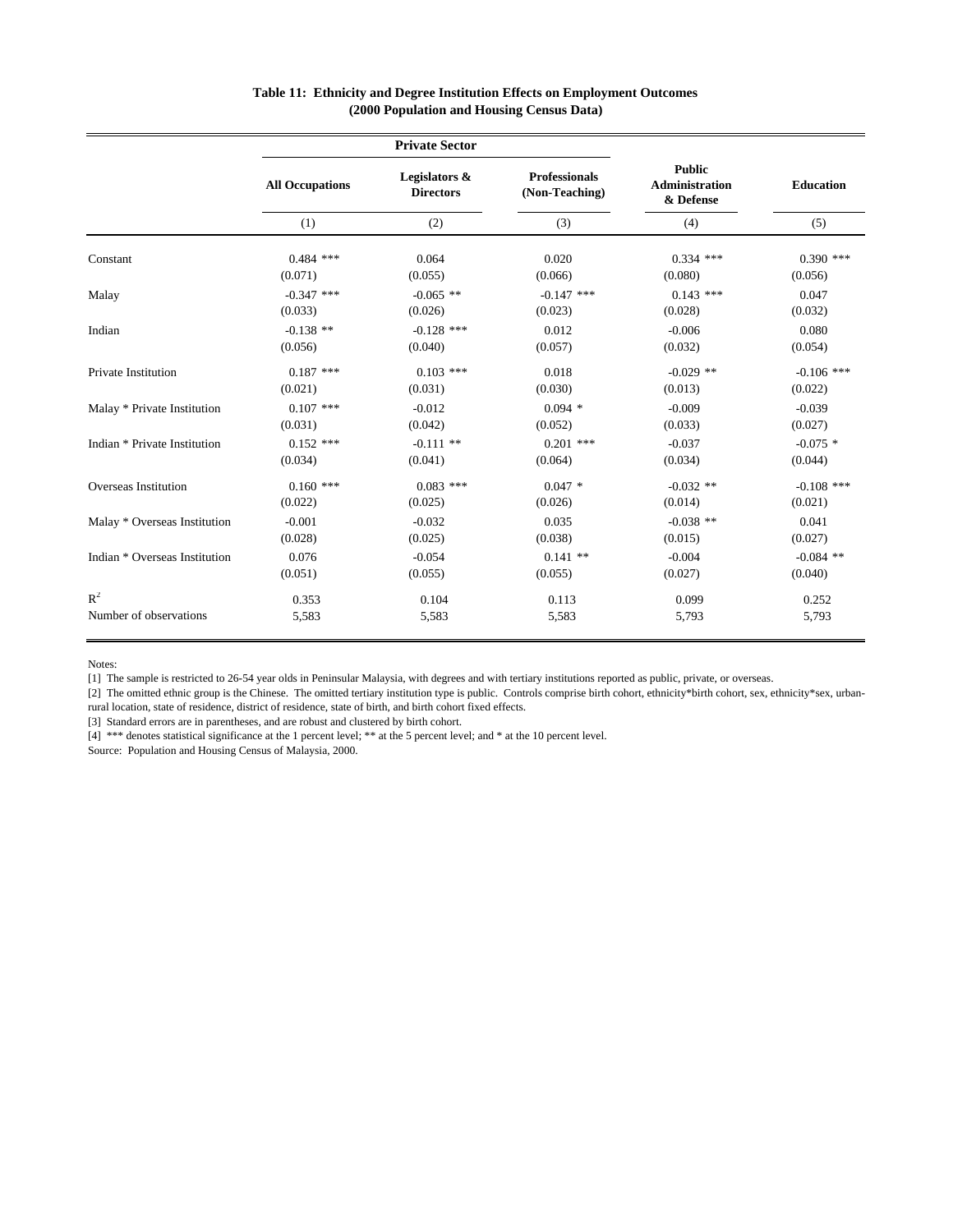**Table 11: Ethnicity and Degree Institution Effects on Employment Outcomes (2000 Population and Housing Census Data)**

| | Private Sector | | | Public Administration & Defense | Education |
|---|---|---|---|---|---|
| | All Occupations | Legislators & Directors | Professionals (Non-Teaching) | | |
| | (1) | (2) | (3) | (4) | (5) |
| Constant | 0.484 *** | 0.064 | 0.020 | 0.334 *** | 0.390 *** |
| | (0.071) | (0.055) | (0.066) | (0.080) | (0.056) |
| Malay | -0.347 *** | -0.065 ** | -0.147 *** | 0.143 *** | 0.047 |
| | (0.033) | (0.026) | (0.023) | (0.028) | (0.032) |
| Indian | -0.138 ** | -0.128 *** | 0.012 | -0.006 | 0.080 |
| | (0.056) | (0.040) | (0.057) | (0.032) | (0.054) |
| Private Institution | 0.187 *** | 0.103 *** | 0.018 | -0.029 ** | -0.106 *** |
| | (0.021) | (0.031) | (0.030) | (0.013) | (0.022) |
| Malay * Private Institution | 0.107 *** | -0.012 | 0.094 * | -0.009 | -0.039 |
| | (0.031) | (0.042) | (0.052) | (0.033) | (0.027) |
| Indian * Private Institution | 0.152 *** | -0.111 ** | 0.201 *** | -0.037 | -0.075 * |
| | (0.034) | (0.041) | (0.064) | (0.034) | (0.044) |
| Overseas Institution | 0.160 *** | 0.083 *** | 0.047 * | -0.032 ** | -0.108 *** |
| | (0.022) | (0.025) | (0.026) | (0.014) | (0.021) |
| Malay * Overseas Institution | -0.001 | -0.032 | 0.035 | -0.038 ** | 0.041 |
| | (0.028) | (0.025) | (0.038) | (0.015) | (0.027) |
| Indian * Overseas Institution | 0.076 | -0.054 | 0.141 ** | -0.004 | -0.084 ** |
| | (0.051) | (0.055) | (0.055) | (0.027) | (0.040) |
| $R^2$ | 0.353 | 0.104 | 0.113 | 0.099 | 0.252 |
| Number of observations | 5,583 | 5,583 | 5,583 | 5,793 | 5,793 |

Notes:

[1] The sample is restricted to 26-54 year olds in Peninsular Malaysia, with degrees and with tertiary institutions reported as public, private, or overseas.

[2] The omitted ethnic group is the Chinese. The omitted tertiary institution type is public. Controls comprise birth cohort, ethnicity*birth cohort, sex, ethnicity*sex, urban-rural location, state of residence, district of residence, state of birth, and birth cohort fixed effects.

[3] Standard errors are in parentheses, and are robust and clustered by birth cohort.

[4] *** denotes statistical significance at the 1 percent level; ** at the 5 percent level; and * at the 10 percent level.

Source: Population and Housing Census of Malaysia, 2000.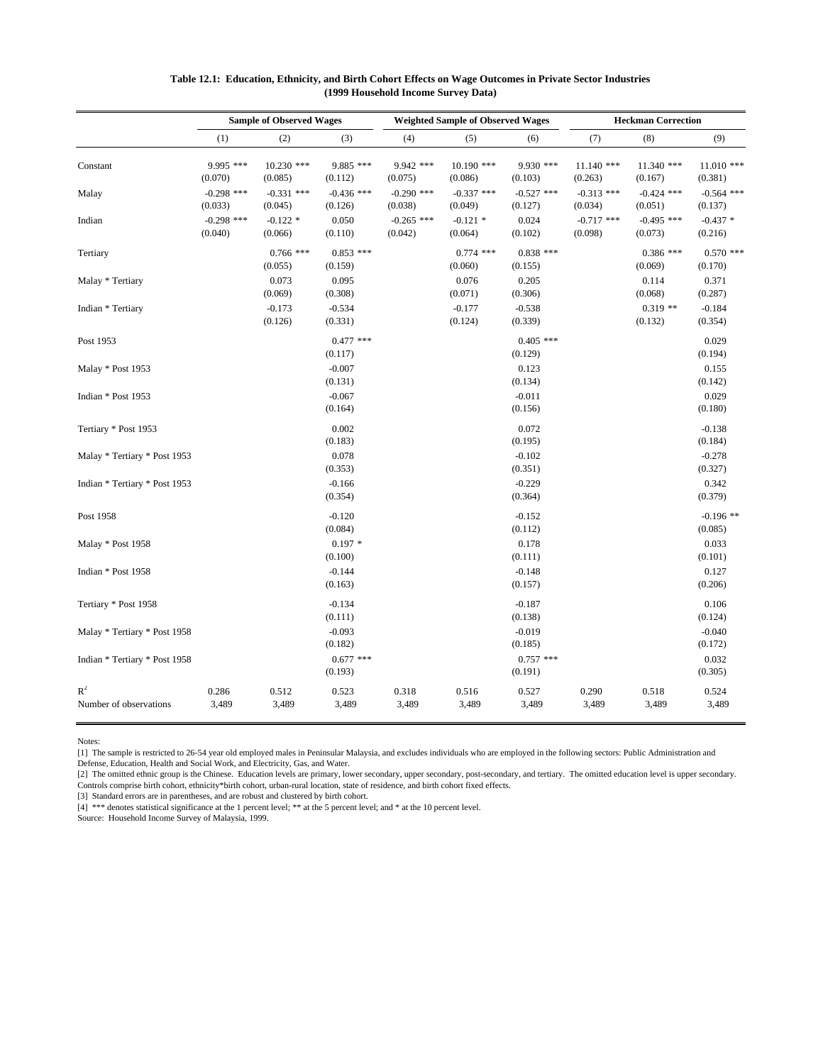**Table 12.1: Education, Ethnicity, and Birth Cohort Effects on Wage Outcomes in Private Sector Industries (1999 Household Income Survey Data)**

| | Sample of Observed Wages | | | Weighted Sample of Observed Wages | | | Heckman Correction | | |
|---|---|---|---|---|---|---|---|---|---|
| | (1) | (2) | (3) | (4) | (5) | (6) | (7) | (8) | (9) |
| Constant | 9.995 *** | 10.230 *** | 9.885 *** | 9.942 *** | 10.190 *** | 9.930 *** | 11.140 *** | 11.340 *** | 11.010 *** |
| | (0.070) | (0.085) | (0.112) | (0.075) | (0.086) | (0.103) | (0.263) | (0.167) | (0.381) |
| Malay | -0.298 *** | -0.331 *** | -0.436 *** | -0.290 *** | -0.337 *** | -0.527 *** | -0.313 *** | -0.424 *** | -0.564 *** |
| | (0.033) | (0.045) | (0.126) | (0.038) | (0.049) | (0.127) | (0.034) | (0.051) | (0.137) |
| Indian | -0.298 *** | -0.122 * | 0.050 | -0.265 *** | -0.121 * | 0.024 | -0.717 *** | -0.495 *** | -0.437 * |
| | (0.040) | (0.066) | (0.110) | (0.042) | (0.064) | (0.102) | (0.098) | (0.073) | (0.216) |
| Tertiary | | 0.766 *** | 0.853 *** | | 0.774 *** | 0.838 *** | | 0.386 *** | 0.570 *** |
| | | (0.055) | (0.159) | | (0.060) | (0.155) | | (0.069) | (0.170) |
| Malay * Tertiary | | 0.073 | 0.095 | | 0.076 | 0.205 | | 0.114 | 0.371 |
| | | (0.069) | (0.308) | | (0.071) | (0.306) | | (0.068) | (0.287) |
| Indian * Tertiary | | -0.173 | -0.534 | | -0.177 | -0.538 | | 0.319 ** | -0.184 |
| | | (0.126) | (0.331) | | (0.124) | (0.339) | | (0.132) | (0.354) |
| Post 1953 | | | 0.477 *** | | | 0.405 *** | | | 0.029 |
| | | | (0.117) | | | (0.129) | | | (0.194) |
| Malay * Post 1953 | | | -0.007 | | | 0.123 | | | 0.155 |
| | | | (0.131) | | | (0.134) | | | (0.142) |
| Indian * Post 1953 | | | -0.067 | | | -0.011 | | | 0.029 |
| | | | (0.164) | | | (0.156) | | | (0.180) |
| Tertiary * Post 1953 | | | 0.002 | | | 0.072 | | | -0.138 |
| | | | (0.183) | | | (0.195) | | | (0.184) |
| Malay * Tertiary * Post 1953 | | | 0.078 | | | -0.102 | | | -0.278 |
| | | | (0.353) | | | (0.351) | | | (0.327) |
| Indian * Tertiary * Post 1953 | | | -0.166 | | | -0.229 | | | 0.342 |
| | | | (0.354) | | | (0.364) | | | (0.379) |
| Post 1958 | | | -0.120 | | | -0.152 | | | -0.196 ** |
| | | | (0.084) | | | (0.112) | | | (0.085) |
| Malay * Post 1958 | | | 0.197 * | | | 0.178 | | | 0.033 |
| | | | (0.100) | | | (0.111) | | | (0.101) |
| Indian * Post 1958 | | | -0.144 | | | -0.148 | | | 0.127 |
| | | | (0.163) | | | (0.157) | | | (0.206) |
| Tertiary * Post 1958 | | | -0.134 | | | -0.187 | | | 0.106 |
| | | | (0.111) | | | (0.138) | | | (0.124) |
| Malay * Tertiary * Post 1958 | | | -0.093 | | | -0.019 | | | -0.040 |
| | | | (0.182) | | | (0.185) | | | (0.172) |
| Indian * Tertiary * Post 1958 | | | 0.677 *** | | | 0.757 *** | | | 0.032 |
| | | | (0.193) | | | (0.191) | | | (0.305) |
| $R^2$ | 0.286 | 0.512 | 0.523 | 0.318 | 0.516 | 0.527 | 0.290 | 0.518 | 0.524 |
| Number of observations | 3,489 | 3,489 | 3,489 | 3,489 | 3,489 | 3,489 | 3,489 | 3,489 | 3,489 |

Notes:

[1] The sample is restricted to 26-54 year old employed males in Peninsular Malaysia, and excludes individuals who are employed in the following sectors: Public Administration and Defense, Education, Health and Social Work, and Electricity, Gas, and Water.

[2] The omitted ethnic group is the Chinese. Education levels are primary, lower secondary, upper secondary, post-secondary, and tertiary. The omitted education level is upper secondary. Controls comprise birth cohort, ethnicity*birth cohort, urban-rural location, state of residence, and birth cohort fixed effects.

[3] Standard errors are in parentheses, and are robust and clustered by birth cohort.

[4] *** denotes statistical significance at the 1 percent level; ** at the 5 percent level; and * at the 10 percent level.

Source: Household Income Survey of Malaysia, 1999.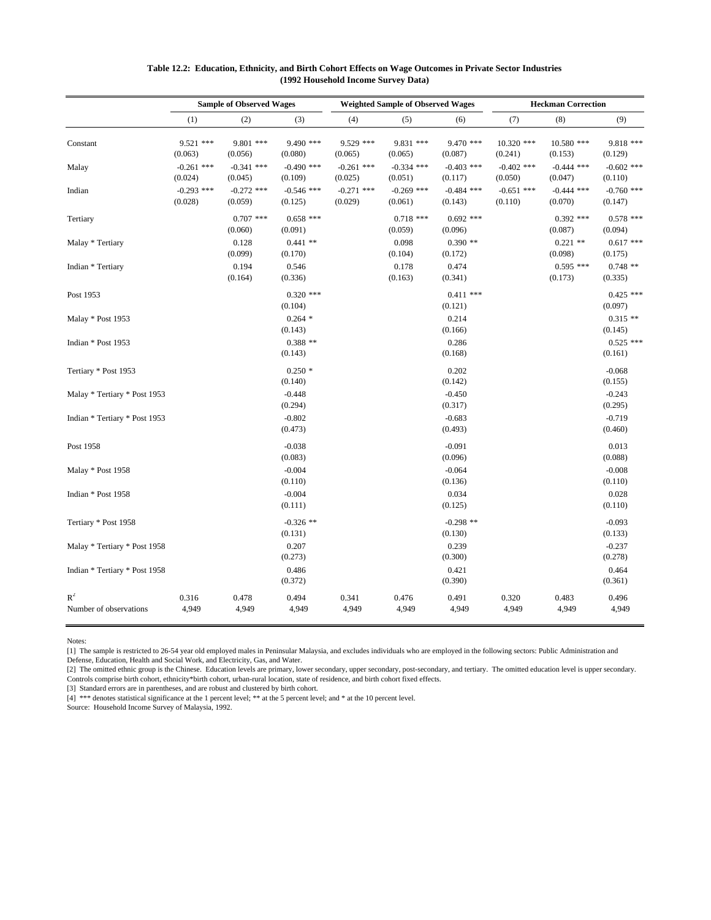**Table 12.2: Education, Ethnicity, and Birth Cohort Effects on Wage Outcomes in Private Sector Industries (1992 Household Income Survey Data)**

| | Sample of Observed Wages | | | Weighted Sample of Observed Wages | | | Heckman Correction | | |
|---|---|---|---|---|---|---|---|---|---|
| | (1) | (2) | (3) | (4) | (5) | (6) | (7) | (8) | (9) |
| Constant | 9.521 *** | 9.801 *** | 9.490 *** | 9.529 *** | 9.831 *** | 9.470 *** | 10.320 *** | 10.580 *** | 9.818 *** |
| | (0.063) | (0.056) | (0.080) | (0.065) | (0.065) | (0.087) | (0.241) | (0.153) | (0.129) |
| Malay | -0.261 *** | -0.341 *** | -0.490 *** | -0.261 *** | -0.334 *** | -0.403 *** | -0.402 *** | -0.444 *** | -0.602 *** |
| | (0.024) | (0.045) | (0.109) | (0.025) | (0.051) | (0.117) | (0.050) | (0.047) | (0.110) |
| Indian | -0.293 *** | -0.272 *** | -0.546 *** | -0.271 *** | -0.269 *** | -0.484 *** | -0.651 *** | -0.444 *** | -0.760 *** |
| | (0.028) | (0.059) | (0.125) | (0.029) | (0.061) | (0.143) | (0.110) | (0.070) | (0.147) |
| Tertiary | | 0.707 *** | 0.658 *** | | 0.718 *** | 0.692 *** | | 0.392 *** | 0.578 *** |
| | | (0.060) | (0.091) | | (0.059) | (0.096) | | (0.087) | (0.094) |
| Malay * Tertiary | | 0.128 | 0.441 ** | | 0.098 | 0.390 ** | | 0.221 ** | 0.617 *** |
| | | (0.099) | (0.170) | | (0.104) | (0.172) | | (0.098) | (0.175) |
| Indian * Tertiary | | 0.194 | 0.546 | | 0.178 | 0.474 | | 0.595 *** | 0.748 ** |
| | | (0.164) | (0.336) | | (0.163) | (0.341) | | (0.173) | (0.335) |
| Post 1953 | | | 0.320 *** | | | 0.411 *** | | | 0.425 *** |
| | | | (0.104) | | | (0.121) | | | (0.097) |
| Malay * Post 1953 | | | 0.264 * | | | 0.214 | | | 0.315 ** |
| | | | (0.143) | | | (0.166) | | | (0.145) |
| Indian * Post 1953 | | | 0.388 ** | | | 0.286 | | | 0.525 *** |
| | | | (0.143) | | | (0.168) | | | (0.161) |
| Tertiary * Post 1953 | | | 0.250 * | | | 0.202 | | | -0.068 |
| | | | (0.140) | | | (0.142) | | | (0.155) |
| Malay * Tertiary * Post 1953 | | | -0.448 | | | -0.450 | | | -0.243 |
| | | | (0.294) | | | (0.317) | | | (0.295) |
| Indian * Tertiary * Post 1953 | | | -0.802 | | | -0.683 | | | -0.719 |
| | | | (0.473) | | | (0.493) | | | (0.460) |
| Post 1958 | | | -0.038 | | | -0.091 | | | 0.013 |
| | | | (0.083) | | | (0.096) | | | (0.088) |
| Malay * Post 1958 | | | -0.004 | | | -0.064 | | | -0.008 |
| | | | (0.110) | | | (0.136) | | | (0.110) |
| Indian * Post 1958 | | | -0.004 | | | 0.034 | | | 0.028 |
| | | | (0.111) | | | (0.125) | | | (0.110) |
| Tertiary * Post 1958 | | | -0.326 ** | | | -0.298 ** | | | -0.093 |
| | | | (0.131) | | | (0.130) | | | (0.133) |
| Malay * Tertiary * Post 1958 | | | 0.207 | | | 0.239 | | | -0.237 |
| | | | (0.273) | | | (0.300) | | | (0.278) |
| Indian * Tertiary * Post 1958 | | | 0.486 | | | 0.421 | | | 0.464 |
| | | | (0.372) | | | (0.390) | | | (0.361) |
| $R^2$ | 0.316 | 0.478 | 0.494 | 0.341 | 0.476 | 0.491 | 0.320 | 0.483 | 0.496 |
| Number of observations | 4,949 | 4,949 | 4,949 | 4,949 | 4,949 | 4,949 | 4,949 | 4,949 | 4,949 |

Notes:

[1] The sample is restricted to 26-54 year old employed males in Peninsular Malaysia, and excludes individuals who are employed in the following sectors: Public Administration and Defense, Education, Health and Social Work, and Electricity, Gas, and Water.

[2] The omitted ethnic group is the Chinese. Education levels are primary, lower secondary, upper secondary, post-secondary, and tertiary. The omitted education level is upper secondary. Controls comprise birth cohort, ethnicity*birth cohort, urban-rural location, state of residence, and birth cohort fixed effects.

[3] Standard errors are in parentheses, and are robust and clustered by birth cohort.

[4] *** denotes statistical significance at the 1 percent level; ** at the 5 percent level; and * at the 10 percent level.

Source: Household Income Survey of Malaysia, 1992.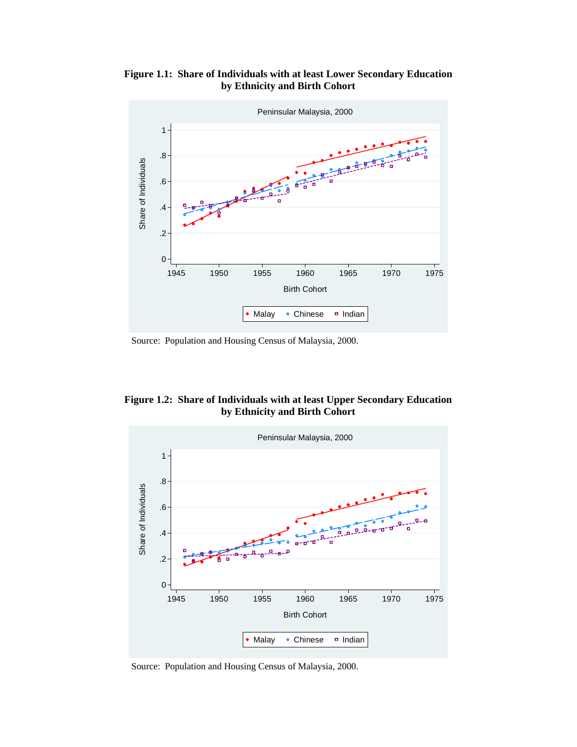**Figure 1.1: Share of Individuals with at least Lower Secondary Education by Ethnicity and Birth Cohort**

Source: Population and Housing Census of Malaysia, 2000.

**Figure 1.2: Share of Individuals with at least Upper Secondary Education by Ethnicity and Birth Cohort**

Source: Population and Housing Census of Malaysia, 2000.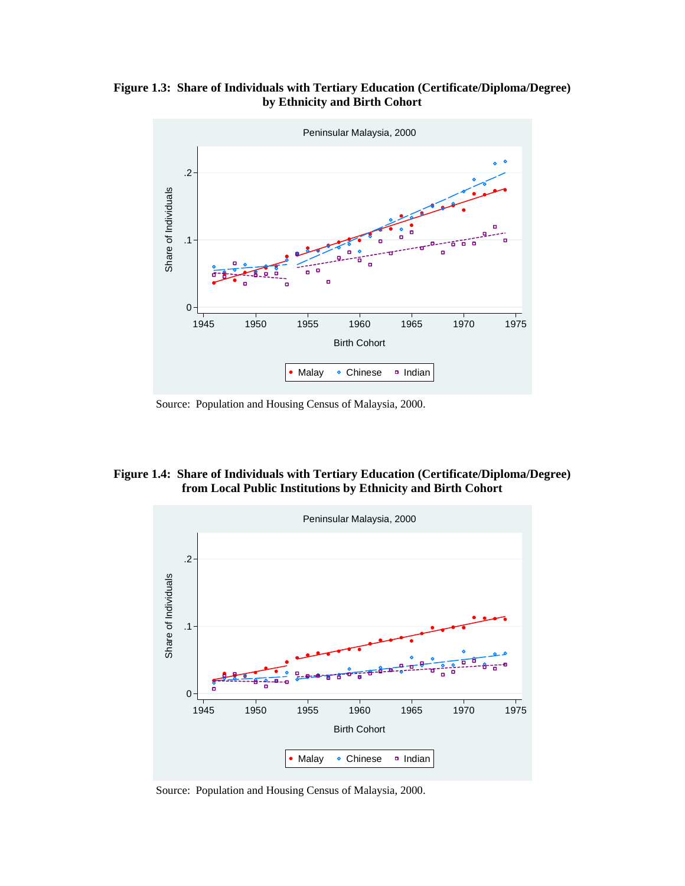**Figure 1.3: Share of Individuals with Tertiary Education (Certificate/Diploma/Degree) by Ethnicity and Birth Cohort**

Source: Population and Housing Census of Malaysia, 2000.

**Figure 1.4: Share of Individuals with Tertiary Education (Certificate/Diploma/Degree) from Local Public Institutions by Ethnicity and Birth Cohort**

Source: Population and Housing Census of Malaysia, 2000.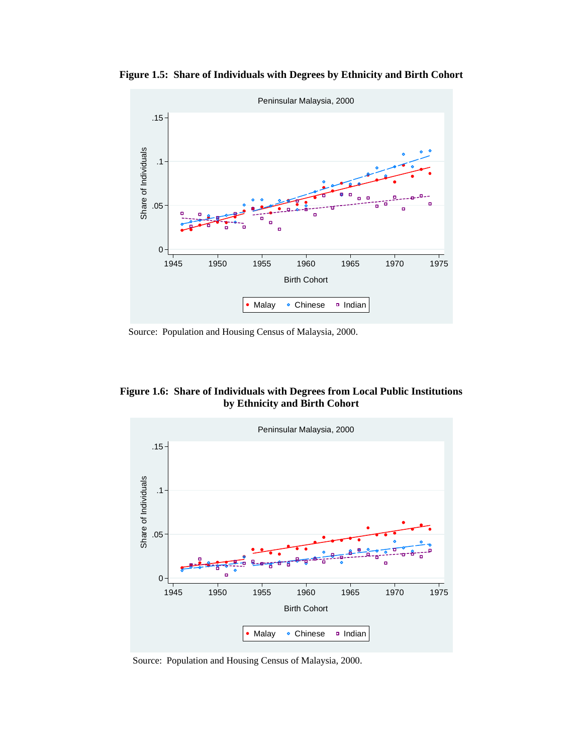**Figure 1.5: Share of Individuals with Degrees by Ethnicity and Birth Cohort**

Source: Population and Housing Census of Malaysia, 2000.

**Figure 1.6: Share of Individuals with Degrees from Local Public Institutions by Ethnicity and Birth Cohort**

Source: Population and Housing Census of Malaysia, 2000.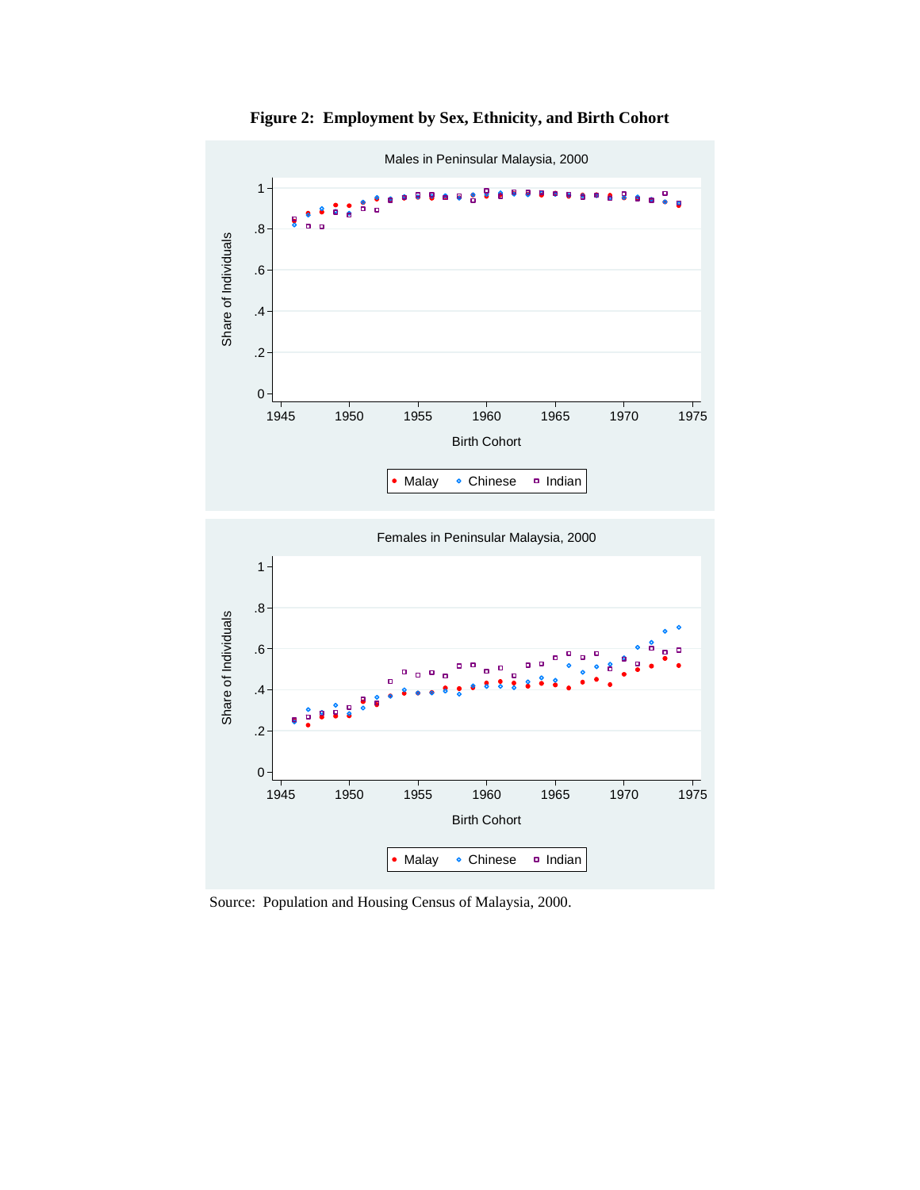**Figure 2: Employment by Sex, Ethnicity, and Birth Cohort**

Source: Population and Housing Census of Malaysia, 2000.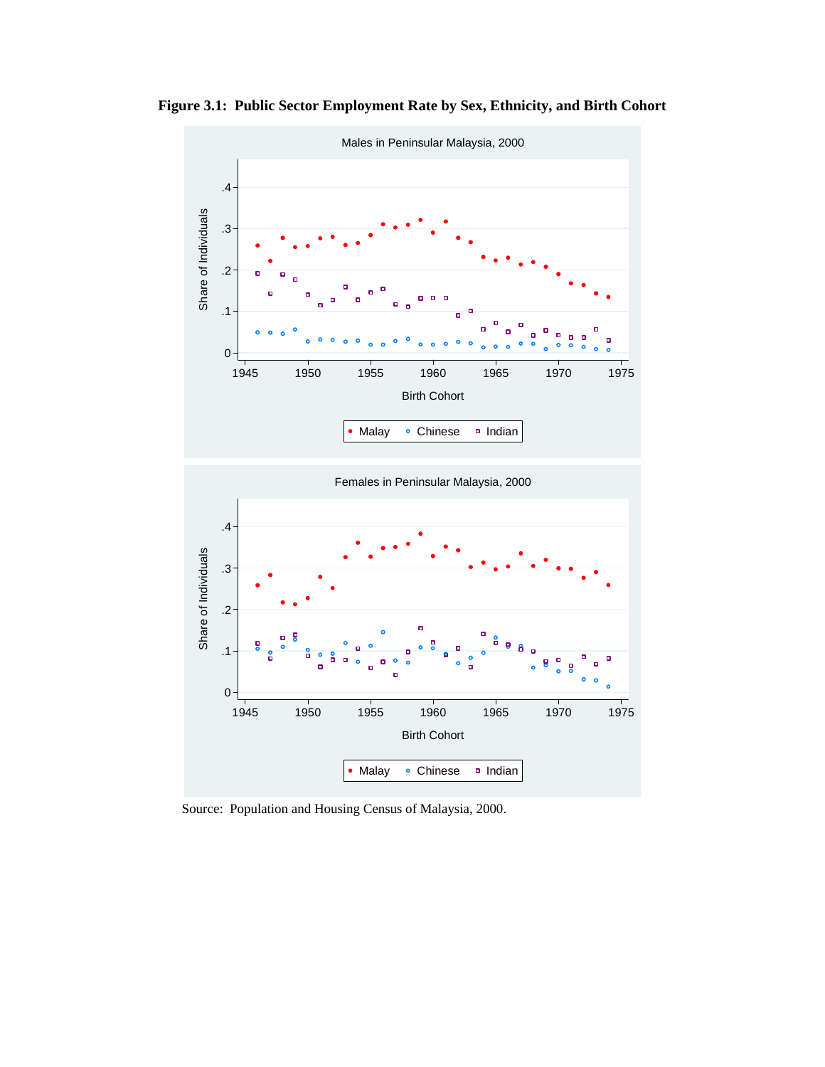**Figure 3.1: Public Sector Employment Rate by Sex, Ethnicity, and Birth Cohort**

Source: Population and Housing Census of Malaysia, 2000.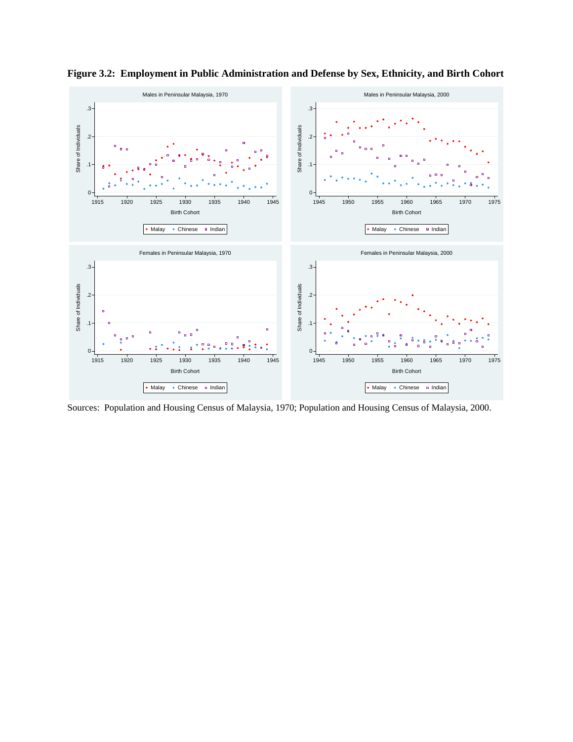**Figure 3.2: Employment in Public Administration and Defense by Sex, Ethnicity, and Birth Cohort**

Sources: Population and Housing Census of Malaysia, 1970; Population and Housing Census of Malaysia, 2000.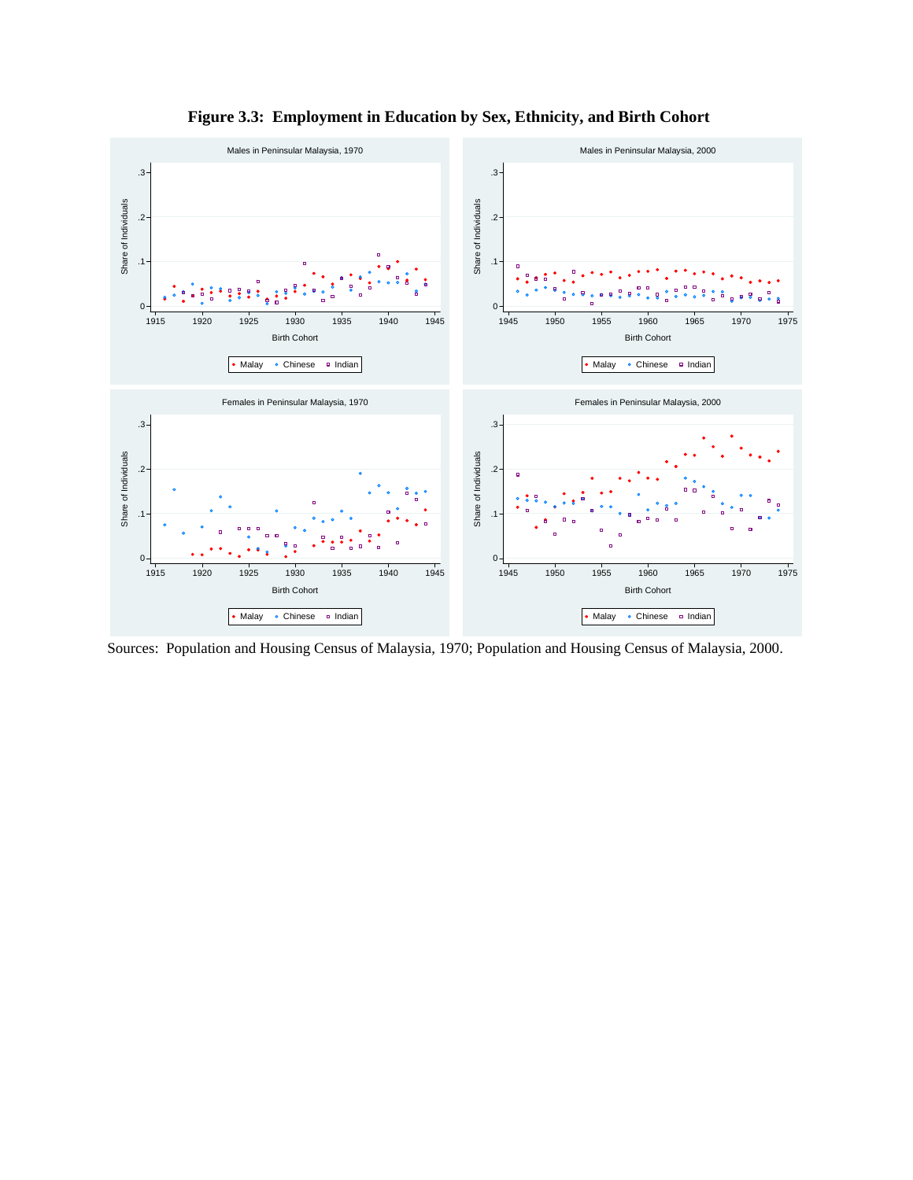**Figure 3.3: Employment in Education by Sex, Ethnicity, and Birth Cohort**

Sources: Population and Housing Census of Malaysia, 1970; Population and Housing Census of Malaysia, 2000.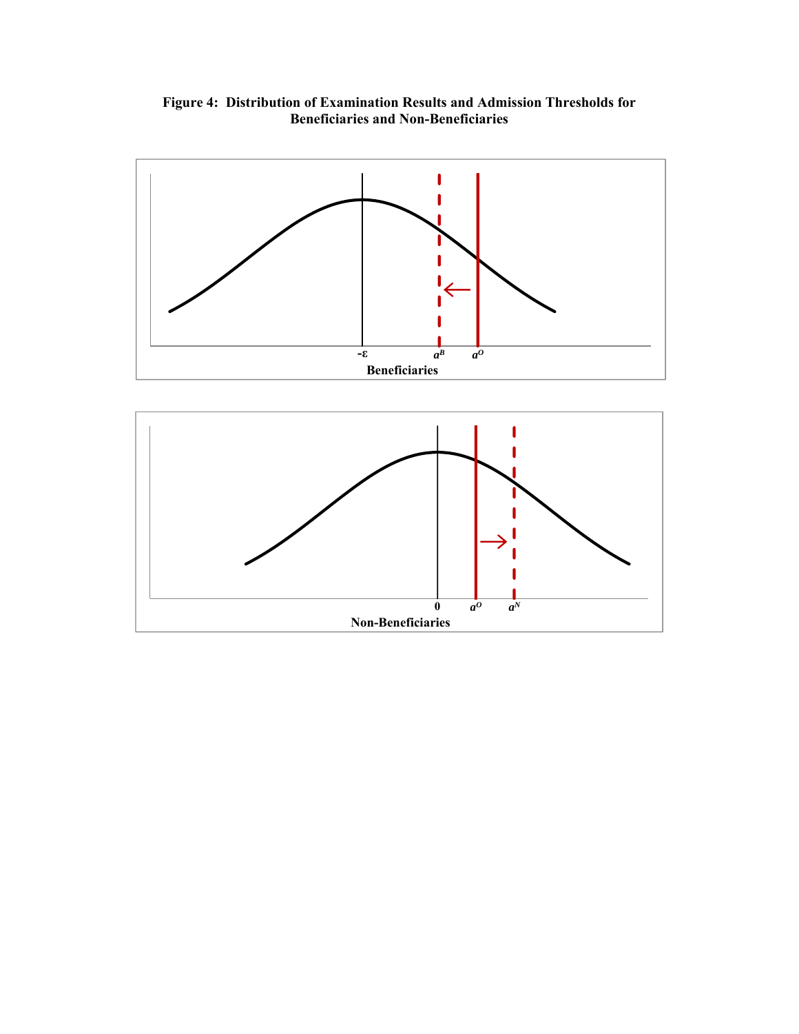**Figure 4: Distribution of Examination Results and Admission Thresholds for Beneficiaries and Non-Beneficiaries**

$-\varepsilon$ $a^B$ $a^O$

**Beneficiaries**

$0$ $a^O$ $a^N$

**Non-Beneficiaries**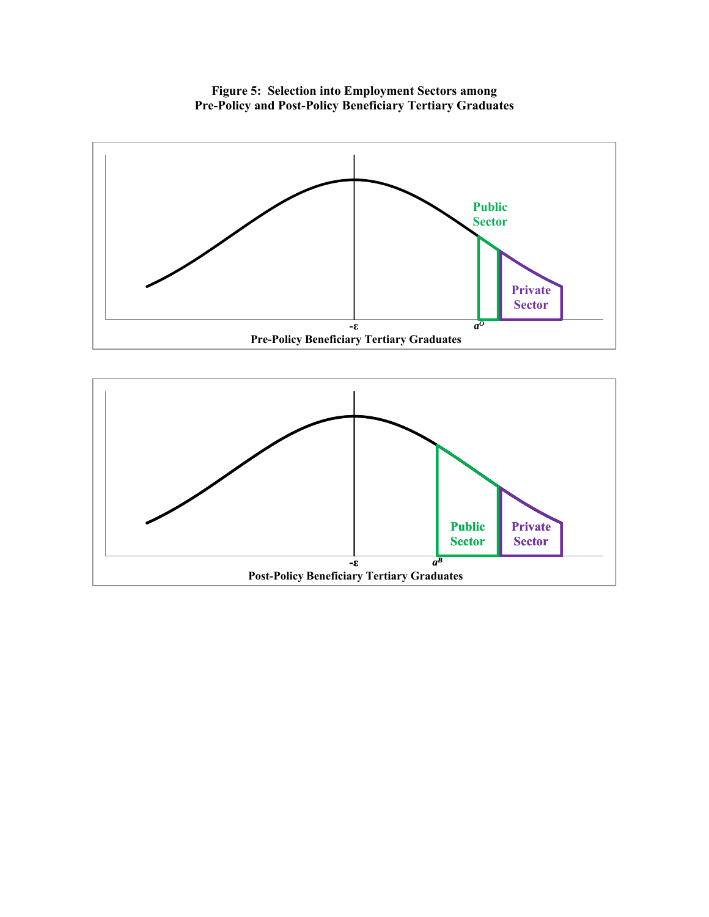**Figure 5: Selection into Employment Sectors among Pre-Policy and Post-Policy Beneficiary Tertiary Graduates**

Public Sector

Private Sector

$-\varepsilon$ $a^O$

Pre-Policy Beneficiary Tertiary Graduates

Public Sector

Private Sector

$-\varepsilon$ $a^B$

Post-Policy Beneficiary Tertiary Graduates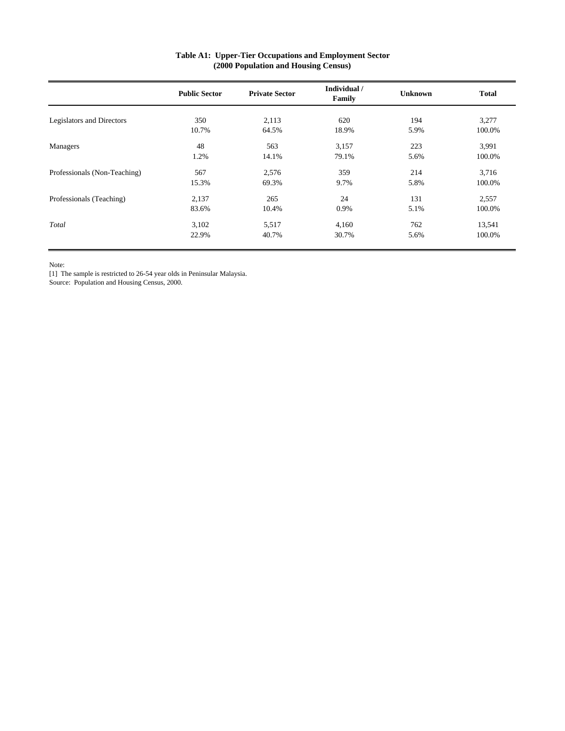**Table A1: Upper-Tier Occupations and Employment Sector**
**(2000 Population and Housing Census)**

| | Public Sector | Private Sector | Individual / Family | Unknown | Total |
|---|---|---|---|---|---|
| Legislators and Directors | 350 | 2,113 | 620 | 194 | 3,277 |
| | 10.7% | 64.5% | 18.9% | 5.9% | 100.0% |
| Managers | 48 | 563 | 3,157 | 223 | 3,991 |
| | 1.2% | 14.1% | 79.1% | 5.6% | 100.0% |
| Professionals (Non-Teaching) | 567 | 2,576 | 359 | 214 | 3,716 |
| | 15.3% | 69.3% | 9.7% | 5.8% | 100.0% |
| Professionals (Teaching) | 2,137 | 265 | 24 | 131 | 2,557 |
| | 83.6% | 10.4% | 0.9% | 5.1% | 100.0% |
| *Total* | 3,102 | 5,517 | 4,160 | 762 | 13,541 |
| | 22.9% | 40.7% | 30.7% | 5.6% | 100.0% |

Note:
[1] The sample is restricted to 26-54 year olds in Peninsular Malaysia.
Source: Population and Housing Census, 2000.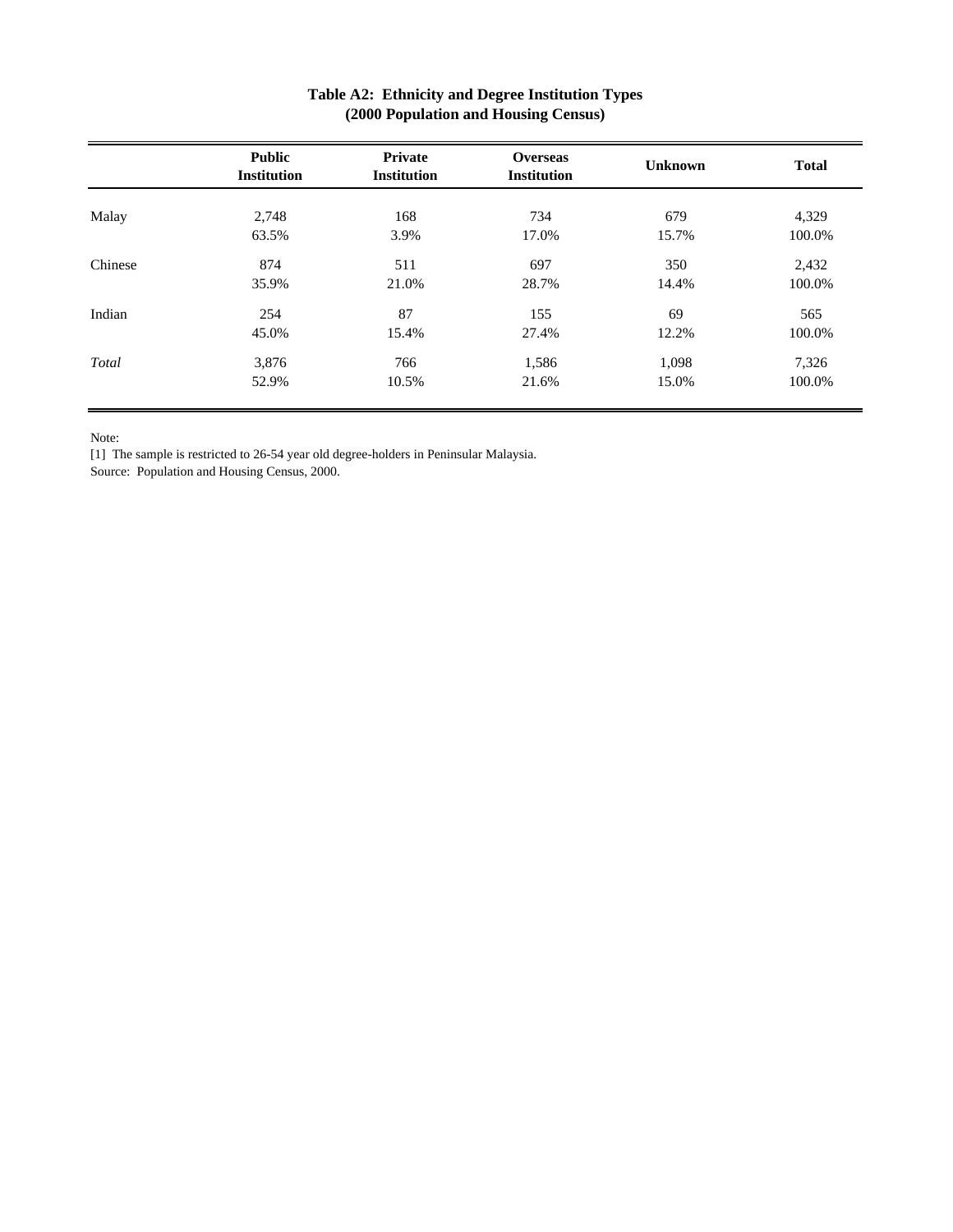**Table A2: Ethnicity and Degree Institution Types**
**(2000 Population and Housing Census)**

| | Public Institution | Private Institution | Overseas Institution | Unknown | Total |
|---|---|---|---|---|---|
| Malay | 2,748 | 168 | 734 | 679 | 4,329 |
| | 63.5% | 3.9% | 17.0% | 15.7% | 100.0% |
| Chinese | 874 | 511 | 697 | 350 | 2,432 |
| | 35.9% | 21.0% | 28.7% | 14.4% | 100.0% |
| Indian | 254 | 87 | 155 | 69 | 565 |
| | 45.0% | 15.4% | 27.4% | 12.2% | 100.0% |
| *Total* | 3,876 | 766 | 1,586 | 1,098 | 7,326 |
| | 52.9% | 10.5% | 21.6% | 15.0% | 100.0% |

Note:

[1] The sample is restricted to 26-54 year old degree-holders in Peninsular Malaysia.

Source: Population and Housing Census, 2000.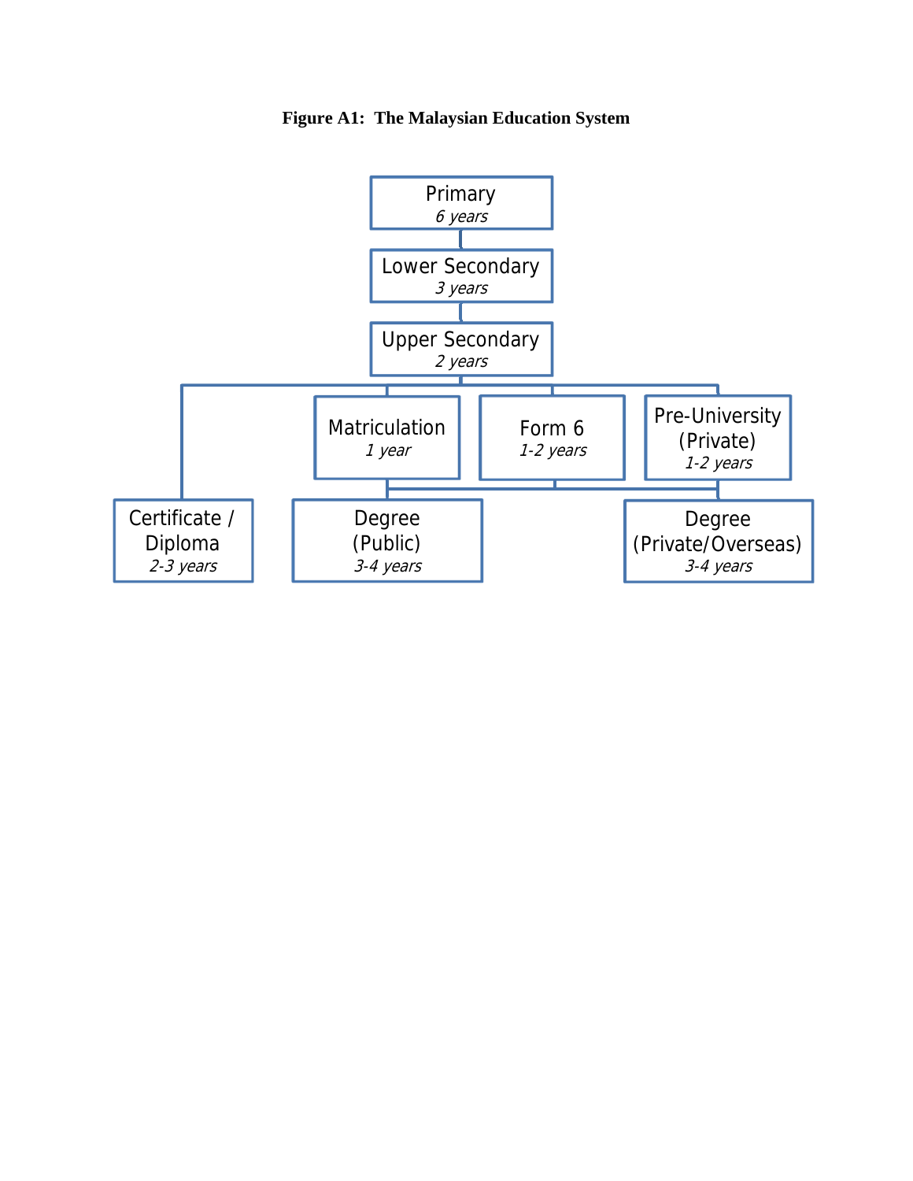**Figure A1: The Malaysian Education System**

Primary
*6 years*

Lower Secondary
*3 years*

Upper Secondary
*2 years*

Certificate / Diploma
*2-3 years*

Matriculation
*1 year*

Form 6
*1-2 years*

Pre-University (Private)
*1-2 years*

Degree (Public)
*3-4 years*

Degree (Private/Overseas)
*3-4 years*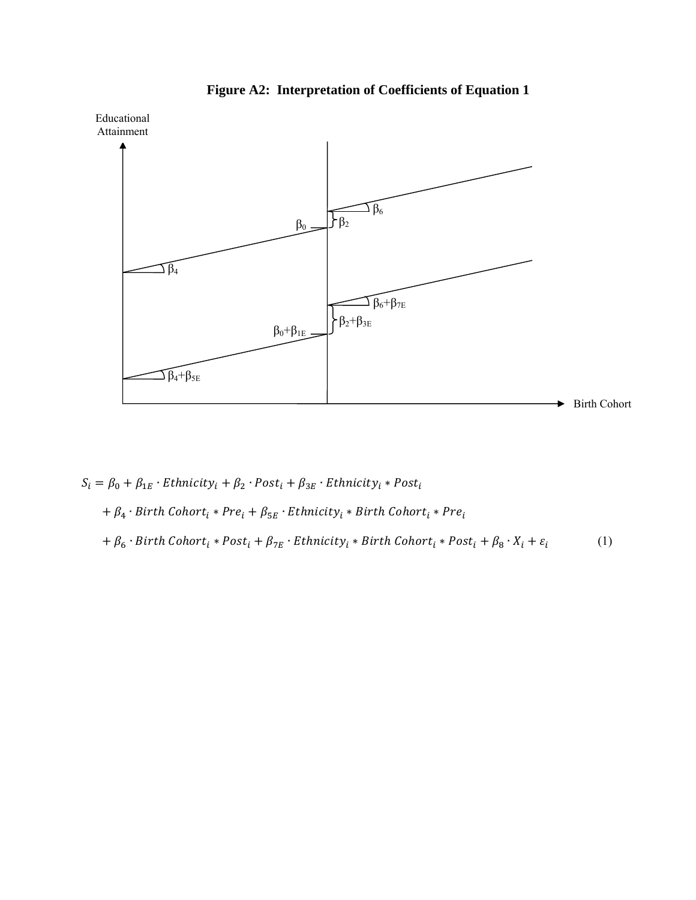**Figure A2: Interpretation of Coefficients of Equation 1**

Educational Attainment

Birth Cohort

$\beta_0$

$\beta_2$

$\beta_4$

$\beta_6$

$\beta_0+\beta_{1E}$

$\beta_2+\beta_{3E}$

$\beta_4+\beta_{5E}$

$\beta_6+\beta_{7E}$

$$
\begin{aligned}
S_i = \beta_0 &+ \beta_{1E} \cdot Ethnicity_i + \beta_2 \cdot Post_i + \beta_{3E} \cdot Ethnicity_i * Post_i \\
&+ \beta_4 \cdot Birth\ Cohort_i * Pre_i + \beta_{5E} \cdot Ethnicity_i * Birth\ Cohort_i * Pre_i \\
&+ \beta_6 \cdot Birth\ Cohort_i * Post_i + \beta_{7E} \cdot Ethnicity_i * Birth\ Cohort_i * Post_i + \beta_8 \cdot X_i + \varepsilon_i \qquad (1)
\end{aligned}
$$